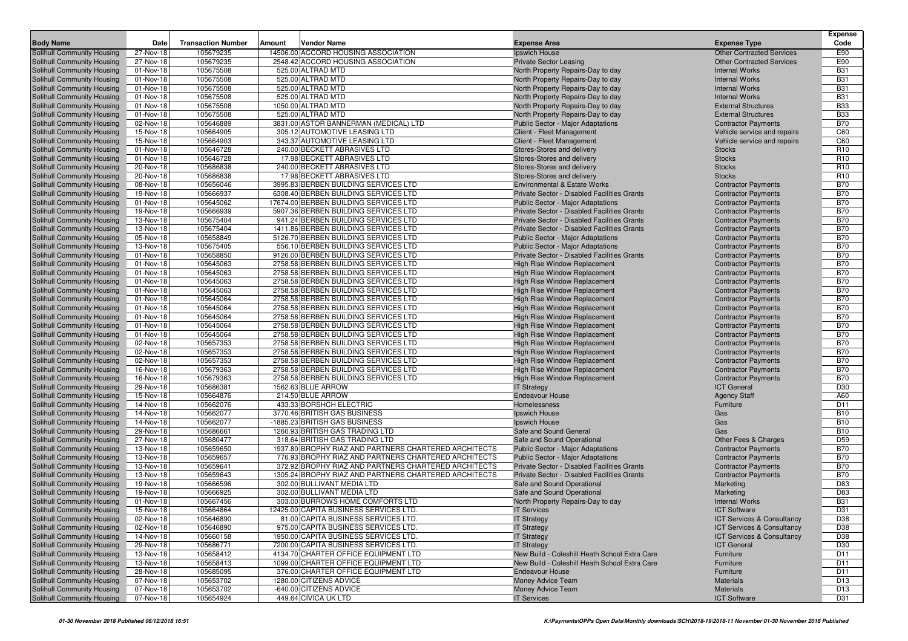| Body Name | Date | Transaction Number | Amount | Vendor Name | Expense Area | Expense Type | Expense Code |
|---|---|---|---|---|---|---|---|
| Solihull Community Housing | 27-Nov-18 | 105679235 | 14506.00 | ACCORD HOUSING ASSOCIATION | Ipswich House | Other Contracted Services | E90 |
| Solihull Community Housing | 27-Nov-18 | 105679235 | 2548.42 | ACCORD HOUSING ASSOCIATION | Private Sector Leasing | Other Contracted Services | E90 |
| Solihull Community Housing | 01-Nov-18 | 105675508 | 525.00 | ALTRAD MTD | North Property Repairs-Day to day | Internal Works | B31 |
| Solihull Community Housing | 01-Nov-18 | 105675508 | 525.00 | ALTRAD MTD | North Property Repairs-Day to day | Internal Works | B31 |
| Solihull Community Housing | 01-Nov-18 | 105675508 | 525.00 | ALTRAD MTD | North Property Repairs-Day to day | Internal Works | B31 |
| Solihull Community Housing | 01-Nov-18 | 105675508 | 525.00 | ALTRAD MTD | North Property Repairs-Day to day | Internal Works | B31 |
| Solihull Community Housing | 01-Nov-18 | 105675508 | 1050.00 | ALTRAD MTD | North Property Repairs-Day to day | External Structures | B33 |
| Solihull Community Housing | 01-Nov-18 | 105675508 | 525.00 | ALTRAD MTD | North Property Repairs-Day to day | External Structures | B33 |
| Solihull Community Housing | 02-Nov-18 | 105646889 | 3831.00 | ASTOR BANNERMAN (MEDICAL) LTD | Public Sector - Major Adaptations | Contractor Payments | B70 |
| Solihull Community Housing | 15-Nov-18 | 105664905 | 305.12 | AUTOMOTIVE LEASING LTD | Client - Fleet Management | Vehicle service and repairs | C60 |
| Solihull Community Housing | 15-Nov-18 | 105664903 | 343.37 | AUTOMOTIVE LEASING LTD | Client - Fleet Management | Vehicle service and repairs | C60 |
| Solihull Community Housing | 01-Nov-18 | 105646728 | 240.00 | BECKETT ABRASIVES LTD | Stores-Stores and delivery | Stocks | R10 |
| Solihull Community Housing | 01-Nov-18 | 105646728 | 17.98 | BECKETT ABRASIVES LTD | Stores-Stores and delivery | Stocks | R10 |
| Solihull Community Housing | 20-Nov-18 | 105686838 | 240.00 | BECKETT ABRASIVES LTD | Stores-Stores and delivery | Stocks | R10 |
| Solihull Community Housing | 20-Nov-18 | 105686838 | 17.98 | BECKETT ABRASIVES LTD | Stores-Stores and delivery | Stocks | R10 |
| Solihull Community Housing | 08-Nov-18 | 105656046 | 3995.83 | BERBEN BUILDING SERVICES LTD | Environmental & Estate Works | Contractor Payments | B70 |
| Solihull Community Housing | 19-Nov-18 | 105666937 | 6308.40 | BERBEN BUILDING SERVICES LTD | Private Sector - Disabled Facilities Grants | Contractor Payments | B70 |
| Solihull Community Housing | 01-Nov-18 | 105645062 | 17674.00 | BERBEN BUILDING SERVICES LTD | Public Sector - Major Adaptations | Contractor Payments | B70 |
| Solihull Community Housing | 19-Nov-18 | 105666939 | 5907.36 | BERBEN BUILDING SERVICES LTD | Private Sector - Disabled Facilities Grants | Contractor Payments | B70 |
| Solihull Community Housing | 13-Nov-18 | 105675404 | 941.24 | BERBEN BUILDING SERVICES LTD | Private Sector - Disabled Facilities Grants | Contractor Payments | B70 |
| Solihull Community Housing | 13-Nov-18 | 105675404 | 1411.86 | BERBEN BUILDING SERVICES LTD | Private Sector - Disabled Facilities Grants | Contractor Payments | B70 |
| Solihull Community Housing | 05-Nov-18 | 105658849 | 5126.70 | BERBEN BUILDING SERVICES LTD | Public Sector - Major Adaptations | Contractor Payments | B70 |
| Solihull Community Housing | 13-Nov-18 | 105675405 | 556.10 | BERBEN BUILDING SERVICES LTD | Public Sector - Major Adaptations | Contractor Payments | B70 |
| Solihull Community Housing | 01-Nov-18 | 105658850 | 9126.00 | BERBEN BUILDING SERVICES LTD | Private Sector - Disabled Facilities Grants | Contractor Payments | B70 |
| Solihull Community Housing | 01-Nov-18 | 105645063 | 2758.58 | BERBEN BUILDING SERVICES LTD | High Rise Window Replacement | Contractor Payments | B70 |
| Solihull Community Housing | 01-Nov-18 | 105645063 | 2758.58 | BERBEN BUILDING SERVICES LTD | High Rise Window Replacement | Contractor Payments | B70 |
| Solihull Community Housing | 01-Nov-18 | 105645063 | 2758.58 | BERBEN BUILDING SERVICES LTD | High Rise Window Replacement | Contractor Payments | B70 |
| Solihull Community Housing | 01-Nov-18 | 105645063 | 2758.58 | BERBEN BUILDING SERVICES LTD | High Rise Window Replacement | Contractor Payments | B70 |
| Solihull Community Housing | 01-Nov-18 | 105645064 | 2758.58 | BERBEN BUILDING SERVICES LTD | High Rise Window Replacement | Contractor Payments | B70 |
| Solihull Community Housing | 01-Nov-18 | 105645064 | 2758.58 | BERBEN BUILDING SERVICES LTD | High Rise Window Replacement | Contractor Payments | B70 |
| Solihull Community Housing | 01-Nov-18 | 105645064 | 2758.58 | BERBEN BUILDING SERVICES LTD | High Rise Window Replacement | Contractor Payments | B70 |
| Solihull Community Housing | 01-Nov-18 | 105645064 | 2758.58 | BERBEN BUILDING SERVICES LTD | High Rise Window Replacement | Contractor Payments | B70 |
| Solihull Community Housing | 01-Nov-18 | 105645064 | 2758.58 | BERBEN BUILDING SERVICES LTD | High Rise Window Replacement | Contractor Payments | B70 |
| Solihull Community Housing | 02-Nov-18 | 105657353 | 2758.58 | BERBEN BUILDING SERVICES LTD | High Rise Window Replacement | Contractor Payments | B70 |
| Solihull Community Housing | 02-Nov-18 | 105657353 | 2758.58 | BERBEN BUILDING SERVICES LTD | High Rise Window Replacement | Contractor Payments | B70 |
| Solihull Community Housing | 02-Nov-18 | 105657353 | 2758.58 | BERBEN BUILDING SERVICES LTD | High Rise Window Replacement | Contractor Payments | B70 |
| Solihull Community Housing | 16-Nov-18 | 105679363 | 2758.58 | BERBEN BUILDING SERVICES LTD | High Rise Window Replacement | Contractor Payments | B70 |
| Solihull Community Housing | 16-Nov-18 | 105679363 | 2758.58 | BERBEN BUILDING SERVICES LTD | High Rise Window Replacement | Contractor Payments | B70 |
| Solihull Community Housing | 29-Nov-18 | 105686381 | 1562.63 | BLUE ARROW | IT Strategy | ICT General | D30 |
| Solihull Community Housing | 15-Nov-18 | 105664876 | 214.50 | BLUE ARROW | Endeavour House | Agency Staff | A60 |
| Solihull Community Housing | 14-Nov-18 | 105662076 | 433.33 | BORSHCH ELECTRIC | Homelessness | Furniture | D11 |
| Solihull Community Housing | 14-Nov-18 | 105662077 | 3770.46 | BRITISH GAS BUSINESS | Ipswich House | Gas | B10 |
| Solihull Community Housing | 14-Nov-18 | 105662077 | -1885.23 | BRITISH GAS BUSINESS | Ipswich House | Gas | B10 |
| Solihull Community Housing | 29-Nov-18 | 105686661 | 1260.93 | BRITISH GAS TRADING LTD | Safe and Sound General | Gas | B10 |
| Solihull Community Housing | 27-Nov-18 | 105680477 | 318.64 | BRITISH GAS TRADING LTD | Safe and Sound Operational | Other Fees & Charges | D59 |
| Solihull Community Housing | 13-Nov-18 | 105659650 | 1937.80 | BROPHY RIAZ AND PARTNERS CHARTERED ARCHITECTS | Public Sector - Major Adaptations | Contractor Payments | B70 |
| Solihull Community Housing | 13-Nov-18 | 105659657 | 776.93 | BROPHY RIAZ AND PARTNERS CHARTERED ARCHITECTS | Public Sector - Major Adaptations | Contractor Payments | B70 |
| Solihull Community Housing | 13-Nov-18 | 105659641 | 372.92 | BROPHY RIAZ AND PARTNERS CHARTERED ARCHITECTS | Private Sector - Disabled Facilities Grants | Contractor Payments | B70 |
| Solihull Community Housing | 13-Nov-18 | 105659643 | 1305.24 | BROPHY RIAZ AND PARTNERS CHARTERED ARCHITECTS | Private Sector - Disabled Facilities Grants | Contractor Payments | B70 |
| Solihull Community Housing | 19-Nov-18 | 105666596 | 302.00 | BULLIVANT MEDIA LTD | Safe and Sound Operational | Marketing | D83 |
| Solihull Community Housing | 19-Nov-18 | 105666925 | 302.00 | BULLIVANT MEDIA LTD | Safe and Sound Operational | Marketing | D83 |
| Solihull Community Housing | 01-Nov-18 | 105667456 | 303.00 | BURROWS HOME COMFORTS LTD | North Property Repairs-Day to day | Internal Works | B31 |
| Solihull Community Housing | 15-Nov-18 | 105664864 | 12425.00 | CAPITA BUSINESS SERVICES LTD. | IT Services | ICT Software | D31 |
| Solihull Community Housing | 02-Nov-18 | 105646890 | 81.00 | CAPITA BUSINESS SERVICES LTD. | IT Strategy | ICT Services & Consultancy | D38 |
| Solihull Community Housing | 02-Nov-18 | 105646890 | 975.00 | CAPITA BUSINESS SERVICES LTD. | IT Strategy | ICT Services & Consultancy | D38 |
| Solihull Community Housing | 14-Nov-18 | 105660158 | 1950.00 | CAPITA BUSINESS SERVICES LTD. | IT Strategy | ICT Services & Consultancy | D38 |
| Solihull Community Housing | 29-Nov-18 | 105686771 | 7200.00 | CAPITA BUSINESS SERVICES LTD. | IT Strategy | ICT General | D30 |
| Solihull Community Housing | 13-Nov-18 | 105658412 | 4134.70 | CHARTER OFFICE EQUIPMENT LTD | New Build - Coleshill Heath School Extra Care | Furniture | D11 |
| Solihull Community Housing | 13-Nov-18 | 105658413 | 1099.00 | CHARTER OFFICE EQUIPMENT LTD | New Build - Coleshill Heath School Extra Care | Furniture | D11 |
| Solihull Community Housing | 28-Nov-18 | 105685095 | 376.00 | CHARTER OFFICE EQUIPMENT LTD | Endeavour House | Furniture | D11 |
| Solihull Community Housing | 07-Nov-18 | 105653702 | 1280.00 | CITIZENS ADVICE | Money Advice Team | Materials | D13 |
| Solihull Community Housing | 07-Nov-18 | 105653702 | -640.00 | CITIZENS ADVICE | Money Advice Team | Materials | D13 |
| Solihull Community Housing | 07-Nov-18 | 105654924 | 449.64 | CIVICA UK LTD | IT Services | ICT Software | D31 |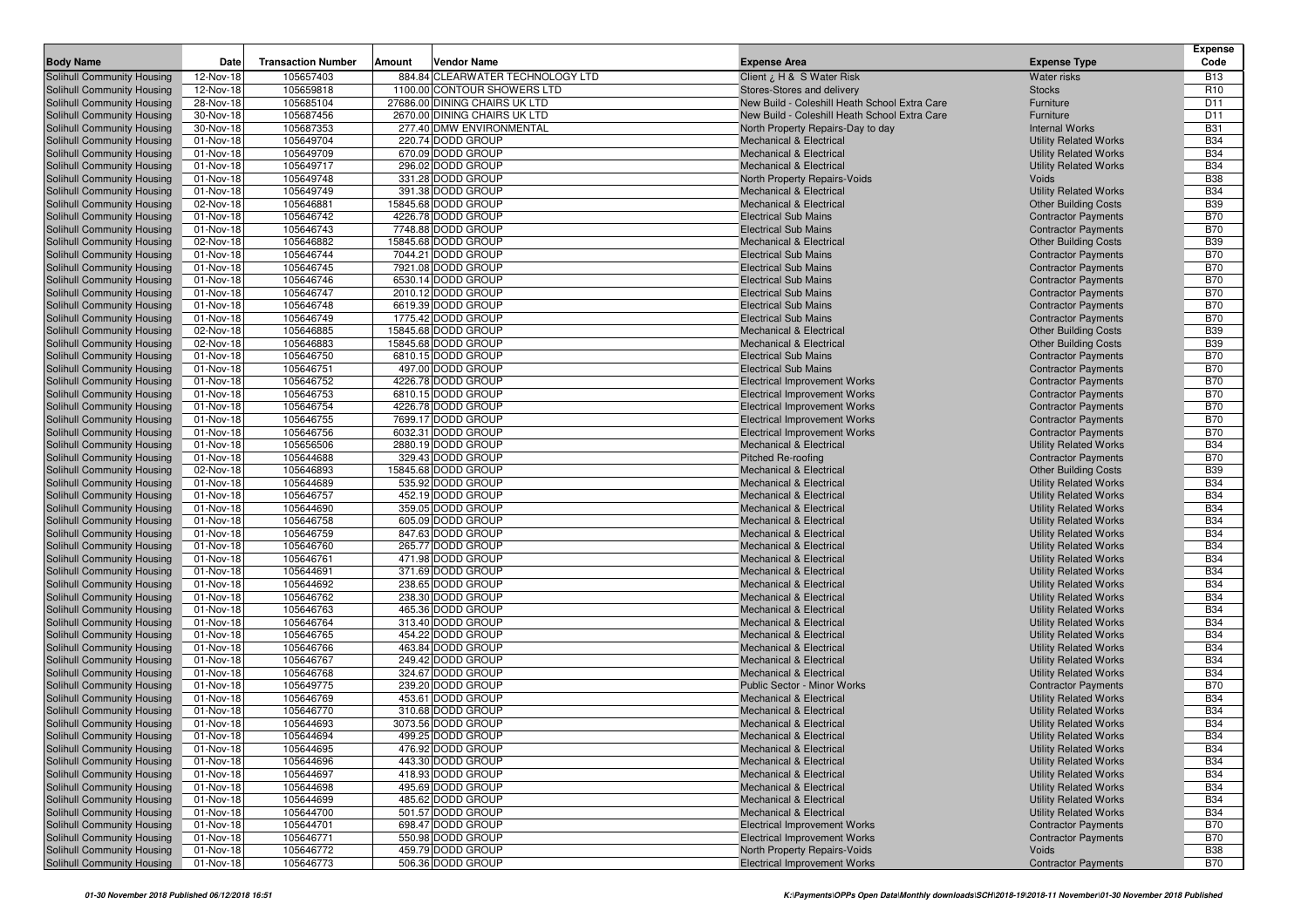| Body Name | Date | Transaction Number | Amount | Vendor Name | Expense Area | Expense Type | Expense Code |
|---|---|---|---|---|---|---|---|
| Solihull Community Housing | 12-Nov-18 | 105657403 | 884.84 | CLEARWATER TECHNOLOGY LTD | Client ¿ H & S Water Risk | Water risks | B13 |
| Solihull Community Housing | 12-Nov-18 | 105659818 | 1100.00 | CONTOUR SHOWERS LTD | Stores-Stores and delivery | Stocks | R10 |
| Solihull Community Housing | 28-Nov-18 | 105685104 | 27686.00 | DINING CHAIRS UK LTD | New Build - Coleshill Heath School Extra Care | Furniture | D11 |
| Solihull Community Housing | 30-Nov-18 | 105687456 | 2670.00 | DINING CHAIRS UK LTD | New Build - Coleshill Heath School Extra Care | Furniture | D11 |
| Solihull Community Housing | 30-Nov-18 | 105687353 | 277.40 | DMW ENVIRONMENTAL | North Property Repairs-Day to day | Internal Works | B31 |
| Solihull Community Housing | 01-Nov-18 | 105649704 | 220.74 | DODD GROUP | Mechanical & Electrical | Utility Related Works | B34 |
| Solihull Community Housing | 01-Nov-18 | 105649709 | 670.09 | DODD GROUP | Mechanical & Electrical | Utility Related Works | B34 |
| Solihull Community Housing | 01-Nov-18 | 105649717 | 296.02 | DODD GROUP | Mechanical & Electrical | Utility Related Works | B34 |
| Solihull Community Housing | 01-Nov-18 | 105649748 | 331.28 | DODD GROUP | North Property Repairs-Voids | Voids | B38 |
| Solihull Community Housing | 01-Nov-18 | 105649749 | 391.38 | DODD GROUP | Mechanical & Electrical | Utility Related Works | B34 |
| Solihull Community Housing | 02-Nov-18 | 105646881 | 15845.68 | DODD GROUP | Mechanical & Electrical | Other Building Costs | B39 |
| Solihull Community Housing | 01-Nov-18 | 105646742 | 4226.78 | DODD GROUP | Electrical Sub Mains | Contractor Payments | B70 |
| Solihull Community Housing | 01-Nov-18 | 105646743 | 7748.88 | DODD GROUP | Electrical Sub Mains | Contractor Payments | B70 |
| Solihull Community Housing | 02-Nov-18 | 105646882 | 15845.68 | DODD GROUP | Mechanical & Electrical | Other Building Costs | B39 |
| Solihull Community Housing | 01-Nov-18 | 105646744 | 7044.21 | DODD GROUP | Electrical Sub Mains | Contractor Payments | B70 |
| Solihull Community Housing | 01-Nov-18 | 105646745 | 7921.08 | DODD GROUP | Electrical Sub Mains | Contractor Payments | B70 |
| Solihull Community Housing | 01-Nov-18 | 105646746 | 6530.14 | DODD GROUP | Electrical Sub Mains | Contractor Payments | B70 |
| Solihull Community Housing | 01-Nov-18 | 105646747 | 2010.12 | DODD GROUP | Electrical Sub Mains | Contractor Payments | B70 |
| Solihull Community Housing | 01-Nov-18 | 105646748 | 6619.39 | DODD GROUP | Electrical Sub Mains | Contractor Payments | B70 |
| Solihull Community Housing | 01-Nov-18 | 105646749 | 1775.42 | DODD GROUP | Electrical Sub Mains | Contractor Payments | B70 |
| Solihull Community Housing | 02-Nov-18 | 105646885 | 15845.68 | DODD GROUP | Mechanical & Electrical | Other Building Costs | B39 |
| Solihull Community Housing | 02-Nov-18 | 105646883 | 15845.68 | DODD GROUP | Mechanical & Electrical | Other Building Costs | B39 |
| Solihull Community Housing | 01-Nov-18 | 105646750 | 6810.15 | DODD GROUP | Electrical Sub Mains | Contractor Payments | B70 |
| Solihull Community Housing | 01-Nov-18 | 105646751 | 497.00 | DODD GROUP | Electrical Sub Mains | Contractor Payments | B70 |
| Solihull Community Housing | 01-Nov-18 | 105646752 | 4226.78 | DODD GROUP | Electrical Improvement Works | Contractor Payments | B70 |
| Solihull Community Housing | 01-Nov-18 | 105646753 | 6810.15 | DODD GROUP | Electrical Improvement Works | Contractor Payments | B70 |
| Solihull Community Housing | 01-Nov-18 | 105646754 | 4226.78 | DODD GROUP | Electrical Improvement Works | Contractor Payments | B70 |
| Solihull Community Housing | 01-Nov-18 | 105646755 | 7699.17 | DODD GROUP | Electrical Improvement Works | Contractor Payments | B70 |
| Solihull Community Housing | 01-Nov-18 | 105646756 | 6032.31 | DODD GROUP | Electrical Improvement Works | Contractor Payments | B70 |
| Solihull Community Housing | 01-Nov-18 | 105656506 | 2880.19 | DODD GROUP | Mechanical & Electrical | Utility Related Works | B34 |
| Solihull Community Housing | 01-Nov-18 | 105644688 | 329.43 | DODD GROUP | Pitched Re-roofing | Contractor Payments | B70 |
| Solihull Community Housing | 02-Nov-18 | 105646893 | 15845.68 | DODD GROUP | Mechanical & Electrical | Other Building Costs | B39 |
| Solihull Community Housing | 01-Nov-18 | 105644689 | 535.92 | DODD GROUP | Mechanical & Electrical | Utility Related Works | B34 |
| Solihull Community Housing | 01-Nov-18 | 105646757 | 452.19 | DODD GROUP | Mechanical & Electrical | Utility Related Works | B34 |
| Solihull Community Housing | 01-Nov-18 | 105644690 | 359.05 | DODD GROUP | Mechanical & Electrical | Utility Related Works | B34 |
| Solihull Community Housing | 01-Nov-18 | 105646758 | 605.09 | DODD GROUP | Mechanical & Electrical | Utility Related Works | B34 |
| Solihull Community Housing | 01-Nov-18 | 105646759 | 847.63 | DODD GROUP | Mechanical & Electrical | Utility Related Works | B34 |
| Solihull Community Housing | 01-Nov-18 | 105646760 | 265.77 | DODD GROUP | Mechanical & Electrical | Utility Related Works | B34 |
| Solihull Community Housing | 01-Nov-18 | 105646761 | 471.98 | DODD GROUP | Mechanical & Electrical | Utility Related Works | B34 |
| Solihull Community Housing | 01-Nov-18 | 105644691 | 371.69 | DODD GROUP | Mechanical & Electrical | Utility Related Works | B34 |
| Solihull Community Housing | 01-Nov-18 | 105644692 | 238.65 | DODD GROUP | Mechanical & Electrical | Utility Related Works | B34 |
| Solihull Community Housing | 01-Nov-18 | 105646762 | 238.30 | DODD GROUP | Mechanical & Electrical | Utility Related Works | B34 |
| Solihull Community Housing | 01-Nov-18 | 105646763 | 465.36 | DODD GROUP | Mechanical & Electrical | Utility Related Works | B34 |
| Solihull Community Housing | 01-Nov-18 | 105646764 | 313.40 | DODD GROUP | Mechanical & Electrical | Utility Related Works | B34 |
| Solihull Community Housing | 01-Nov-18 | 105646765 | 454.22 | DODD GROUP | Mechanical & Electrical | Utility Related Works | B34 |
| Solihull Community Housing | 01-Nov-18 | 105646766 | 463.84 | DODD GROUP | Mechanical & Electrical | Utility Related Works | B34 |
| Solihull Community Housing | 01-Nov-18 | 105646767 | 249.42 | DODD GROUP | Mechanical & Electrical | Utility Related Works | B34 |
| Solihull Community Housing | 01-Nov-18 | 105646768 | 324.67 | DODD GROUP | Mechanical & Electrical | Utility Related Works | B34 |
| Solihull Community Housing | 01-Nov-18 | 105649775 | 239.20 | DODD GROUP | Public Sector - Minor Works | Contractor Payments | B70 |
| Solihull Community Housing | 01-Nov-18 | 105646769 | 453.61 | DODD GROUP | Mechanical & Electrical | Utility Related Works | B34 |
| Solihull Community Housing | 01-Nov-18 | 105646770 | 310.68 | DODD GROUP | Mechanical & Electrical | Utility Related Works | B34 |
| Solihull Community Housing | 01-Nov-18 | 105644693 | 3073.56 | DODD GROUP | Mechanical & Electrical | Utility Related Works | B34 |
| Solihull Community Housing | 01-Nov-18 | 105644694 | 499.25 | DODD GROUP | Mechanical & Electrical | Utility Related Works | B34 |
| Solihull Community Housing | 01-Nov-18 | 105644695 | 476.92 | DODD GROUP | Mechanical & Electrical | Utility Related Works | B34 |
| Solihull Community Housing | 01-Nov-18 | 105644696 | 443.30 | DODD GROUP | Mechanical & Electrical | Utility Related Works | B34 |
| Solihull Community Housing | 01-Nov-18 | 105644697 | 418.93 | DODD GROUP | Mechanical & Electrical | Utility Related Works | B34 |
| Solihull Community Housing | 01-Nov-18 | 105644698 | 495.69 | DODD GROUP | Mechanical & Electrical | Utility Related Works | B34 |
| Solihull Community Housing | 01-Nov-18 | 105644699 | 485.62 | DODD GROUP | Mechanical & Electrical | Utility Related Works | B34 |
| Solihull Community Housing | 01-Nov-18 | 105644700 | 501.57 | DODD GROUP | Mechanical & Electrical | Utility Related Works | B34 |
| Solihull Community Housing | 01-Nov-18 | 105644701 | 698.47 | DODD GROUP | Electrical Improvement Works | Contractor Payments | B70 |
| Solihull Community Housing | 01-Nov-18 | 105646771 | 550.98 | DODD GROUP | Electrical Improvement Works | Contractor Payments | B70 |
| Solihull Community Housing | 01-Nov-18 | 105646772 | 459.79 | DODD GROUP | North Property Repairs-Voids | Voids | B38 |
| Solihull Community Housing | 01-Nov-18 | 105646773 | 506.36 | DODD GROUP | Electrical Improvement Works | Contractor Payments | B70 |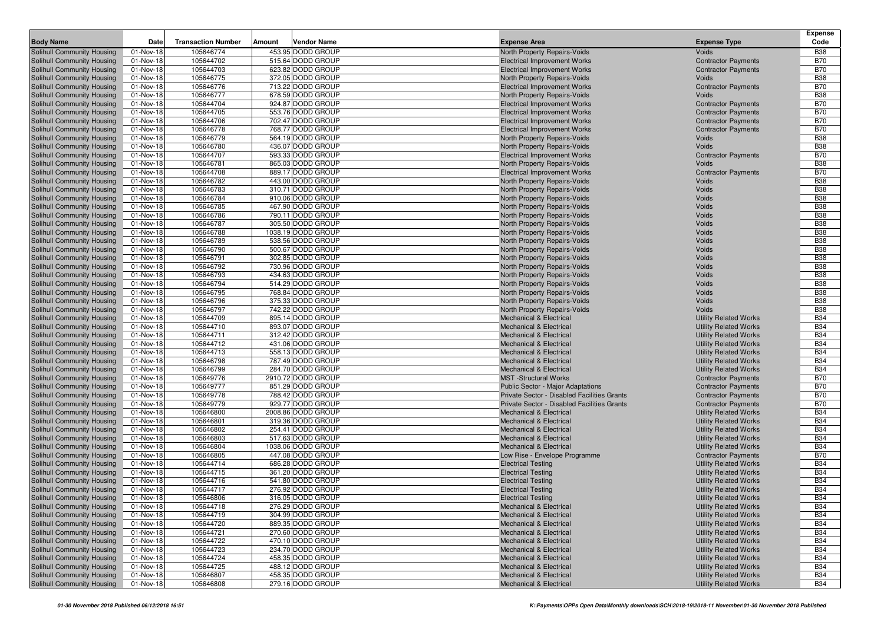| Body Name | Date | Transaction Number | Amount | Vendor Name | Expense Area | Expense Type | Expense Code |
|---|---|---|---|---|---|---|---|
| Solihull Community Housing | 01-Nov-18 | 105646774 | 453.95 | DODD GROUP | North Property Repairs-Voids | Voids | B38 |
| Solihull Community Housing | 01-Nov-18 | 105644702 | 515.64 | DODD GROUP | Electrical Improvement Works | Contractor Payments | B70 |
| Solihull Community Housing | 01-Nov-18 | 105644703 | 623.82 | DODD GROUP | Electrical Improvement Works | Contractor Payments | B70 |
| Solihull Community Housing | 01-Nov-18 | 105646775 | 372.05 | DODD GROUP | North Property Repairs-Voids | Voids | B38 |
| Solihull Community Housing | 01-Nov-18 | 105646776 | 713.22 | DODD GROUP | Electrical Improvement Works | Contractor Payments | B70 |
| Solihull Community Housing | 01-Nov-18 | 105646777 | 678.59 | DODD GROUP | North Property Repairs-Voids | Voids | B38 |
| Solihull Community Housing | 01-Nov-18 | 105644704 | 924.87 | DODD GROUP | Electrical Improvement Works | Contractor Payments | B70 |
| Solihull Community Housing | 01-Nov-18 | 105644705 | 553.76 | DODD GROUP | Electrical Improvement Works | Contractor Payments | B70 |
| Solihull Community Housing | 01-Nov-18 | 105644706 | 702.47 | DODD GROUP | Electrical Improvement Works | Contractor Payments | B70 |
| Solihull Community Housing | 01-Nov-18 | 105646778 | 768.77 | DODD GROUP | Electrical Improvement Works | Contractor Payments | B70 |
| Solihull Community Housing | 01-Nov-18 | 105646779 | 564.19 | DODD GROUP | North Property Repairs-Voids | Voids | B38 |
| Solihull Community Housing | 01-Nov-18 | 105646780 | 436.07 | DODD GROUP | North Property Repairs-Voids | Voids | B38 |
| Solihull Community Housing | 01-Nov-18 | 105644707 | 593.33 | DODD GROUP | Electrical Improvement Works | Contractor Payments | B70 |
| Solihull Community Housing | 01-Nov-18 | 105646781 | 865.03 | DODD GROUP | North Property Repairs-Voids | Voids | B38 |
| Solihull Community Housing | 01-Nov-18 | 105644708 | 889.17 | DODD GROUP | Electrical Improvement Works | Contractor Payments | B70 |
| Solihull Community Housing | 01-Nov-18 | 105646782 | 443.00 | DODD GROUP | North Property Repairs-Voids | Voids | B38 |
| Solihull Community Housing | 01-Nov-18 | 105646783 | 310.71 | DODD GROUP | North Property Repairs-Voids | Voids | B38 |
| Solihull Community Housing | 01-Nov-18 | 105646784 | 910.06 | DODD GROUP | North Property Repairs-Voids | Voids | B38 |
| Solihull Community Housing | 01-Nov-18 | 105646785 | 467.90 | DODD GROUP | North Property Repairs-Voids | Voids | B38 |
| Solihull Community Housing | 01-Nov-18 | 105646786 | 790.11 | DODD GROUP | North Property Repairs-Voids | Voids | B38 |
| Solihull Community Housing | 01-Nov-18 | 105646787 | 305.50 | DODD GROUP | North Property Repairs-Voids | Voids | B38 |
| Solihull Community Housing | 01-Nov-18 | 105646788 | 1038.19 | DODD GROUP | North Property Repairs-Voids | Voids | B38 |
| Solihull Community Housing | 01-Nov-18 | 105646789 | 538.56 | DODD GROUP | North Property Repairs-Voids | Voids | B38 |
| Solihull Community Housing | 01-Nov-18 | 105646790 | 500.67 | DODD GROUP | North Property Repairs-Voids | Voids | B38 |
| Solihull Community Housing | 01-Nov-18 | 105646791 | 302.85 | DODD GROUP | North Property Repairs-Voids | Voids | B38 |
| Solihull Community Housing | 01-Nov-18 | 105646792 | 730.96 | DODD GROUP | North Property Repairs-Voids | Voids | B38 |
| Solihull Community Housing | 01-Nov-18 | 105646793 | 434.63 | DODD GROUP | North Property Repairs-Voids | Voids | B38 |
| Solihull Community Housing | 01-Nov-18 | 105646794 | 514.29 | DODD GROUP | North Property Repairs-Voids | Voids | B38 |
| Solihull Community Housing | 01-Nov-18 | 105646795 | 768.84 | DODD GROUP | North Property Repairs-Voids | Voids | B38 |
| Solihull Community Housing | 01-Nov-18 | 105646796 | 375.33 | DODD GROUP | North Property Repairs-Voids | Voids | B38 |
| Solihull Community Housing | 01-Nov-18 | 105646797 | 742.22 | DODD GROUP | North Property Repairs-Voids | Voids | B38 |
| Solihull Community Housing | 01-Nov-18 | 105644709 | 895.14 | DODD GROUP | Mechanical & Electrical | Utility Related Works | B34 |
| Solihull Community Housing | 01-Nov-18 | 105644710 | 893.07 | DODD GROUP | Mechanical & Electrical | Utility Related Works | B34 |
| Solihull Community Housing | 01-Nov-18 | 105644711 | 312.42 | DODD GROUP | Mechanical & Electrical | Utility Related Works | B34 |
| Solihull Community Housing | 01-Nov-18 | 105644712 | 431.06 | DODD GROUP | Mechanical & Electrical | Utility Related Works | B34 |
| Solihull Community Housing | 01-Nov-18 | 105644713 | 558.13 | DODD GROUP | Mechanical & Electrical | Utility Related Works | B34 |
| Solihull Community Housing | 01-Nov-18 | 105646798 | 787.49 | DODD GROUP | Mechanical & Electrical | Utility Related Works | B34 |
| Solihull Community Housing | 01-Nov-18 | 105646799 | 284.70 | DODD GROUP | Mechanical & Electrical | Utility Related Works | B34 |
| Solihull Community Housing | 01-Nov-18 | 105649776 | 2910.72 | DODD GROUP | MST -Structural Works | Contractor Payments | B70 |
| Solihull Community Housing | 01-Nov-18 | 105649777 | 851.29 | DODD GROUP | Public Sector - Major Adaptations | Contractor Payments | B70 |
| Solihull Community Housing | 01-Nov-18 | 105649778 | 788.42 | DODD GROUP | Private Sector - Disabled Facilities Grants | Contractor Payments | B70 |
| Solihull Community Housing | 01-Nov-18 | 105649779 | 929.77 | DODD GROUP | Private Sector - Disabled Facilities Grants | Contractor Payments | B70 |
| Solihull Community Housing | 01-Nov-18 | 105646800 | 2008.86 | DODD GROUP | Mechanical & Electrical | Utility Related Works | B34 |
| Solihull Community Housing | 01-Nov-18 | 105646801 | 319.36 | DODD GROUP | Mechanical & Electrical | Utility Related Works | B34 |
| Solihull Community Housing | 01-Nov-18 | 105646802 | 254.41 | DODD GROUP | Mechanical & Electrical | Utility Related Works | B34 |
| Solihull Community Housing | 01-Nov-18 | 105646803 | 517.63 | DODD GROUP | Mechanical & Electrical | Utility Related Works | B34 |
| Solihull Community Housing | 01-Nov-18 | 105646804 | 1038.06 | DODD GROUP | Mechanical & Electrical | Utility Related Works | B34 |
| Solihull Community Housing | 01-Nov-18 | 105646805 | 447.08 | DODD GROUP | Low Rise - Envelope Programme | Contractor Payments | B70 |
| Solihull Community Housing | 01-Nov-18 | 105644714 | 686.28 | DODD GROUP | Electrical Testing | Utility Related Works | B34 |
| Solihull Community Housing | 01-Nov-18 | 105644715 | 361.20 | DODD GROUP | Electrical Testing | Utility Related Works | B34 |
| Solihull Community Housing | 01-Nov-18 | 105644716 | 541.80 | DODD GROUP | Electrical Testing | Utility Related Works | B34 |
| Solihull Community Housing | 01-Nov-18 | 105644717 | 276.92 | DODD GROUP | Electrical Testing | Utility Related Works | B34 |
| Solihull Community Housing | 01-Nov-18 | 105646806 | 316.05 | DODD GROUP | Electrical Testing | Utility Related Works | B34 |
| Solihull Community Housing | 01-Nov-18 | 105644718 | 276.29 | DODD GROUP | Mechanical & Electrical | Utility Related Works | B34 |
| Solihull Community Housing | 01-Nov-18 | 105644719 | 304.99 | DODD GROUP | Mechanical & Electrical | Utility Related Works | B34 |
| Solihull Community Housing | 01-Nov-18 | 105644720 | 889.35 | DODD GROUP | Mechanical & Electrical | Utility Related Works | B34 |
| Solihull Community Housing | 01-Nov-18 | 105644721 | 270.60 | DODD GROUP | Mechanical & Electrical | Utility Related Works | B34 |
| Solihull Community Housing | 01-Nov-18 | 105644722 | 470.10 | DODD GROUP | Mechanical & Electrical | Utility Related Works | B34 |
| Solihull Community Housing | 01-Nov-18 | 105644723 | 234.70 | DODD GROUP | Mechanical & Electrical | Utility Related Works | B34 |
| Solihull Community Housing | 01-Nov-18 | 105644724 | 458.35 | DODD GROUP | Mechanical & Electrical | Utility Related Works | B34 |
| Solihull Community Housing | 01-Nov-18 | 105644725 | 488.12 | DODD GROUP | Mechanical & Electrical | Utility Related Works | B34 |
| Solihull Community Housing | 01-Nov-18 | 105646807 | 458.35 | DODD GROUP | Mechanical & Electrical | Utility Related Works | B34 |
| Solihull Community Housing | 01-Nov-18 | 105646808 | 279.16 | DODD GROUP | Mechanical & Electrical | Utility Related Works | B34 |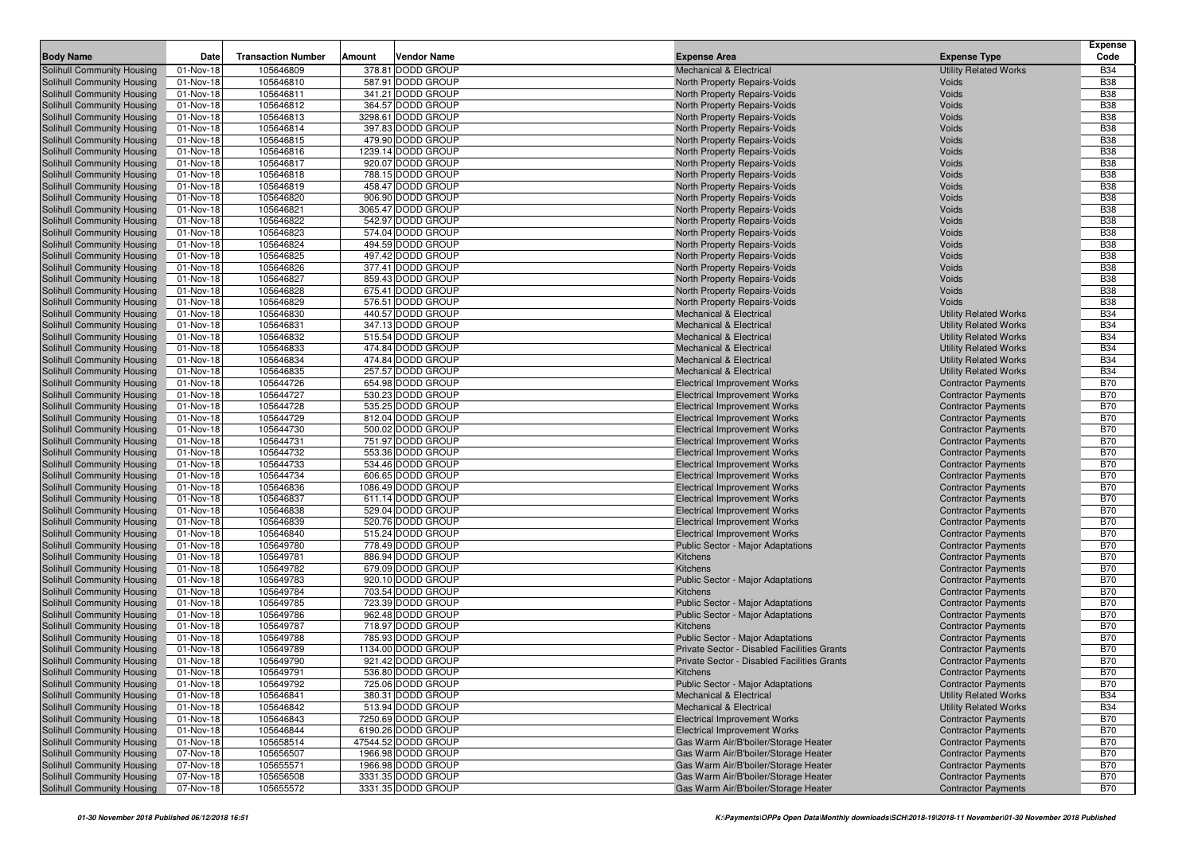| Body Name | Date | Transaction Number | Amount | Vendor Name | Expense Area | Expense Type | Expense Code |
|---|---|---|---|---|---|---|---|
| Solihull Community Housing | 01-Nov-18 | 105646809 | 378.81 | DODD GROUP | Mechanical & Electrical | Utility Related Works | B34 |
| Solihull Community Housing | 01-Nov-18 | 105646810 | 587.91 | DODD GROUP | North Property Repairs-Voids | Voids | B38 |
| Solihull Community Housing | 01-Nov-18 | 105646811 | 341.21 | DODD GROUP | North Property Repairs-Voids | Voids | B38 |
| Solihull Community Housing | 01-Nov-18 | 105646812 | 364.57 | DODD GROUP | North Property Repairs-Voids | Voids | B38 |
| Solihull Community Housing | 01-Nov-18 | 105646813 | 3298.61 | DODD GROUP | North Property Repairs-Voids | Voids | B38 |
| Solihull Community Housing | 01-Nov-18 | 105646814 | 397.83 | DODD GROUP | North Property Repairs-Voids | Voids | B38 |
| Solihull Community Housing | 01-Nov-18 | 105646815 | 479.90 | DODD GROUP | North Property Repairs-Voids | Voids | B38 |
| Solihull Community Housing | 01-Nov-18 | 105646816 | 1239.14 | DODD GROUP | North Property Repairs-Voids | Voids | B38 |
| Solihull Community Housing | 01-Nov-18 | 105646817 | 920.07 | DODD GROUP | North Property Repairs-Voids | Voids | B38 |
| Solihull Community Housing | 01-Nov-18 | 105646818 | 788.15 | DODD GROUP | North Property Repairs-Voids | Voids | B38 |
| Solihull Community Housing | 01-Nov-18 | 105646819 | 458.47 | DODD GROUP | North Property Repairs-Voids | Voids | B38 |
| Solihull Community Housing | 01-Nov-18 | 105646820 | 906.90 | DODD GROUP | North Property Repairs-Voids | Voids | B38 |
| Solihull Community Housing | 01-Nov-18 | 105646821 | 3065.47 | DODD GROUP | North Property Repairs-Voids | Voids | B38 |
| Solihull Community Housing | 01-Nov-18 | 105646822 | 542.97 | DODD GROUP | North Property Repairs-Voids | Voids | B38 |
| Solihull Community Housing | 01-Nov-18 | 105646823 | 574.04 | DODD GROUP | North Property Repairs-Voids | Voids | B38 |
| Solihull Community Housing | 01-Nov-18 | 105646824 | 494.59 | DODD GROUP | North Property Repairs-Voids | Voids | B38 |
| Solihull Community Housing | 01-Nov-18 | 105646825 | 497.42 | DODD GROUP | North Property Repairs-Voids | Voids | B38 |
| Solihull Community Housing | 01-Nov-18 | 105646826 | 377.41 | DODD GROUP | North Property Repairs-Voids | Voids | B38 |
| Solihull Community Housing | 01-Nov-18 | 105646827 | 859.43 | DODD GROUP | North Property Repairs-Voids | Voids | B38 |
| Solihull Community Housing | 01-Nov-18 | 105646828 | 675.41 | DODD GROUP | North Property Repairs-Voids | Voids | B38 |
| Solihull Community Housing | 01-Nov-18 | 105646829 | 576.51 | DODD GROUP | North Property Repairs-Voids | Voids | B38 |
| Solihull Community Housing | 01-Nov-18 | 105646830 | 440.57 | DODD GROUP | Mechanical & Electrical | Utility Related Works | B34 |
| Solihull Community Housing | 01-Nov-18 | 105646831 | 347.13 | DODD GROUP | Mechanical & Electrical | Utility Related Works | B34 |
| Solihull Community Housing | 01-Nov-18 | 105646832 | 515.54 | DODD GROUP | Mechanical & Electrical | Utility Related Works | B34 |
| Solihull Community Housing | 01-Nov-18 | 105646833 | 474.84 | DODD GROUP | Mechanical & Electrical | Utility Related Works | B34 |
| Solihull Community Housing | 01-Nov-18 | 105646834 | 474.84 | DODD GROUP | Mechanical & Electrical | Utility Related Works | B34 |
| Solihull Community Housing | 01-Nov-18 | 105646835 | 257.57 | DODD GROUP | Mechanical & Electrical | Utility Related Works | B34 |
| Solihull Community Housing | 01-Nov-18 | 105644726 | 654.98 | DODD GROUP | Electrical Improvement Works | Contractor Payments | B70 |
| Solihull Community Housing | 01-Nov-18 | 105644727 | 530.23 | DODD GROUP | Electrical Improvement Works | Contractor Payments | B70 |
| Solihull Community Housing | 01-Nov-18 | 105644728 | 535.25 | DODD GROUP | Electrical Improvement Works | Contractor Payments | B70 |
| Solihull Community Housing | 01-Nov-18 | 105644729 | 812.04 | DODD GROUP | Electrical Improvement Works | Contractor Payments | B70 |
| Solihull Community Housing | 01-Nov-18 | 105644730 | 500.02 | DODD GROUP | Electrical Improvement Works | Contractor Payments | B70 |
| Solihull Community Housing | 01-Nov-18 | 105644731 | 751.97 | DODD GROUP | Electrical Improvement Works | Contractor Payments | B70 |
| Solihull Community Housing | 01-Nov-18 | 105644732 | 553.36 | DODD GROUP | Electrical Improvement Works | Contractor Payments | B70 |
| Solihull Community Housing | 01-Nov-18 | 105644733 | 534.46 | DODD GROUP | Electrical Improvement Works | Contractor Payments | B70 |
| Solihull Community Housing | 01-Nov-18 | 105644734 | 606.65 | DODD GROUP | Electrical Improvement Works | Contractor Payments | B70 |
| Solihull Community Housing | 01-Nov-18 | 105646836 | 1086.49 | DODD GROUP | Electrical Improvement Works | Contractor Payments | B70 |
| Solihull Community Housing | 01-Nov-18 | 105646837 | 611.14 | DODD GROUP | Electrical Improvement Works | Contractor Payments | B70 |
| Solihull Community Housing | 01-Nov-18 | 105646838 | 529.04 | DODD GROUP | Electrical Improvement Works | Contractor Payments | B70 |
| Solihull Community Housing | 01-Nov-18 | 105646839 | 520.76 | DODD GROUP | Electrical Improvement Works | Contractor Payments | B70 |
| Solihull Community Housing | 01-Nov-18 | 105646840 | 515.24 | DODD GROUP | Electrical Improvement Works | Contractor Payments | B70 |
| Solihull Community Housing | 01-Nov-18 | 105649780 | 778.49 | DODD GROUP | Public Sector - Major Adaptations | Contractor Payments | B70 |
| Solihull Community Housing | 01-Nov-18 | 105649781 | 886.94 | DODD GROUP | Kitchens | Contractor Payments | B70 |
| Solihull Community Housing | 01-Nov-18 | 105649782 | 679.09 | DODD GROUP | Kitchens | Contractor Payments | B70 |
| Solihull Community Housing | 01-Nov-18 | 105649783 | 920.10 | DODD GROUP | Public Sector - Major Adaptations | Contractor Payments | B70 |
| Solihull Community Housing | 01-Nov-18 | 105649784 | 703.54 | DODD GROUP | Kitchens | Contractor Payments | B70 |
| Solihull Community Housing | 01-Nov-18 | 105649785 | 723.39 | DODD GROUP | Public Sector - Major Adaptations | Contractor Payments | B70 |
| Solihull Community Housing | 01-Nov-18 | 105649786 | 962.48 | DODD GROUP | Public Sector - Major Adaptations | Contractor Payments | B70 |
| Solihull Community Housing | 01-Nov-18 | 105649787 | 718.97 | DODD GROUP | Kitchens | Contractor Payments | B70 |
| Solihull Community Housing | 01-Nov-18 | 105649788 | 785.93 | DODD GROUP | Public Sector - Major Adaptations | Contractor Payments | B70 |
| Solihull Community Housing | 01-Nov-18 | 105649789 | 1134.00 | DODD GROUP | Private Sector - Disabled Facilities Grants | Contractor Payments | B70 |
| Solihull Community Housing | 01-Nov-18 | 105649790 | 921.42 | DODD GROUP | Private Sector - Disabled Facilities Grants | Contractor Payments | B70 |
| Solihull Community Housing | 01-Nov-18 | 105649791 | 536.80 | DODD GROUP | Kitchens | Contractor Payments | B70 |
| Solihull Community Housing | 01-Nov-18 | 105649792 | 725.06 | DODD GROUP | Public Sector - Major Adaptations | Contractor Payments | B70 |
| Solihull Community Housing | 01-Nov-18 | 105646841 | 380.31 | DODD GROUP | Mechanical & Electrical | Utility Related Works | B34 |
| Solihull Community Housing | 01-Nov-18 | 105646842 | 513.94 | DODD GROUP | Mechanical & Electrical | Utility Related Works | B34 |
| Solihull Community Housing | 01-Nov-18 | 105646843 | 7250.69 | DODD GROUP | Electrical Improvement Works | Contractor Payments | B70 |
| Solihull Community Housing | 01-Nov-18 | 105646844 | 6190.26 | DODD GROUP | Electrical Improvement Works | Contractor Payments | B70 |
| Solihull Community Housing | 01-Nov-18 | 105658514 | 47544.52 | DODD GROUP | Gas Warm Air/B'boiler/Storage Heater | Contractor Payments | B70 |
| Solihull Community Housing | 07-Nov-18 | 105656507 | 1966.98 | DODD GROUP | Gas Warm Air/B'boiler/Storage Heater | Contractor Payments | B70 |
| Solihull Community Housing | 07-Nov-18 | 105655571 | 1966.98 | DODD GROUP | Gas Warm Air/B'boiler/Storage Heater | Contractor Payments | B70 |
| Solihull Community Housing | 07-Nov-18 | 105656508 | 3331.35 | DODD GROUP | Gas Warm Air/B'boiler/Storage Heater | Contractor Payments | B70 |
| Solihull Community Housing | 07-Nov-18 | 105655572 | 3331.35 | DODD GROUP | Gas Warm Air/B'boiler/Storage Heater | Contractor Payments | B70 |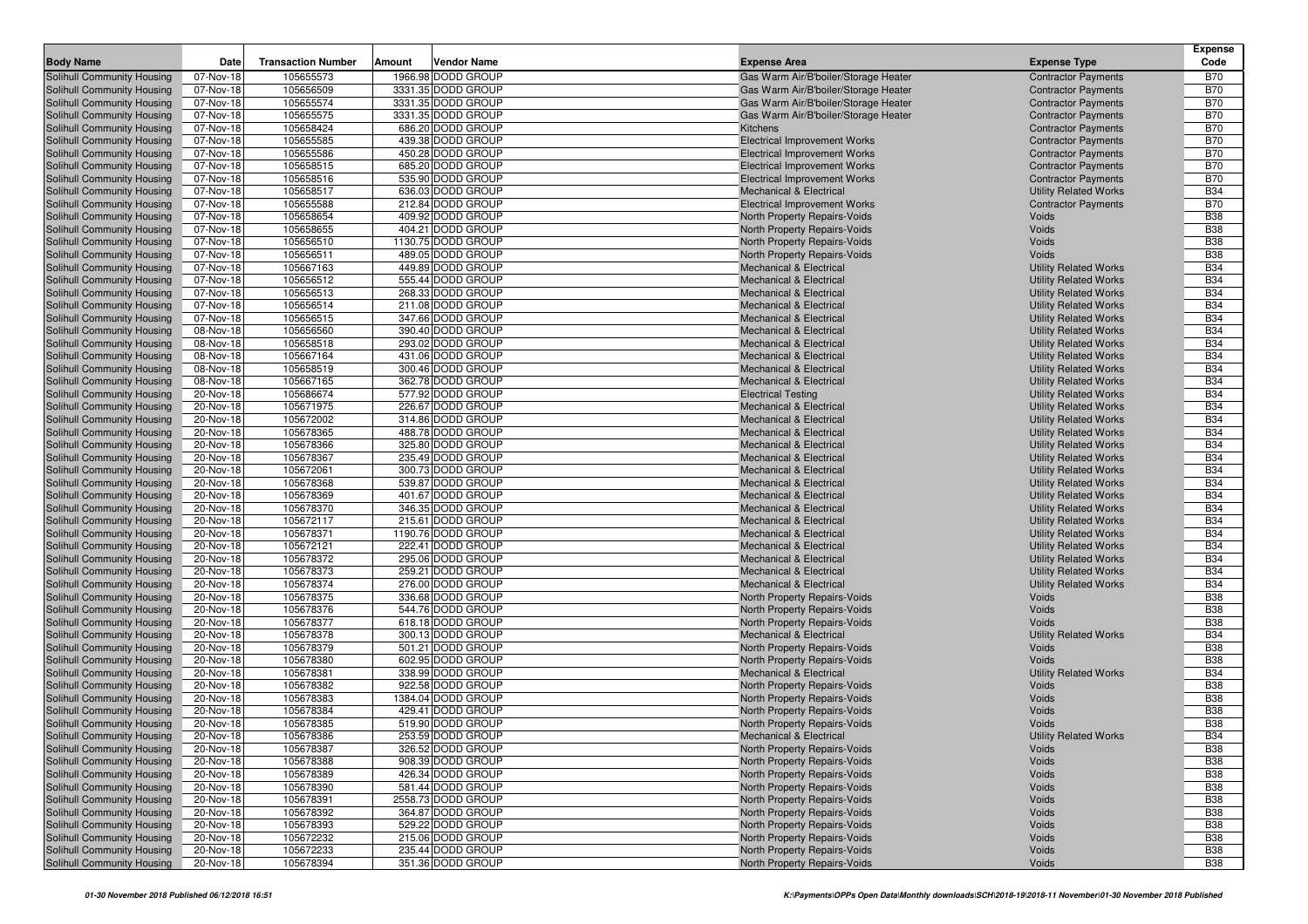| Body Name | Date | Transaction Number | Amount | Vendor Name | Expense Area | Expense Type | Expense Code |
|---|---|---|---|---|---|---|---|
| Solihull Community Housing | 07-Nov-18 | 105655573 | 1966.98 | DODD GROUP | Gas Warm Air/B'boiler/Storage Heater | Contractor Payments | B70 |
| Solihull Community Housing | 07-Nov-18 | 105656509 | 3331.35 | DODD GROUP | Gas Warm Air/B'boiler/Storage Heater | Contractor Payments | B70 |
| Solihull Community Housing | 07-Nov-18 | 105655574 | 3331.35 | DODD GROUP | Gas Warm Air/B'boiler/Storage Heater | Contractor Payments | B70 |
| Solihull Community Housing | 07-Nov-18 | 105655575 | 3331.35 | DODD GROUP | Gas Warm Air/B'boiler/Storage Heater | Contractor Payments | B70 |
| Solihull Community Housing | 07-Nov-18 | 105658424 | 686.20 | DODD GROUP | Kitchens | Contractor Payments | B70 |
| Solihull Community Housing | 07-Nov-18 | 105655585 | 439.38 | DODD GROUP | Electrical Improvement Works | Contractor Payments | B70 |
| Solihull Community Housing | 07-Nov-18 | 105655586 | 450.28 | DODD GROUP | Electrical Improvement Works | Contractor Payments | B70 |
| Solihull Community Housing | 07-Nov-18 | 105658515 | 685.20 | DODD GROUP | Electrical Improvement Works | Contractor Payments | B70 |
| Solihull Community Housing | 07-Nov-18 | 105658516 | 535.90 | DODD GROUP | Electrical Improvement Works | Contractor Payments | B70 |
| Solihull Community Housing | 07-Nov-18 | 105658517 | 636.03 | DODD GROUP | Mechanical & Electrical | Utility Related Works | B34 |
| Solihull Community Housing | 07-Nov-18 | 105655588 | 212.84 | DODD GROUP | Electrical Improvement Works | Contractor Payments | B70 |
| Solihull Community Housing | 07-Nov-18 | 105658654 | 409.92 | DODD GROUP | North Property Repairs-Voids | Voids | B38 |
| Solihull Community Housing | 07-Nov-18 | 105658655 | 404.21 | DODD GROUP | North Property Repairs-Voids | Voids | B38 |
| Solihull Community Housing | 07-Nov-18 | 105656510 | 1130.75 | DODD GROUP | North Property Repairs-Voids | Voids | B38 |
| Solihull Community Housing | 07-Nov-18 | 105656511 | 489.05 | DODD GROUP | North Property Repairs-Voids | Voids | B38 |
| Solihull Community Housing | 07-Nov-18 | 105667163 | 449.89 | DODD GROUP | Mechanical & Electrical | Utility Related Works | B34 |
| Solihull Community Housing | 07-Nov-18 | 105656512 | 555.44 | DODD GROUP | Mechanical & Electrical | Utility Related Works | B34 |
| Solihull Community Housing | 07-Nov-18 | 105656513 | 268.33 | DODD GROUP | Mechanical & Electrical | Utility Related Works | B34 |
| Solihull Community Housing | 07-Nov-18 | 105656514 | 211.08 | DODD GROUP | Mechanical & Electrical | Utility Related Works | B34 |
| Solihull Community Housing | 07-Nov-18 | 105656515 | 347.66 | DODD GROUP | Mechanical & Electrical | Utility Related Works | B34 |
| Solihull Community Housing | 08-Nov-18 | 105656560 | 390.40 | DODD GROUP | Mechanical & Electrical | Utility Related Works | B34 |
| Solihull Community Housing | 08-Nov-18 | 105658518 | 293.02 | DODD GROUP | Mechanical & Electrical | Utility Related Works | B34 |
| Solihull Community Housing | 08-Nov-18 | 105667164 | 431.06 | DODD GROUP | Mechanical & Electrical | Utility Related Works | B34 |
| Solihull Community Housing | 08-Nov-18 | 105658519 | 300.46 | DODD GROUP | Mechanical & Electrical | Utility Related Works | B34 |
| Solihull Community Housing | 08-Nov-18 | 105667165 | 362.78 | DODD GROUP | Mechanical & Electrical | Utility Related Works | B34 |
| Solihull Community Housing | 20-Nov-18 | 105686674 | 577.92 | DODD GROUP | Electrical Testing | Utility Related Works | B34 |
| Solihull Community Housing | 20-Nov-18 | 105671975 | 226.67 | DODD GROUP | Mechanical & Electrical | Utility Related Works | B34 |
| Solihull Community Housing | 20-Nov-18 | 105672002 | 314.86 | DODD GROUP | Mechanical & Electrical | Utility Related Works | B34 |
| Solihull Community Housing | 20-Nov-18 | 105678365 | 488.78 | DODD GROUP | Mechanical & Electrical | Utility Related Works | B34 |
| Solihull Community Housing | 20-Nov-18 | 105678366 | 325.80 | DODD GROUP | Mechanical & Electrical | Utility Related Works | B34 |
| Solihull Community Housing | 20-Nov-18 | 105678367 | 235.49 | DODD GROUP | Mechanical & Electrical | Utility Related Works | B34 |
| Solihull Community Housing | 20-Nov-18 | 105672061 | 300.73 | DODD GROUP | Mechanical & Electrical | Utility Related Works | B34 |
| Solihull Community Housing | 20-Nov-18 | 105678368 | 539.87 | DODD GROUP | Mechanical & Electrical | Utility Related Works | B34 |
| Solihull Community Housing | 20-Nov-18 | 105678369 | 401.67 | DODD GROUP | Mechanical & Electrical | Utility Related Works | B34 |
| Solihull Community Housing | 20-Nov-18 | 105678370 | 346.35 | DODD GROUP | Mechanical & Electrical | Utility Related Works | B34 |
| Solihull Community Housing | 20-Nov-18 | 105672117 | 215.61 | DODD GROUP | Mechanical & Electrical | Utility Related Works | B34 |
| Solihull Community Housing | 20-Nov-18 | 105678371 | 1190.76 | DODD GROUP | Mechanical & Electrical | Utility Related Works | B34 |
| Solihull Community Housing | 20-Nov-18 | 105672121 | 222.41 | DODD GROUP | Mechanical & Electrical | Utility Related Works | B34 |
| Solihull Community Housing | 20-Nov-18 | 105678372 | 295.06 | DODD GROUP | Mechanical & Electrical | Utility Related Works | B34 |
| Solihull Community Housing | 20-Nov-18 | 105678373 | 259.21 | DODD GROUP | Mechanical & Electrical | Utility Related Works | B34 |
| Solihull Community Housing | 20-Nov-18 | 105678374 | 276.00 | DODD GROUP | Mechanical & Electrical | Utility Related Works | B34 |
| Solihull Community Housing | 20-Nov-18 | 105678375 | 336.68 | DODD GROUP | North Property Repairs-Voids | Voids | B38 |
| Solihull Community Housing | 20-Nov-18 | 105678376 | 544.76 | DODD GROUP | North Property Repairs-Voids | Voids | B38 |
| Solihull Community Housing | 20-Nov-18 | 105678377 | 618.18 | DODD GROUP | North Property Repairs-Voids | Voids | B38 |
| Solihull Community Housing | 20-Nov-18 | 105678378 | 300.13 | DODD GROUP | Mechanical & Electrical | Utility Related Works | B34 |
| Solihull Community Housing | 20-Nov-18 | 105678379 | 501.21 | DODD GROUP | North Property Repairs-Voids | Voids | B38 |
| Solihull Community Housing | 20-Nov-18 | 105678380 | 602.95 | DODD GROUP | North Property Repairs-Voids | Voids | B38 |
| Solihull Community Housing | 20-Nov-18 | 105678381 | 338.99 | DODD GROUP | Mechanical & Electrical | Utility Related Works | B34 |
| Solihull Community Housing | 20-Nov-18 | 105678382 | 922.58 | DODD GROUP | North Property Repairs-Voids | Voids | B38 |
| Solihull Community Housing | 20-Nov-18 | 105678383 | 1384.04 | DODD GROUP | North Property Repairs-Voids | Voids | B38 |
| Solihull Community Housing | 20-Nov-18 | 105678384 | 429.41 | DODD GROUP | North Property Repairs-Voids | Voids | B38 |
| Solihull Community Housing | 20-Nov-18 | 105678385 | 519.90 | DODD GROUP | North Property Repairs-Voids | Voids | B38 |
| Solihull Community Housing | 20-Nov-18 | 105678386 | 253.59 | DODD GROUP | Mechanical & Electrical | Utility Related Works | B34 |
| Solihull Community Housing | 20-Nov-18 | 105678387 | 326.52 | DODD GROUP | North Property Repairs-Voids | Voids | B38 |
| Solihull Community Housing | 20-Nov-18 | 105678388 | 908.39 | DODD GROUP | North Property Repairs-Voids | Voids | B38 |
| Solihull Community Housing | 20-Nov-18 | 105678389 | 426.34 | DODD GROUP | North Property Repairs-Voids | Voids | B38 |
| Solihull Community Housing | 20-Nov-18 | 105678390 | 581.44 | DODD GROUP | North Property Repairs-Voids | Voids | B38 |
| Solihull Community Housing | 20-Nov-18 | 105678391 | 2558.73 | DODD GROUP | North Property Repairs-Voids | Voids | B38 |
| Solihull Community Housing | 20-Nov-18 | 105678392 | 364.87 | DODD GROUP | North Property Repairs-Voids | Voids | B38 |
| Solihull Community Housing | 20-Nov-18 | 105678393 | 529.22 | DODD GROUP | North Property Repairs-Voids | Voids | B38 |
| Solihull Community Housing | 20-Nov-18 | 105672232 | 215.06 | DODD GROUP | North Property Repairs-Voids | Voids | B38 |
| Solihull Community Housing | 20-Nov-18 | 105672233 | 235.44 | DODD GROUP | North Property Repairs-Voids | Voids | B38 |
| Solihull Community Housing | 20-Nov-18 | 105678394 | 351.36 | DODD GROUP | North Property Repairs-Voids | Voids | B38 |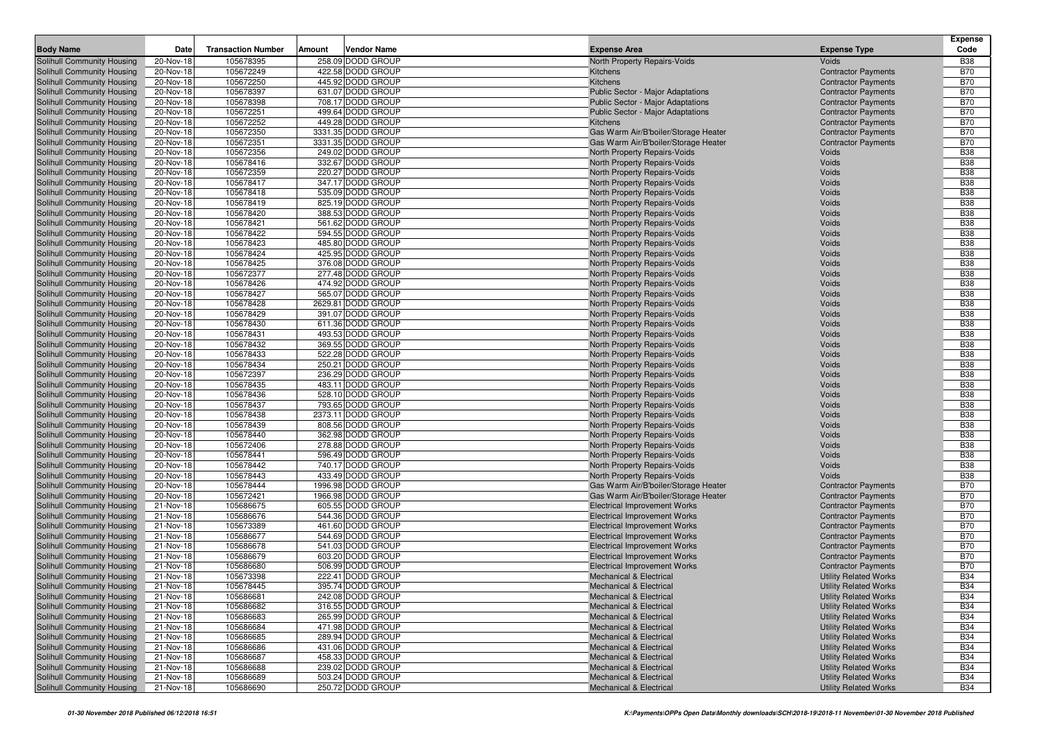| Body Name | Date | Transaction Number | Amount | Vendor Name | Expense Area | Expense Type | Expense Code |
|---|---|---|---|---|---|---|---|
| Solihull Community Housing | 20-Nov-18 | 105678395 | 258.09 | DODD GROUP | North Property Repairs-Voids | Voids | B38 |
| Solihull Community Housing | 20-Nov-18 | 105672249 | 422.58 | DODD GROUP | Kitchens | Contractor Payments | B70 |
| Solihull Community Housing | 20-Nov-18 | 105672250 | 445.92 | DODD GROUP | Kitchens | Contractor Payments | B70 |
| Solihull Community Housing | 20-Nov-18 | 105678397 | 631.07 | DODD GROUP | Public Sector - Major Adaptations | Contractor Payments | B70 |
| Solihull Community Housing | 20-Nov-18 | 105678398 | 708.17 | DODD GROUP | Public Sector - Major Adaptations | Contractor Payments | B70 |
| Solihull Community Housing | 20-Nov-18 | 105672251 | 499.64 | DODD GROUP | Public Sector - Major Adaptations | Contractor Payments | B70 |
| Solihull Community Housing | 20-Nov-18 | 105672252 | 449.28 | DODD GROUP | Kitchens | Contractor Payments | B70 |
| Solihull Community Housing | 20-Nov-18 | 105672350 | 3331.35 | DODD GROUP | Gas Warm Air/B'boiler/Storage Heater | Contractor Payments | B70 |
| Solihull Community Housing | 20-Nov-18 | 105672351 | 3331.35 | DODD GROUP | Gas Warm Air/B'boiler/Storage Heater | Contractor Payments | B70 |
| Solihull Community Housing | 20-Nov-18 | 105672356 | 249.02 | DODD GROUP | North Property Repairs-Voids | Voids | B38 |
| Solihull Community Housing | 20-Nov-18 | 105678416 | 332.67 | DODD GROUP | North Property Repairs-Voids | Voids | B38 |
| Solihull Community Housing | 20-Nov-18 | 105672359 | 220.27 | DODD GROUP | North Property Repairs-Voids | Voids | B38 |
| Solihull Community Housing | 20-Nov-18 | 105678417 | 347.17 | DODD GROUP | North Property Repairs-Voids | Voids | B38 |
| Solihull Community Housing | 20-Nov-18 | 105678418 | 535.09 | DODD GROUP | North Property Repairs-Voids | Voids | B38 |
| Solihull Community Housing | 20-Nov-18 | 105678419 | 825.19 | DODD GROUP | North Property Repairs-Voids | Voids | B38 |
| Solihull Community Housing | 20-Nov-18 | 105678420 | 388.53 | DODD GROUP | North Property Repairs-Voids | Voids | B38 |
| Solihull Community Housing | 20-Nov-18 | 105678421 | 561.62 | DODD GROUP | North Property Repairs-Voids | Voids | B38 |
| Solihull Community Housing | 20-Nov-18 | 105678422 | 594.55 | DODD GROUP | North Property Repairs-Voids | Voids | B38 |
| Solihull Community Housing | 20-Nov-18 | 105678423 | 485.80 | DODD GROUP | North Property Repairs-Voids | Voids | B38 |
| Solihull Community Housing | 20-Nov-18 | 105678424 | 425.95 | DODD GROUP | North Property Repairs-Voids | Voids | B38 |
| Solihull Community Housing | 20-Nov-18 | 105678425 | 376.08 | DODD GROUP | North Property Repairs-Voids | Voids | B38 |
| Solihull Community Housing | 20-Nov-18 | 105672377 | 277.48 | DODD GROUP | North Property Repairs-Voids | Voids | B38 |
| Solihull Community Housing | 20-Nov-18 | 105678426 | 474.92 | DODD GROUP | North Property Repairs-Voids | Voids | B38 |
| Solihull Community Housing | 20-Nov-18 | 105678427 | 565.07 | DODD GROUP | North Property Repairs-Voids | Voids | B38 |
| Solihull Community Housing | 20-Nov-18 | 105678428 | 2629.81 | DODD GROUP | North Property Repairs-Voids | Voids | B38 |
| Solihull Community Housing | 20-Nov-18 | 105678429 | 391.07 | DODD GROUP | North Property Repairs-Voids | Voids | B38 |
| Solihull Community Housing | 20-Nov-18 | 105678430 | 611.36 | DODD GROUP | North Property Repairs-Voids | Voids | B38 |
| Solihull Community Housing | 20-Nov-18 | 105678431 | 493.53 | DODD GROUP | North Property Repairs-Voids | Voids | B38 |
| Solihull Community Housing | 20-Nov-18 | 105678432 | 369.55 | DODD GROUP | North Property Repairs-Voids | Voids | B38 |
| Solihull Community Housing | 20-Nov-18 | 105678433 | 522.28 | DODD GROUP | North Property Repairs-Voids | Voids | B38 |
| Solihull Community Housing | 20-Nov-18 | 105678434 | 250.21 | DODD GROUP | North Property Repairs-Voids | Voids | B38 |
| Solihull Community Housing | 20-Nov-18 | 105672397 | 236.29 | DODD GROUP | North Property Repairs-Voids | Voids | B38 |
| Solihull Community Housing | 20-Nov-18 | 105678435 | 483.11 | DODD GROUP | North Property Repairs-Voids | Voids | B38 |
| Solihull Community Housing | 20-Nov-18 | 105678436 | 528.10 | DODD GROUP | North Property Repairs-Voids | Voids | B38 |
| Solihull Community Housing | 20-Nov-18 | 105678437 | 793.65 | DODD GROUP | North Property Repairs-Voids | Voids | B38 |
| Solihull Community Housing | 20-Nov-18 | 105678438 | 2373.11 | DODD GROUP | North Property Repairs-Voids | Voids | B38 |
| Solihull Community Housing | 20-Nov-18 | 105678439 | 808.56 | DODD GROUP | North Property Repairs-Voids | Voids | B38 |
| Solihull Community Housing | 20-Nov-18 | 105678440 | 362.98 | DODD GROUP | North Property Repairs-Voids | Voids | B38 |
| Solihull Community Housing | 20-Nov-18 | 105672406 | 278.88 | DODD GROUP | North Property Repairs-Voids | Voids | B38 |
| Solihull Community Housing | 20-Nov-18 | 105678441 | 596.49 | DODD GROUP | North Property Repairs-Voids | Voids | B38 |
| Solihull Community Housing | 20-Nov-18 | 105678442 | 740.17 | DODD GROUP | North Property Repairs-Voids | Voids | B38 |
| Solihull Community Housing | 20-Nov-18 | 105678443 | 433.49 | DODD GROUP | North Property Repairs-Voids | Voids | B38 |
| Solihull Community Housing | 20-Nov-18 | 105678444 | 1996.98 | DODD GROUP | Gas Warm Air/B'boiler/Storage Heater | Contractor Payments | B70 |
| Solihull Community Housing | 20-Nov-18 | 105672421 | 1966.98 | DODD GROUP | Gas Warm Air/B'boiler/Storage Heater | Contractor Payments | B70 |
| Solihull Community Housing | 21-Nov-18 | 105686675 | 605.55 | DODD GROUP | Electrical Improvement Works | Contractor Payments | B70 |
| Solihull Community Housing | 21-Nov-18 | 105686676 | 544.36 | DODD GROUP | Electrical Improvement Works | Contractor Payments | B70 |
| Solihull Community Housing | 21-Nov-18 | 105673389 | 461.60 | DODD GROUP | Electrical Improvement Works | Contractor Payments | B70 |
| Solihull Community Housing | 21-Nov-18 | 105686677 | 544.69 | DODD GROUP | Electrical Improvement Works | Contractor Payments | B70 |
| Solihull Community Housing | 21-Nov-18 | 105686678 | 541.03 | DODD GROUP | Electrical Improvement Works | Contractor Payments | B70 |
| Solihull Community Housing | 21-Nov-18 | 105686679 | 603.20 | DODD GROUP | Electrical Improvement Works | Contractor Payments | B70 |
| Solihull Community Housing | 21-Nov-18 | 105686680 | 506.99 | DODD GROUP | Electrical Improvement Works | Contractor Payments | B70 |
| Solihull Community Housing | 21-Nov-18 | 105673398 | 222.41 | DODD GROUP | Mechanical & Electrical | Utility Related Works | B34 |
| Solihull Community Housing | 21-Nov-18 | 105678445 | 395.74 | DODD GROUP | Mechanical & Electrical | Utility Related Works | B34 |
| Solihull Community Housing | 21-Nov-18 | 105686681 | 242.08 | DODD GROUP | Mechanical & Electrical | Utility Related Works | B34 |
| Solihull Community Housing | 21-Nov-18 | 105686682 | 316.55 | DODD GROUP | Mechanical & Electrical | Utility Related Works | B34 |
| Solihull Community Housing | 21-Nov-18 | 105686683 | 265.99 | DODD GROUP | Mechanical & Electrical | Utility Related Works | B34 |
| Solihull Community Housing | 21-Nov-18 | 105686684 | 471.98 | DODD GROUP | Mechanical & Electrical | Utility Related Works | B34 |
| Solihull Community Housing | 21-Nov-18 | 105686685 | 289.94 | DODD GROUP | Mechanical & Electrical | Utility Related Works | B34 |
| Solihull Community Housing | 21-Nov-18 | 105686686 | 431.06 | DODD GROUP | Mechanical & Electrical | Utility Related Works | B34 |
| Solihull Community Housing | 21-Nov-18 | 105686687 | 458.33 | DODD GROUP | Mechanical & Electrical | Utility Related Works | B34 |
| Solihull Community Housing | 21-Nov-18 | 105686688 | 239.02 | DODD GROUP | Mechanical & Electrical | Utility Related Works | B34 |
| Solihull Community Housing | 21-Nov-18 | 105686689 | 503.24 | DODD GROUP | Mechanical & Electrical | Utility Related Works | B34 |
| Solihull Community Housing | 21-Nov-18 | 105686690 | 250.72 | DODD GROUP | Mechanical & Electrical | Utility Related Works | B34 |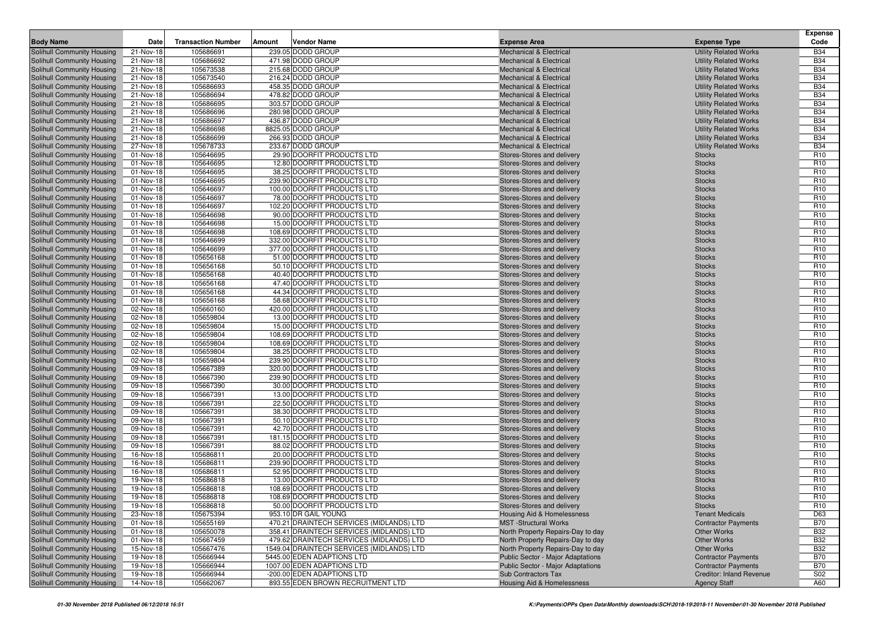| Body Name | Date | Transaction Number | Amount | Vendor Name | Expense Area | Expense Type | Expense Code |
|---|---|---|---|---|---|---|---|
| Solihull Community Housing | 21-Nov-18 | 105686691 | 239.05 | DODD GROUP | Mechanical & Electrical | Utility Related Works | B34 |
| Solihull Community Housing | 21-Nov-18 | 105686692 | 471.98 | DODD GROUP | Mechanical & Electrical | Utility Related Works | B34 |
| Solihull Community Housing | 21-Nov-18 | 105673538 | 215.68 | DODD GROUP | Mechanical & Electrical | Utility Related Works | B34 |
| Solihull Community Housing | 21-Nov-18 | 105673540 | 216.24 | DODD GROUP | Mechanical & Electrical | Utility Related Works | B34 |
| Solihull Community Housing | 21-Nov-18 | 105686693 | 458.35 | DODD GROUP | Mechanical & Electrical | Utility Related Works | B34 |
| Solihull Community Housing | 21-Nov-18 | 105686694 | 478.82 | DODD GROUP | Mechanical & Electrical | Utility Related Works | B34 |
| Solihull Community Housing | 21-Nov-18 | 105686695 | 303.57 | DODD GROUP | Mechanical & Electrical | Utility Related Works | B34 |
| Solihull Community Housing | 21-Nov-18 | 105686696 | 280.98 | DODD GROUP | Mechanical & Electrical | Utility Related Works | B34 |
| Solihull Community Housing | 21-Nov-18 | 105686697 | 436.87 | DODD GROUP | Mechanical & Electrical | Utility Related Works | B34 |
| Solihull Community Housing | 21-Nov-18 | 105686698 | 8825.05 | DODD GROUP | Mechanical & Electrical | Utility Related Works | B34 |
| Solihull Community Housing | 21-Nov-18 | 105686699 | 266.93 | DODD GROUP | Mechanical & Electrical | Utility Related Works | B34 |
| Solihull Community Housing | 27-Nov-18 | 105678733 | 233.67 | DODD GROUP | Mechanical & Electrical | Utility Related Works | B34 |
| Solihull Community Housing | 01-Nov-18 | 105646695 | 29.90 | DOORFIT PRODUCTS LTD | Stores-Stores and delivery | Stocks | R10 |
| Solihull Community Housing | 01-Nov-18 | 105646695 | 12.80 | DOORFIT PRODUCTS LTD | Stores-Stores and delivery | Stocks | R10 |
| Solihull Community Housing | 01-Nov-18 | 105646695 | 38.25 | DOORFIT PRODUCTS LTD | Stores-Stores and delivery | Stocks | R10 |
| Solihull Community Housing | 01-Nov-18 | 105646695 | 239.90 | DOORFIT PRODUCTS LTD | Stores-Stores and delivery | Stocks | R10 |
| Solihull Community Housing | 01-Nov-18 | 105646697 | 100.00 | DOORFIT PRODUCTS LTD | Stores-Stores and delivery | Stocks | R10 |
| Solihull Community Housing | 01-Nov-18 | 105646697 | 78.00 | DOORFIT PRODUCTS LTD | Stores-Stores and delivery | Stocks | R10 |
| Solihull Community Housing | 01-Nov-18 | 105646697 | 102.20 | DOORFIT PRODUCTS LTD | Stores-Stores and delivery | Stocks | R10 |
| Solihull Community Housing | 01-Nov-18 | 105646698 | 90.00 | DOORFIT PRODUCTS LTD | Stores-Stores and delivery | Stocks | R10 |
| Solihull Community Housing | 01-Nov-18 | 105646698 | 15.00 | DOORFIT PRODUCTS LTD | Stores-Stores and delivery | Stocks | R10 |
| Solihull Community Housing | 01-Nov-18 | 105646698 | 108.69 | DOORFIT PRODUCTS LTD | Stores-Stores and delivery | Stocks | R10 |
| Solihull Community Housing | 01-Nov-18 | 105646699 | 332.00 | DOORFIT PRODUCTS LTD | Stores-Stores and delivery | Stocks | R10 |
| Solihull Community Housing | 01-Nov-18 | 105646699 | 377.00 | DOORFIT PRODUCTS LTD | Stores-Stores and delivery | Stocks | R10 |
| Solihull Community Housing | 01-Nov-18 | 105656168 | 51.00 | DOORFIT PRODUCTS LTD | Stores-Stores and delivery | Stocks | R10 |
| Solihull Community Housing | 01-Nov-18 | 105656168 | 50.10 | DOORFIT PRODUCTS LTD | Stores-Stores and delivery | Stocks | R10 |
| Solihull Community Housing | 01-Nov-18 | 105656168 | 40.40 | DOORFIT PRODUCTS LTD | Stores-Stores and delivery | Stocks | R10 |
| Solihull Community Housing | 01-Nov-18 | 105656168 | 47.40 | DOORFIT PRODUCTS LTD | Stores-Stores and delivery | Stocks | R10 |
| Solihull Community Housing | 01-Nov-18 | 105656168 | 44.34 | DOORFIT PRODUCTS LTD | Stores-Stores and delivery | Stocks | R10 |
| Solihull Community Housing | 01-Nov-18 | 105656168 | 58.68 | DOORFIT PRODUCTS LTD | Stores-Stores and delivery | Stocks | R10 |
| Solihull Community Housing | 02-Nov-18 | 105660160 | 420.00 | DOORFIT PRODUCTS LTD | Stores-Stores and delivery | Stocks | R10 |
| Solihull Community Housing | 02-Nov-18 | 105659804 | 13.00 | DOORFIT PRODUCTS LTD | Stores-Stores and delivery | Stocks | R10 |
| Solihull Community Housing | 02-Nov-18 | 105659804 | 15.00 | DOORFIT PRODUCTS LTD | Stores-Stores and delivery | Stocks | R10 |
| Solihull Community Housing | 02-Nov-18 | 105659804 | 108.69 | DOORFIT PRODUCTS LTD | Stores-Stores and delivery | Stocks | R10 |
| Solihull Community Housing | 02-Nov-18 | 105659804 | 108.69 | DOORFIT PRODUCTS LTD | Stores-Stores and delivery | Stocks | R10 |
| Solihull Community Housing | 02-Nov-18 | 105659804 | 38.25 | DOORFIT PRODUCTS LTD | Stores-Stores and delivery | Stocks | R10 |
| Solihull Community Housing | 02-Nov-18 | 105659804 | 239.90 | DOORFIT PRODUCTS LTD | Stores-Stores and delivery | Stocks | R10 |
| Solihull Community Housing | 09-Nov-18 | 105667389 | 320.00 | DOORFIT PRODUCTS LTD | Stores-Stores and delivery | Stocks | R10 |
| Solihull Community Housing | 09-Nov-18 | 105667390 | 239.90 | DOORFIT PRODUCTS LTD | Stores-Stores and delivery | Stocks | R10 |
| Solihull Community Housing | 09-Nov-18 | 105667390 | 30.00 | DOORFIT PRODUCTS LTD | Stores-Stores and delivery | Stocks | R10 |
| Solihull Community Housing | 09-Nov-18 | 105667391 | 13.00 | DOORFIT PRODUCTS LTD | Stores-Stores and delivery | Stocks | R10 |
| Solihull Community Housing | 09-Nov-18 | 105667391 | 22.50 | DOORFIT PRODUCTS LTD | Stores-Stores and delivery | Stocks | R10 |
| Solihull Community Housing | 09-Nov-18 | 105667391 | 38.30 | DOORFIT PRODUCTS LTD | Stores-Stores and delivery | Stocks | R10 |
| Solihull Community Housing | 09-Nov-18 | 105667391 | 50.10 | DOORFIT PRODUCTS LTD | Stores-Stores and delivery | Stocks | R10 |
| Solihull Community Housing | 09-Nov-18 | 105667391 | 42.70 | DOORFIT PRODUCTS LTD | Stores-Stores and delivery | Stocks | R10 |
| Solihull Community Housing | 09-Nov-18 | 105667391 | 181.15 | DOORFIT PRODUCTS LTD | Stores-Stores and delivery | Stocks | R10 |
| Solihull Community Housing | 09-Nov-18 | 105667391 | 88.02 | DOORFIT PRODUCTS LTD | Stores-Stores and delivery | Stocks | R10 |
| Solihull Community Housing | 16-Nov-18 | 105686811 | 20.00 | DOORFIT PRODUCTS LTD | Stores-Stores and delivery | Stocks | R10 |
| Solihull Community Housing | 16-Nov-18 | 105686811 | 239.90 | DOORFIT PRODUCTS LTD | Stores-Stores and delivery | Stocks | R10 |
| Solihull Community Housing | 16-Nov-18 | 105686811 | 52.95 | DOORFIT PRODUCTS LTD | Stores-Stores and delivery | Stocks | R10 |
| Solihull Community Housing | 19-Nov-18 | 105686818 | 13.00 | DOORFIT PRODUCTS LTD | Stores-Stores and delivery | Stocks | R10 |
| Solihull Community Housing | 19-Nov-18 | 105686818 | 108.69 | DOORFIT PRODUCTS LTD | Stores-Stores and delivery | Stocks | R10 |
| Solihull Community Housing | 19-Nov-18 | 105686818 | 108.69 | DOORFIT PRODUCTS LTD | Stores-Stores and delivery | Stocks | R10 |
| Solihull Community Housing | 19-Nov-18 | 105686818 | 50.00 | DOORFIT PRODUCTS LTD | Stores-Stores and delivery | Stocks | R10 |
| Solihull Community Housing | 23-Nov-18 | 105675394 | 953.10 | DR GAIL YOUNG | Housing Aid & Homelessness | Tenant Medicals | D63 |
| Solihull Community Housing | 01-Nov-18 | 105655169 | 470.21 | DRAINTECH SERVICES (MIDLANDS) LTD | MST -Structural Works | Contractor Payments | B70 |
| Solihull Community Housing | 01-Nov-18 | 105650078 | 358.41 | DRAINTECH SERVICES (MIDLANDS) LTD | North Property Repairs-Day to day | Other Works | B32 |
| Solihull Community Housing | 01-Nov-18 | 105667459 | 479.62 | DRAINTECH SERVICES (MIDLANDS) LTD | North Property Repairs-Day to day | Other Works | B32 |
| Solihull Community Housing | 15-Nov-18 | 105667476 | 1549.04 | DRAINTECH SERVICES (MIDLANDS) LTD | North Property Repairs-Day to day | Other Works | B32 |
| Solihull Community Housing | 19-Nov-18 | 105666944 | 5445.00 | EDEN ADAPTIONS LTD | Public Sector - Major Adaptations | Contractor Payments | B70 |
| Solihull Community Housing | 19-Nov-18 | 105666944 | 1007.00 | EDEN ADAPTIONS LTD | Public Sector - Major Adaptations | Contractor Payments | B70 |
| Solihull Community Housing | 19-Nov-18 | 105666944 | -200.00 | EDEN ADAPTIONS LTD | Sub Contractors Tax | Creditor: Inland Revenue | S02 |
| Solihull Community Housing | 14-Nov-18 | 105662067 | 893.55 | EDEN BROWN RECRUITMENT LTD | Housing Aid & Homelessness | Agency Staff | A60 |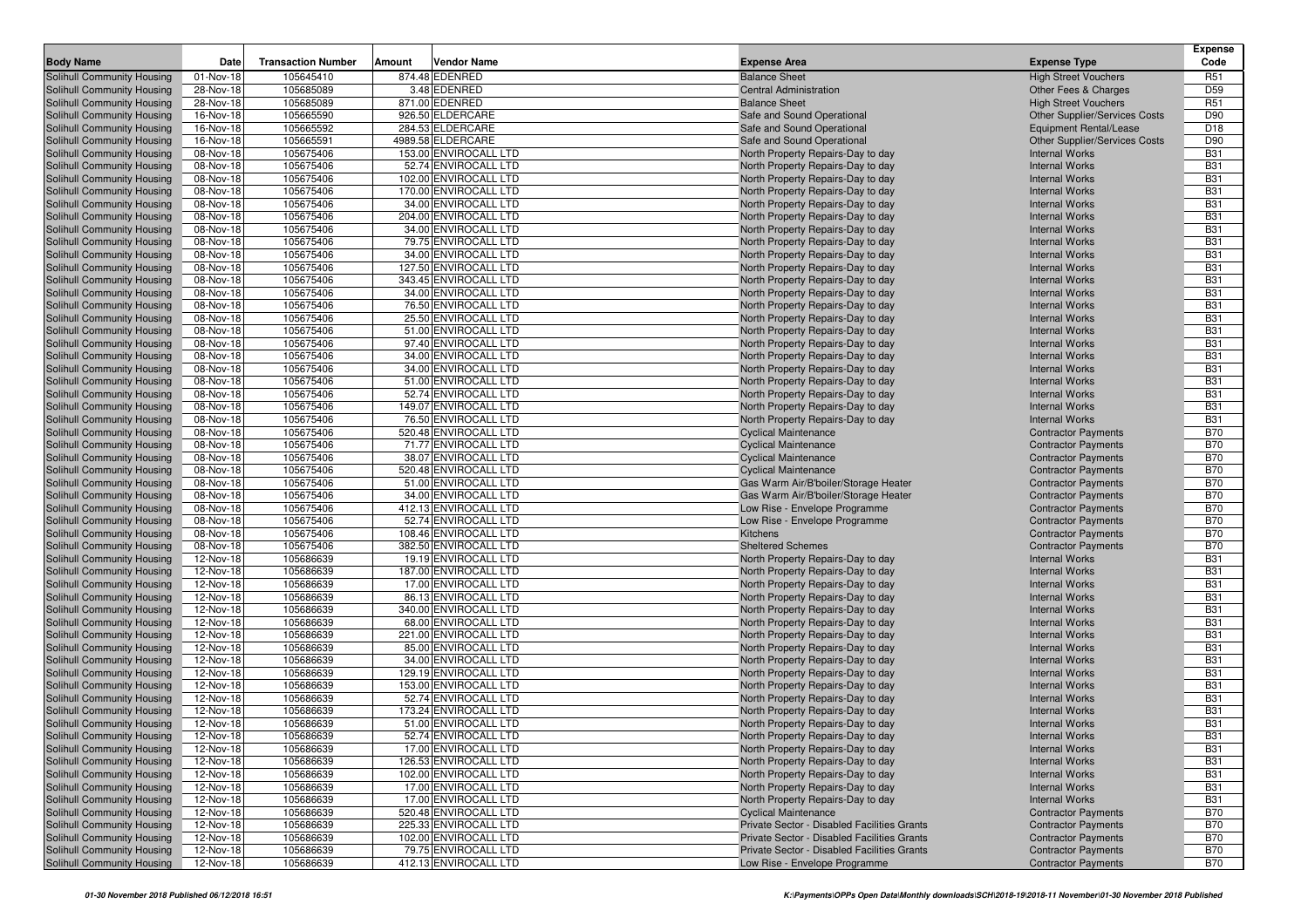| Body Name | Date | Transaction Number | Amount | Vendor Name | Expense Area | Expense Type | Expense Code |
|---|---|---|---|---|---|---|---|
| Solihull Community Housing | 01-Nov-18 | 105645410 | 874.48 | EDENRED | Balance Sheet | High Street Vouchers | R51 |
| Solihull Community Housing | 28-Nov-18 | 105685089 | 3.48 | EDENRED | Central Administration | Other Fees & Charges | D59 |
| Solihull Community Housing | 28-Nov-18 | 105685089 | 871.00 | EDENRED | Balance Sheet | High Street Vouchers | R51 |
| Solihull Community Housing | 16-Nov-18 | 105665590 | 926.50 | ELDERCARE | Safe and Sound Operational | Other Supplier/Services Costs | D90 |
| Solihull Community Housing | 16-Nov-18 | 105665592 | 284.53 | ELDERCARE | Safe and Sound Operational | Equipment Rental/Lease | D18 |
| Solihull Community Housing | 16-Nov-18 | 105665591 | 4989.58 | ELDERCARE | Safe and Sound Operational | Other Supplier/Services Costs | D90 |
| Solihull Community Housing | 08-Nov-18 | 105675406 | 153.00 | ENVIROCALL LTD | North Property Repairs-Day to day | Internal Works | B31 |
| Solihull Community Housing | 08-Nov-18 | 105675406 | 52.74 | ENVIROCALL LTD | North Property Repairs-Day to day | Internal Works | B31 |
| Solihull Community Housing | 08-Nov-18 | 105675406 | 102.00 | ENVIROCALL LTD | North Property Repairs-Day to day | Internal Works | B31 |
| Solihull Community Housing | 08-Nov-18 | 105675406 | 170.00 | ENVIROCALL LTD | North Property Repairs-Day to day | Internal Works | B31 |
| Solihull Community Housing | 08-Nov-18 | 105675406 | 34.00 | ENVIROCALL LTD | North Property Repairs-Day to day | Internal Works | B31 |
| Solihull Community Housing | 08-Nov-18 | 105675406 | 204.00 | ENVIROCALL LTD | North Property Repairs-Day to day | Internal Works | B31 |
| Solihull Community Housing | 08-Nov-18 | 105675406 | 34.00 | ENVIROCALL LTD | North Property Repairs-Day to day | Internal Works | B31 |
| Solihull Community Housing | 08-Nov-18 | 105675406 | 79.75 | ENVIROCALL LTD | North Property Repairs-Day to day | Internal Works | B31 |
| Solihull Community Housing | 08-Nov-18 | 105675406 | 34.00 | ENVIROCALL LTD | North Property Repairs-Day to day | Internal Works | B31 |
| Solihull Community Housing | 08-Nov-18 | 105675406 | 127.50 | ENVIROCALL LTD | North Property Repairs-Day to day | Internal Works | B31 |
| Solihull Community Housing | 08-Nov-18 | 105675406 | 343.45 | ENVIROCALL LTD | North Property Repairs-Day to day | Internal Works | B31 |
| Solihull Community Housing | 08-Nov-18 | 105675406 | 34.00 | ENVIROCALL LTD | North Property Repairs-Day to day | Internal Works | B31 |
| Solihull Community Housing | 08-Nov-18 | 105675406 | 76.50 | ENVIROCALL LTD | North Property Repairs-Day to day | Internal Works | B31 |
| Solihull Community Housing | 08-Nov-18 | 105675406 | 25.50 | ENVIROCALL LTD | North Property Repairs-Day to day | Internal Works | B31 |
| Solihull Community Housing | 08-Nov-18 | 105675406 | 51.00 | ENVIROCALL LTD | North Property Repairs-Day to day | Internal Works | B31 |
| Solihull Community Housing | 08-Nov-18 | 105675406 | 97.40 | ENVIROCALL LTD | North Property Repairs-Day to day | Internal Works | B31 |
| Solihull Community Housing | 08-Nov-18 | 105675406 | 34.00 | ENVIROCALL LTD | North Property Repairs-Day to day | Internal Works | B31 |
| Solihull Community Housing | 08-Nov-18 | 105675406 | 34.00 | ENVIROCALL LTD | North Property Repairs-Day to day | Internal Works | B31 |
| Solihull Community Housing | 08-Nov-18 | 105675406 | 51.00 | ENVIROCALL LTD | North Property Repairs-Day to day | Internal Works | B31 |
| Solihull Community Housing | 08-Nov-18 | 105675406 | 52.74 | ENVIROCALL LTD | North Property Repairs-Day to day | Internal Works | B31 |
| Solihull Community Housing | 08-Nov-18 | 105675406 | 149.07 | ENVIROCALL LTD | North Property Repairs-Day to day | Internal Works | B31 |
| Solihull Community Housing | 08-Nov-18 | 105675406 | 76.50 | ENVIROCALL LTD | North Property Repairs-Day to day | Internal Works | B31 |
| Solihull Community Housing | 08-Nov-18 | 105675406 | 520.48 | ENVIROCALL LTD | Cyclical Maintenance | Contractor Payments | B70 |
| Solihull Community Housing | 08-Nov-18 | 105675406 | 71.77 | ENVIROCALL LTD | Cyclical Maintenance | Contractor Payments | B70 |
| Solihull Community Housing | 08-Nov-18 | 105675406 | 38.07 | ENVIROCALL LTD | Cyclical Maintenance | Contractor Payments | B70 |
| Solihull Community Housing | 08-Nov-18 | 105675406 | 520.48 | ENVIROCALL LTD | Cyclical Maintenance | Contractor Payments | B70 |
| Solihull Community Housing | 08-Nov-18 | 105675406 | 51.00 | ENVIROCALL LTD | Gas Warm Air/B'boiler/Storage Heater | Contractor Payments | B70 |
| Solihull Community Housing | 08-Nov-18 | 105675406 | 34.00 | ENVIROCALL LTD | Gas Warm Air/B'boiler/Storage Heater | Contractor Payments | B70 |
| Solihull Community Housing | 08-Nov-18 | 105675406 | 412.13 | ENVIROCALL LTD | Low Rise - Envelope Programme | Contractor Payments | B70 |
| Solihull Community Housing | 08-Nov-18 | 105675406 | 52.74 | ENVIROCALL LTD | Low Rise - Envelope Programme | Contractor Payments | B70 |
| Solihull Community Housing | 08-Nov-18 | 105675406 | 108.46 | ENVIROCALL LTD | Kitchens | Contractor Payments | B70 |
| Solihull Community Housing | 08-Nov-18 | 105675406 | 382.50 | ENVIROCALL LTD | Sheltered Schemes | Contractor Payments | B70 |
| Solihull Community Housing | 12-Nov-18 | 105686639 | 19.19 | ENVIROCALL LTD | North Property Repairs-Day to day | Internal Works | B31 |
| Solihull Community Housing | 12-Nov-18 | 105686639 | 187.00 | ENVIROCALL LTD | North Property Repairs-Day to day | Internal Works | B31 |
| Solihull Community Housing | 12-Nov-18 | 105686639 | 17.00 | ENVIROCALL LTD | North Property Repairs-Day to day | Internal Works | B31 |
| Solihull Community Housing | 12-Nov-18 | 105686639 | 86.13 | ENVIROCALL LTD | North Property Repairs-Day to day | Internal Works | B31 |
| Solihull Community Housing | 12-Nov-18 | 105686639 | 340.00 | ENVIROCALL LTD | North Property Repairs-Day to day | Internal Works | B31 |
| Solihull Community Housing | 12-Nov-18 | 105686639 | 68.00 | ENVIROCALL LTD | North Property Repairs-Day to day | Internal Works | B31 |
| Solihull Community Housing | 12-Nov-18 | 105686639 | 221.00 | ENVIROCALL LTD | North Property Repairs-Day to day | Internal Works | B31 |
| Solihull Community Housing | 12-Nov-18 | 105686639 | 85.00 | ENVIROCALL LTD | North Property Repairs-Day to day | Internal Works | B31 |
| Solihull Community Housing | 12-Nov-18 | 105686639 | 34.00 | ENVIROCALL LTD | North Property Repairs-Day to day | Internal Works | B31 |
| Solihull Community Housing | 12-Nov-18 | 105686639 | 129.19 | ENVIROCALL LTD | North Property Repairs-Day to day | Internal Works | B31 |
| Solihull Community Housing | 12-Nov-18 | 105686639 | 153.00 | ENVIROCALL LTD | North Property Repairs-Day to day | Internal Works | B31 |
| Solihull Community Housing | 12-Nov-18 | 105686639 | 52.74 | ENVIROCALL LTD | North Property Repairs-Day to day | Internal Works | B31 |
| Solihull Community Housing | 12-Nov-18 | 105686639 | 173.24 | ENVIROCALL LTD | North Property Repairs-Day to day | Internal Works | B31 |
| Solihull Community Housing | 12-Nov-18 | 105686639 | 51.00 | ENVIROCALL LTD | North Property Repairs-Day to day | Internal Works | B31 |
| Solihull Community Housing | 12-Nov-18 | 105686639 | 52.74 | ENVIROCALL LTD | North Property Repairs-Day to day | Internal Works | B31 |
| Solihull Community Housing | 12-Nov-18 | 105686639 | 17.00 | ENVIROCALL LTD | North Property Repairs-Day to day | Internal Works | B31 |
| Solihull Community Housing | 12-Nov-18 | 105686639 | 126.53 | ENVIROCALL LTD | North Property Repairs-Day to day | Internal Works | B31 |
| Solihull Community Housing | 12-Nov-18 | 105686639 | 102.00 | ENVIROCALL LTD | North Property Repairs-Day to day | Internal Works | B31 |
| Solihull Community Housing | 12-Nov-18 | 105686639 | 17.00 | ENVIROCALL LTD | North Property Repairs-Day to day | Internal Works | B31 |
| Solihull Community Housing | 12-Nov-18 | 105686639 | 17.00 | ENVIROCALL LTD | North Property Repairs-Day to day | Internal Works | B31 |
| Solihull Community Housing | 12-Nov-18 | 105686639 | 520.48 | ENVIROCALL LTD | Cyclical Maintenance | Contractor Payments | B70 |
| Solihull Community Housing | 12-Nov-18 | 105686639 | 225.33 | ENVIROCALL LTD | Private Sector - Disabled Facilities Grants | Contractor Payments | B70 |
| Solihull Community Housing | 12-Nov-18 | 105686639 | 102.00 | ENVIROCALL LTD | Private Sector - Disabled Facilities Grants | Contractor Payments | B70 |
| Solihull Community Housing | 12-Nov-18 | 105686639 | 79.75 | ENVIROCALL LTD | Private Sector - Disabled Facilities Grants | Contractor Payments | B70 |
| Solihull Community Housing | 12-Nov-18 | 105686639 | 412.13 | ENVIROCALL LTD | Low Rise - Envelope Programme | Contractor Payments | B70 |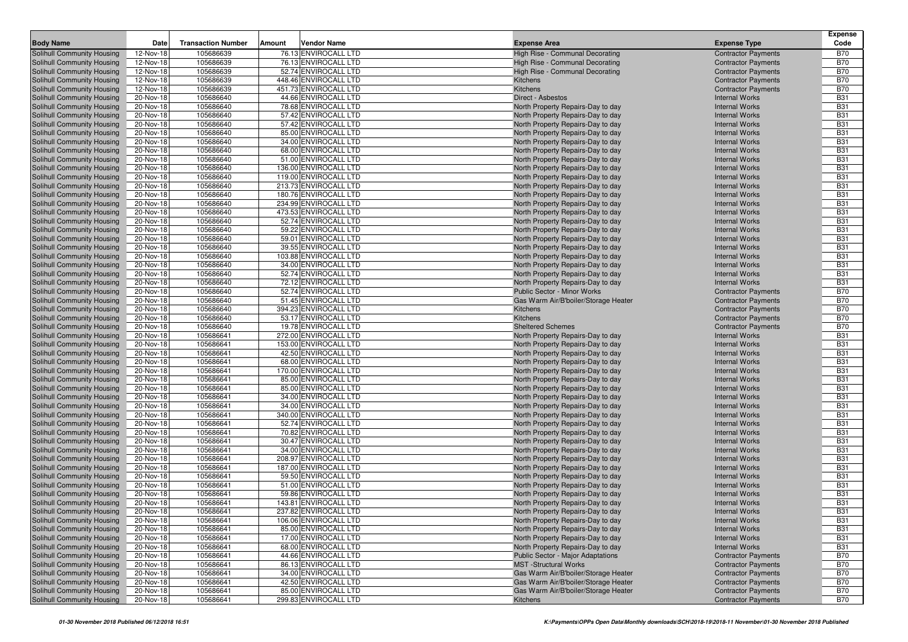| Body Name | Date | Transaction Number | Amount | Vendor Name | Expense Area | Expense Type | Expense Code |
|---|---|---|---|---|---|---|---|
| Solihull Community Housing | 12-Nov-18 | 105686639 | 76.13 | ENVIROCALL LTD | High Rise - Communal Decorating | Contractor Payments | B70 |
| Solihull Community Housing | 12-Nov-18 | 105686639 | 76.13 | ENVIROCALL LTD | High Rise - Communal Decorating | Contractor Payments | B70 |
| Solihull Community Housing | 12-Nov-18 | 105686639 | 52.74 | ENVIROCALL LTD | High Rise - Communal Decorating | Contractor Payments | B70 |
| Solihull Community Housing | 12-Nov-18 | 105686639 | 448.46 | ENVIROCALL LTD | Kitchens | Contractor Payments | B70 |
| Solihull Community Housing | 12-Nov-18 | 105686639 | 451.73 | ENVIROCALL LTD | Kitchens | Contractor Payments | B70 |
| Solihull Community Housing | 20-Nov-18 | 105686640 | 44.66 | ENVIROCALL LTD | Direct - Asbestos | Internal Works | B31 |
| Solihull Community Housing | 20-Nov-18 | 105686640 | 78.68 | ENVIROCALL LTD | North Property Repairs-Day to day | Internal Works | B31 |
| Solihull Community Housing | 20-Nov-18 | 105686640 | 57.42 | ENVIROCALL LTD | North Property Repairs-Day to day | Internal Works | B31 |
| Solihull Community Housing | 20-Nov-18 | 105686640 | 57.42 | ENVIROCALL LTD | North Property Repairs-Day to day | Internal Works | B31 |
| Solihull Community Housing | 20-Nov-18 | 105686640 | 85.00 | ENVIROCALL LTD | North Property Repairs-Day to day | Internal Works | B31 |
| Solihull Community Housing | 20-Nov-18 | 105686640 | 34.00 | ENVIROCALL LTD | North Property Repairs-Day to day | Internal Works | B31 |
| Solihull Community Housing | 20-Nov-18 | 105686640 | 68.00 | ENVIROCALL LTD | North Property Repairs-Day to day | Internal Works | B31 |
| Solihull Community Housing | 20-Nov-18 | 105686640 | 51.00 | ENVIROCALL LTD | North Property Repairs-Day to day | Internal Works | B31 |
| Solihull Community Housing | 20-Nov-18 | 105686640 | 136.00 | ENVIROCALL LTD | North Property Repairs-Day to day | Internal Works | B31 |
| Solihull Community Housing | 20-Nov-18 | 105686640 | 119.00 | ENVIROCALL LTD | North Property Repairs-Day to day | Internal Works | B31 |
| Solihull Community Housing | 20-Nov-18 | 105686640 | 213.73 | ENVIROCALL LTD | North Property Repairs-Day to day | Internal Works | B31 |
| Solihull Community Housing | 20-Nov-18 | 105686640 | 180.76 | ENVIROCALL LTD | North Property Repairs-Day to day | Internal Works | B31 |
| Solihull Community Housing | 20-Nov-18 | 105686640 | 234.99 | ENVIROCALL LTD | North Property Repairs-Day to day | Internal Works | B31 |
| Solihull Community Housing | 20-Nov-18 | 105686640 | 473.53 | ENVIROCALL LTD | North Property Repairs-Day to day | Internal Works | B31 |
| Solihull Community Housing | 20-Nov-18 | 105686640 | 52.74 | ENVIROCALL LTD | North Property Repairs-Day to day | Internal Works | B31 |
| Solihull Community Housing | 20-Nov-18 | 105686640 | 59.22 | ENVIROCALL LTD | North Property Repairs-Day to day | Internal Works | B31 |
| Solihull Community Housing | 20-Nov-18 | 105686640 | 59.01 | ENVIROCALL LTD | North Property Repairs-Day to day | Internal Works | B31 |
| Solihull Community Housing | 20-Nov-18 | 105686640 | 39.55 | ENVIROCALL LTD | North Property Repairs-Day to day | Internal Works | B31 |
| Solihull Community Housing | 20-Nov-18 | 105686640 | 103.88 | ENVIROCALL LTD | North Property Repairs-Day to day | Internal Works | B31 |
| Solihull Community Housing | 20-Nov-18 | 105686640 | 34.00 | ENVIROCALL LTD | North Property Repairs-Day to day | Internal Works | B31 |
| Solihull Community Housing | 20-Nov-18 | 105686640 | 52.74 | ENVIROCALL LTD | North Property Repairs-Day to day | Internal Works | B31 |
| Solihull Community Housing | 20-Nov-18 | 105686640 | 72.12 | ENVIROCALL LTD | North Property Repairs-Day to day | Internal Works | B31 |
| Solihull Community Housing | 20-Nov-18 | 105686640 | 52.74 | ENVIROCALL LTD | Public Sector - Minor Works | Contractor Payments | B70 |
| Solihull Community Housing | 20-Nov-18 | 105686640 | 51.45 | ENVIROCALL LTD | Gas Warm Air/B'boiler/Storage Heater | Contractor Payments | B70 |
| Solihull Community Housing | 20-Nov-18 | 105686640 | 394.23 | ENVIROCALL LTD | Kitchens | Contractor Payments | B70 |
| Solihull Community Housing | 20-Nov-18 | 105686640 | 53.17 | ENVIROCALL LTD | Kitchens | Contractor Payments | B70 |
| Solihull Community Housing | 20-Nov-18 | 105686640 | 19.78 | ENVIROCALL LTD | Sheltered Schemes | Contractor Payments | B70 |
| Solihull Community Housing | 20-Nov-18 | 105686641 | 272.00 | ENVIROCALL LTD | North Property Repairs-Day to day | Internal Works | B31 |
| Solihull Community Housing | 20-Nov-18 | 105686641 | 153.00 | ENVIROCALL LTD | North Property Repairs-Day to day | Internal Works | B31 |
| Solihull Community Housing | 20-Nov-18 | 105686641 | 42.50 | ENVIROCALL LTD | North Property Repairs-Day to day | Internal Works | B31 |
| Solihull Community Housing | 20-Nov-18 | 105686641 | 68.00 | ENVIROCALL LTD | North Property Repairs-Day to day | Internal Works | B31 |
| Solihull Community Housing | 20-Nov-18 | 105686641 | 170.00 | ENVIROCALL LTD | North Property Repairs-Day to day | Internal Works | B31 |
| Solihull Community Housing | 20-Nov-18 | 105686641 | 85.00 | ENVIROCALL LTD | North Property Repairs-Day to day | Internal Works | B31 |
| Solihull Community Housing | 20-Nov-18 | 105686641 | 85.00 | ENVIROCALL LTD | North Property Repairs-Day to day | Internal Works | B31 |
| Solihull Community Housing | 20-Nov-18 | 105686641 | 34.00 | ENVIROCALL LTD | North Property Repairs-Day to day | Internal Works | B31 |
| Solihull Community Housing | 20-Nov-18 | 105686641 | 34.00 | ENVIROCALL LTD | North Property Repairs-Day to day | Internal Works | B31 |
| Solihull Community Housing | 20-Nov-18 | 105686641 | 340.00 | ENVIROCALL LTD | North Property Repairs-Day to day | Internal Works | B31 |
| Solihull Community Housing | 20-Nov-18 | 105686641 | 52.74 | ENVIROCALL LTD | North Property Repairs-Day to day | Internal Works | B31 |
| Solihull Community Housing | 20-Nov-18 | 105686641 | 70.82 | ENVIROCALL LTD | North Property Repairs-Day to day | Internal Works | B31 |
| Solihull Community Housing | 20-Nov-18 | 105686641 | 30.47 | ENVIROCALL LTD | North Property Repairs-Day to day | Internal Works | B31 |
| Solihull Community Housing | 20-Nov-18 | 105686641 | 34.00 | ENVIROCALL LTD | North Property Repairs-Day to day | Internal Works | B31 |
| Solihull Community Housing | 20-Nov-18 | 105686641 | 208.97 | ENVIROCALL LTD | North Property Repairs-Day to day | Internal Works | B31 |
| Solihull Community Housing | 20-Nov-18 | 105686641 | 187.00 | ENVIROCALL LTD | North Property Repairs-Day to day | Internal Works | B31 |
| Solihull Community Housing | 20-Nov-18 | 105686641 | 59.50 | ENVIROCALL LTD | North Property Repairs-Day to day | Internal Works | B31 |
| Solihull Community Housing | 20-Nov-18 | 105686641 | 51.00 | ENVIROCALL LTD | North Property Repairs-Day to day | Internal Works | B31 |
| Solihull Community Housing | 20-Nov-18 | 105686641 | 59.86 | ENVIROCALL LTD | North Property Repairs-Day to day | Internal Works | B31 |
| Solihull Community Housing | 20-Nov-18 | 105686641 | 143.81 | ENVIROCALL LTD | North Property Repairs-Day to day | Internal Works | B31 |
| Solihull Community Housing | 20-Nov-18 | 105686641 | 237.82 | ENVIROCALL LTD | North Property Repairs-Day to day | Internal Works | B31 |
| Solihull Community Housing | 20-Nov-18 | 105686641 | 106.06 | ENVIROCALL LTD | North Property Repairs-Day to day | Internal Works | B31 |
| Solihull Community Housing | 20-Nov-18 | 105686641 | 85.00 | ENVIROCALL LTD | North Property Repairs-Day to day | Internal Works | B31 |
| Solihull Community Housing | 20-Nov-18 | 105686641 | 17.00 | ENVIROCALL LTD | North Property Repairs-Day to day | Internal Works | B31 |
| Solihull Community Housing | 20-Nov-18 | 105686641 | 68.00 | ENVIROCALL LTD | North Property Repairs-Day to day | Internal Works | B31 |
| Solihull Community Housing | 20-Nov-18 | 105686641 | 44.66 | ENVIROCALL LTD | Public Sector - Major Adaptations | Contractor Payments | B70 |
| Solihull Community Housing | 20-Nov-18 | 105686641 | 86.13 | ENVIROCALL LTD | MST -Structural Works | Contractor Payments | B70 |
| Solihull Community Housing | 20-Nov-18 | 105686641 | 34.00 | ENVIROCALL LTD | Gas Warm Air/B'boiler/Storage Heater | Contractor Payments | B70 |
| Solihull Community Housing | 20-Nov-18 | 105686641 | 42.50 | ENVIROCALL LTD | Gas Warm Air/B'boiler/Storage Heater | Contractor Payments | B70 |
| Solihull Community Housing | 20-Nov-18 | 105686641 | 85.00 | ENVIROCALL LTD | Gas Warm Air/B'boiler/Storage Heater | Contractor Payments | B70 |
| Solihull Community Housing | 20-Nov-18 | 105686641 | 299.83 | ENVIROCALL LTD | Kitchens | Contractor Payments | B70 |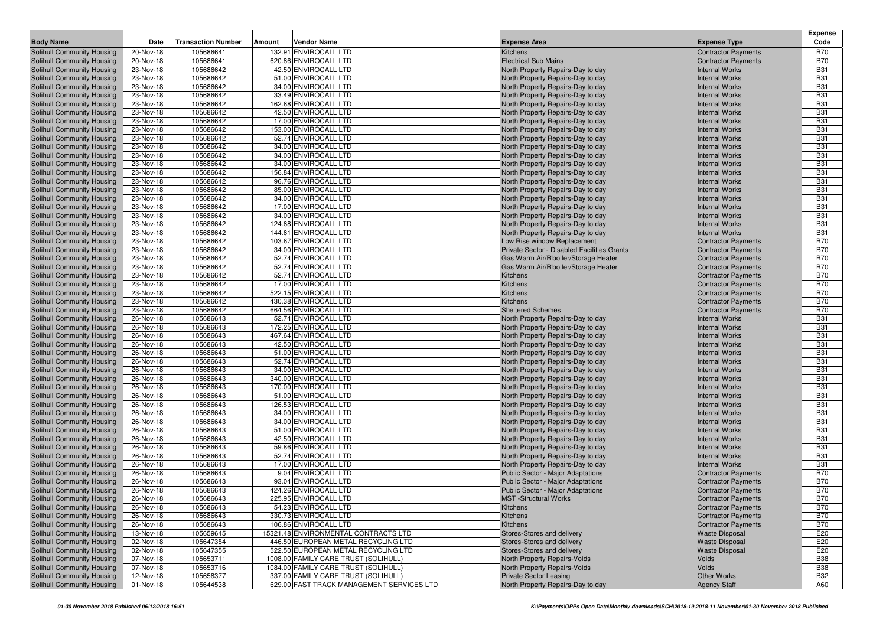| Body Name | Date | Transaction Number | Amount | Vendor Name | Expense Area | Expense Type | Expense Code |
|---|---|---|---|---|---|---|---|
| Solihull Community Housing | 20-Nov-18 | 105686641 | 132.91 | ENVIROCALL LTD | Kitchens | Contractor Payments | B70 |
| Solihull Community Housing | 20-Nov-18 | 105686641 | 620.86 | ENVIROCALL LTD | Electrical Sub Mains | Contractor Payments | B70 |
| Solihull Community Housing | 23-Nov-18 | 105686642 | 42.50 | ENVIROCALL LTD | North Property Repairs-Day to day | Internal Works | B31 |
| Solihull Community Housing | 23-Nov-18 | 105686642 | 51.00 | ENVIROCALL LTD | North Property Repairs-Day to day | Internal Works | B31 |
| Solihull Community Housing | 23-Nov-18 | 105686642 | 34.00 | ENVIROCALL LTD | North Property Repairs-Day to day | Internal Works | B31 |
| Solihull Community Housing | 23-Nov-18 | 105686642 | 33.49 | ENVIROCALL LTD | North Property Repairs-Day to day | Internal Works | B31 |
| Solihull Community Housing | 23-Nov-18 | 105686642 | 162.68 | ENVIROCALL LTD | North Property Repairs-Day to day | Internal Works | B31 |
| Solihull Community Housing | 23-Nov-18 | 105686642 | 42.50 | ENVIROCALL LTD | North Property Repairs-Day to day | Internal Works | B31 |
| Solihull Community Housing | 23-Nov-18 | 105686642 | 17.00 | ENVIROCALL LTD | North Property Repairs-Day to day | Internal Works | B31 |
| Solihull Community Housing | 23-Nov-18 | 105686642 | 153.00 | ENVIROCALL LTD | North Property Repairs-Day to day | Internal Works | B31 |
| Solihull Community Housing | 23-Nov-18 | 105686642 | 52.74 | ENVIROCALL LTD | North Property Repairs-Day to day | Internal Works | B31 |
| Solihull Community Housing | 23-Nov-18 | 105686642 | 34.00 | ENVIROCALL LTD | North Property Repairs-Day to day | Internal Works | B31 |
| Solihull Community Housing | 23-Nov-18 | 105686642 | 34.00 | ENVIROCALL LTD | North Property Repairs-Day to day | Internal Works | B31 |
| Solihull Community Housing | 23-Nov-18 | 105686642 | 34.00 | ENVIROCALL LTD | North Property Repairs-Day to day | Internal Works | B31 |
| Solihull Community Housing | 23-Nov-18 | 105686642 | 156.84 | ENVIROCALL LTD | North Property Repairs-Day to day | Internal Works | B31 |
| Solihull Community Housing | 23-Nov-18 | 105686642 | 96.76 | ENVIROCALL LTD | North Property Repairs-Day to day | Internal Works | B31 |
| Solihull Community Housing | 23-Nov-18 | 105686642 | 85.00 | ENVIROCALL LTD | North Property Repairs-Day to day | Internal Works | B31 |
| Solihull Community Housing | 23-Nov-18 | 105686642 | 34.00 | ENVIROCALL LTD | North Property Repairs-Day to day | Internal Works | B31 |
| Solihull Community Housing | 23-Nov-18 | 105686642 | 17.00 | ENVIROCALL LTD | North Property Repairs-Day to day | Internal Works | B31 |
| Solihull Community Housing | 23-Nov-18 | 105686642 | 34.00 | ENVIROCALL LTD | North Property Repairs-Day to day | Internal Works | B31 |
| Solihull Community Housing | 23-Nov-18 | 105686642 | 124.68 | ENVIROCALL LTD | North Property Repairs-Day to day | Internal Works | B31 |
| Solihull Community Housing | 23-Nov-18 | 105686642 | 144.61 | ENVIROCALL LTD | North Property Repairs-Day to day | Internal Works | B31 |
| Solihull Community Housing | 23-Nov-18 | 105686642 | 103.67 | ENVIROCALL LTD | Low Rise window Replacement | Contractor Payments | B70 |
| Solihull Community Housing | 23-Nov-18 | 105686642 | 34.00 | ENVIROCALL LTD | Private Sector - Disabled Facilities Grants | Contractor Payments | B70 |
| Solihull Community Housing | 23-Nov-18 | 105686642 | 52.74 | ENVIROCALL LTD | Gas Warm Air/B'boiler/Storage Heater | Contractor Payments | B70 |
| Solihull Community Housing | 23-Nov-18 | 105686642 | 52.74 | ENVIROCALL LTD | Gas Warm Air/B'boiler/Storage Heater | Contractor Payments | B70 |
| Solihull Community Housing | 23-Nov-18 | 105686642 | 52.74 | ENVIROCALL LTD | Kitchens | Contractor Payments | B70 |
| Solihull Community Housing | 23-Nov-18 | 105686642 | 17.00 | ENVIROCALL LTD | Kitchens | Contractor Payments | B70 |
| Solihull Community Housing | 23-Nov-18 | 105686642 | 522.15 | ENVIROCALL LTD | Kitchens | Contractor Payments | B70 |
| Solihull Community Housing | 23-Nov-18 | 105686642 | 430.38 | ENVIROCALL LTD | Kitchens | Contractor Payments | B70 |
| Solihull Community Housing | 23-Nov-18 | 105686642 | 664.56 | ENVIROCALL LTD | Sheltered Schemes | Contractor Payments | B70 |
| Solihull Community Housing | 26-Nov-18 | 105686643 | 52.74 | ENVIROCALL LTD | North Property Repairs-Day to day | Internal Works | B31 |
| Solihull Community Housing | 26-Nov-18 | 105686643 | 172.25 | ENVIROCALL LTD | North Property Repairs-Day to day | Internal Works | B31 |
| Solihull Community Housing | 26-Nov-18 | 105686643 | 467.64 | ENVIROCALL LTD | North Property Repairs-Day to day | Internal Works | B31 |
| Solihull Community Housing | 26-Nov-18 | 105686643 | 42.50 | ENVIROCALL LTD | North Property Repairs-Day to day | Internal Works | B31 |
| Solihull Community Housing | 26-Nov-18 | 105686643 | 51.00 | ENVIROCALL LTD | North Property Repairs-Day to day | Internal Works | B31 |
| Solihull Community Housing | 26-Nov-18 | 105686643 | 52.74 | ENVIROCALL LTD | North Property Repairs-Day to day | Internal Works | B31 |
| Solihull Community Housing | 26-Nov-18 | 105686643 | 34.00 | ENVIROCALL LTD | North Property Repairs-Day to day | Internal Works | B31 |
| Solihull Community Housing | 26-Nov-18 | 105686643 | 340.00 | ENVIROCALL LTD | North Property Repairs-Day to day | Internal Works | B31 |
| Solihull Community Housing | 26-Nov-18 | 105686643 | 170.00 | ENVIROCALL LTD | North Property Repairs-Day to day | Internal Works | B31 |
| Solihull Community Housing | 26-Nov-18 | 105686643 | 51.00 | ENVIROCALL LTD | North Property Repairs-Day to day | Internal Works | B31 |
| Solihull Community Housing | 26-Nov-18 | 105686643 | 126.53 | ENVIROCALL LTD | North Property Repairs-Day to day | Internal Works | B31 |
| Solihull Community Housing | 26-Nov-18 | 105686643 | 34.00 | ENVIROCALL LTD | North Property Repairs-Day to day | Internal Works | B31 |
| Solihull Community Housing | 26-Nov-18 | 105686643 | 34.00 | ENVIROCALL LTD | North Property Repairs-Day to day | Internal Works | B31 |
| Solihull Community Housing | 26-Nov-18 | 105686643 | 51.00 | ENVIROCALL LTD | North Property Repairs-Day to day | Internal Works | B31 |
| Solihull Community Housing | 26-Nov-18 | 105686643 | 42.50 | ENVIROCALL LTD | North Property Repairs-Day to day | Internal Works | B31 |
| Solihull Community Housing | 26-Nov-18 | 105686643 | 59.86 | ENVIROCALL LTD | North Property Repairs-Day to day | Internal Works | B31 |
| Solihull Community Housing | 26-Nov-18 | 105686643 | 52.74 | ENVIROCALL LTD | North Property Repairs-Day to day | Internal Works | B31 |
| Solihull Community Housing | 26-Nov-18 | 105686643 | 17.00 | ENVIROCALL LTD | North Property Repairs-Day to day | Internal Works | B31 |
| Solihull Community Housing | 26-Nov-18 | 105686643 | 9.04 | ENVIROCALL LTD | Public Sector - Major Adaptations | Contractor Payments | B70 |
| Solihull Community Housing | 26-Nov-18 | 105686643 | 93.04 | ENVIROCALL LTD | Public Sector - Major Adaptations | Contractor Payments | B70 |
| Solihull Community Housing | 26-Nov-18 | 105686643 | 424.26 | ENVIROCALL LTD | Public Sector - Major Adaptations | Contractor Payments | B70 |
| Solihull Community Housing | 26-Nov-18 | 105686643 | 225.95 | ENVIROCALL LTD | MST -Structural Works | Contractor Payments | B70 |
| Solihull Community Housing | 26-Nov-18 | 105686643 | 54.23 | ENVIROCALL LTD | Kitchens | Contractor Payments | B70 |
| Solihull Community Housing | 26-Nov-18 | 105686643 | 330.73 | ENVIROCALL LTD | Kitchens | Contractor Payments | B70 |
| Solihull Community Housing | 26-Nov-18 | 105686643 | 106.86 | ENVIROCALL LTD | Kitchens | Contractor Payments | B70 |
| Solihull Community Housing | 13-Nov-18 | 105659645 | 15321.48 | ENVIRONMENTAL CONTRACTS LTD | Stores-Stores and delivery | Waste Disposal | E20 |
| Solihull Community Housing | 02-Nov-18 | 105647354 | 446.50 | EUROPEAN METAL RECYCLING LTD | Stores-Stores and delivery | Waste Disposal | E20 |
| Solihull Community Housing | 02-Nov-18 | 105647355 | 522.50 | EUROPEAN METAL RECYCLING LTD | Stores-Stores and delivery | Waste Disposal | E20 |
| Solihull Community Housing | 07-Nov-18 | 105653711 | 1008.00 | FAMILY CARE TRUST (SOLIHULL) | North Property Repairs-Voids | Voids | B38 |
| Solihull Community Housing | 07-Nov-18 | 105653716 | 1084.00 | FAMILY CARE TRUST (SOLIHULL) | North Property Repairs-Voids | Voids | B38 |
| Solihull Community Housing | 12-Nov-18 | 105658377 | 337.00 | FAMILY CARE TRUST (SOLIHULL) | Private Sector Leasing | Other Works | B32 |
| Solihull Community Housing | 01-Nov-18 | 105644538 | 629.00 | FAST TRACK MANAGEMENT SERVICES LTD | North Property Repairs-Day to day | Agency Staff | A60 |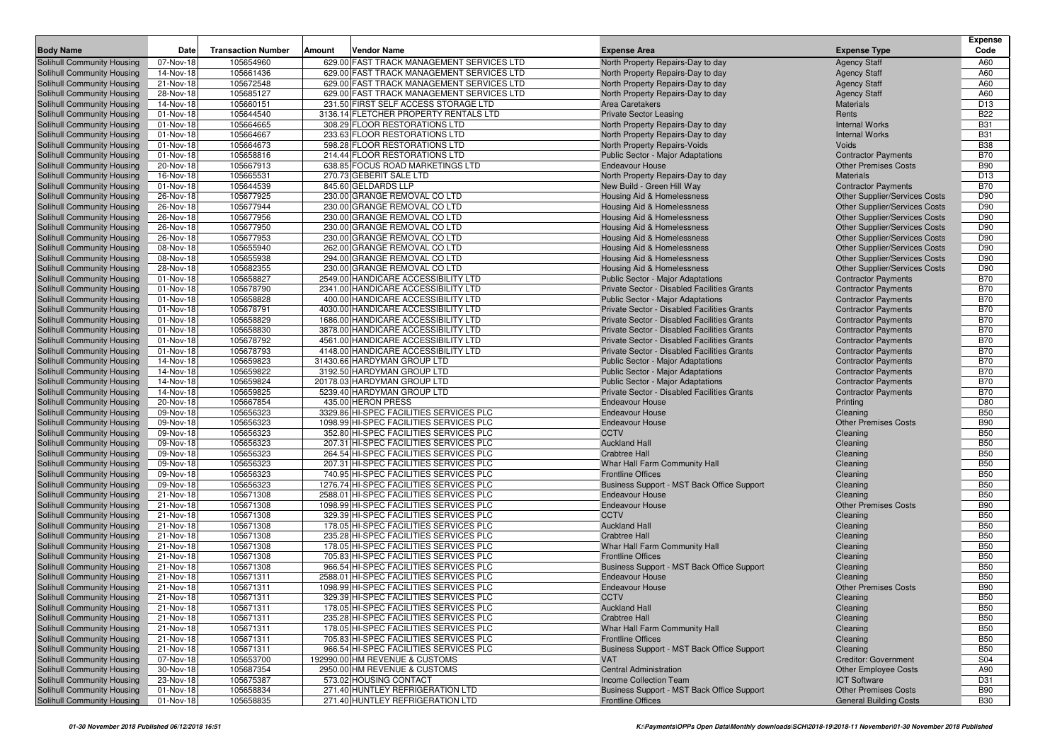| Body Name | Date | Transaction Number | Amount | Vendor Name | Expense Area | Expense Type | Expense Code |
|---|---|---|---|---|---|---|---|
| Solihull Community Housing | 07-Nov-18 | 105654960 | 629.00 | FAST TRACK MANAGEMENT SERVICES LTD | North Property Repairs-Day to day | Agency Staff | A60 |
| Solihull Community Housing | 14-Nov-18 | 105661436 | 629.00 | FAST TRACK MANAGEMENT SERVICES LTD | North Property Repairs-Day to day | Agency Staff | A60 |
| Solihull Community Housing | 21-Nov-18 | 105672548 | 629.00 | FAST TRACK MANAGEMENT SERVICES LTD | North Property Repairs-Day to day | Agency Staff | A60 |
| Solihull Community Housing | 28-Nov-18 | 105685127 | 629.00 | FAST TRACK MANAGEMENT SERVICES LTD | North Property Repairs-Day to day | Agency Staff | A60 |
| Solihull Community Housing | 14-Nov-18 | 105660151 | 231.50 | FIRST SELF ACCESS STORAGE LTD | Area Caretakers | Materials | D13 |
| Solihull Community Housing | 01-Nov-18 | 105644540 | 3136.14 | FLETCHER PROPERTY RENTALS LTD | Private Sector Leasing | Rents | B22 |
| Solihull Community Housing | 01-Nov-18 | 105664665 | 308.29 | FLOOR RESTORATIONS LTD | North Property Repairs-Day to day | Internal Works | B31 |
| Solihull Community Housing | 01-Nov-18 | 105664667 | 233.63 | FLOOR RESTORATIONS LTD | North Property Repairs-Day to day | Internal Works | B31 |
| Solihull Community Housing | 01-Nov-18 | 105664673 | 598.28 | FLOOR RESTORATIONS LTD | North Property Repairs-Voids | Voids | B38 |
| Solihull Community Housing | 01-Nov-18 | 105658816 | 214.44 | FLOOR RESTORATIONS LTD | Public Sector - Major Adaptations | Contractor Payments | B70 |
| Solihull Community Housing | 20-Nov-18 | 105667913 | 638.85 | FOCUS ROAD MARKETINGS LTD | Endeavour House | Other Premises Costs | B90 |
| Solihull Community Housing | 16-Nov-18 | 105665531 | 270.73 | GEBERIT SALE LTD | North Property Repairs-Day to day | Materials | D13 |
| Solihull Community Housing | 01-Nov-18 | 105644539 | 845.60 | GELDARDS LLP | New Build - Green Hill Way | Contractor Payments | B70 |
| Solihull Community Housing | 26-Nov-18 | 105677925 | 230.00 | GRANGE REMOVAL CO LTD | Housing Aid & Homelessness | Other Supplier/Services Costs | D90 |
| Solihull Community Housing | 26-Nov-18 | 105677944 | 230.00 | GRANGE REMOVAL CO LTD | Housing Aid & Homelessness | Other Supplier/Services Costs | D90 |
| Solihull Community Housing | 26-Nov-18 | 105677956 | 230.00 | GRANGE REMOVAL CO LTD | Housing Aid & Homelessness | Other Supplier/Services Costs | D90 |
| Solihull Community Housing | 26-Nov-18 | 105677950 | 230.00 | GRANGE REMOVAL CO LTD | Housing Aid & Homelessness | Other Supplier/Services Costs | D90 |
| Solihull Community Housing | 26-Nov-18 | 105677953 | 230.00 | GRANGE REMOVAL CO LTD | Housing Aid & Homelessness | Other Supplier/Services Costs | D90 |
| Solihull Community Housing | 08-Nov-18 | 105655940 | 262.00 | GRANGE REMOVAL CO LTD | Housing Aid & Homelessness | Other Supplier/Services Costs | D90 |
| Solihull Community Housing | 08-Nov-18 | 105655938 | 294.00 | GRANGE REMOVAL CO LTD | Housing Aid & Homelessness | Other Supplier/Services Costs | D90 |
| Solihull Community Housing | 28-Nov-18 | 105682355 | 230.00 | GRANGE REMOVAL CO LTD | Housing Aid & Homelessness | Other Supplier/Services Costs | D90 |
| Solihull Community Housing | 01-Nov-18 | 105658827 | 2549.00 | HANDICARE ACCESSIBILITY LTD | Public Sector - Major Adaptations | Contractor Payments | B70 |
| Solihull Community Housing | 01-Nov-18 | 105678790 | 2341.00 | HANDICARE ACCESSIBILITY LTD | Private Sector - Disabled Facilities Grants | Contractor Payments | B70 |
| Solihull Community Housing | 01-Nov-18 | 105658828 | 400.00 | HANDICARE ACCESSIBILITY LTD | Public Sector - Major Adaptations | Contractor Payments | B70 |
| Solihull Community Housing | 01-Nov-18 | 105678791 | 4030.00 | HANDICARE ACCESSIBILITY LTD | Private Sector - Disabled Facilities Grants | Contractor Payments | B70 |
| Solihull Community Housing | 01-Nov-18 | 105658829 | 1686.00 | HANDICARE ACCESSIBILITY LTD | Private Sector - Disabled Facilities Grants | Contractor Payments | B70 |
| Solihull Community Housing | 01-Nov-18 | 105658830 | 3878.00 | HANDICARE ACCESSIBILITY LTD | Private Sector - Disabled Facilities Grants | Contractor Payments | B70 |
| Solihull Community Housing | 01-Nov-18 | 105678792 | 4561.00 | HANDICARE ACCESSIBILITY LTD | Private Sector - Disabled Facilities Grants | Contractor Payments | B70 |
| Solihull Community Housing | 01-Nov-18 | 105678793 | 4148.00 | HANDICARE ACCESSIBILITY LTD | Private Sector - Disabled Facilities Grants | Contractor Payments | B70 |
| Solihull Community Housing | 14-Nov-18 | 105659823 | 31430.66 | HARDYMAN GROUP LTD | Public Sector - Major Adaptations | Contractor Payments | B70 |
| Solihull Community Housing | 14-Nov-18 | 105659822 | 3192.50 | HARDYMAN GROUP LTD | Public Sector - Major Adaptations | Contractor Payments | B70 |
| Solihull Community Housing | 14-Nov-18 | 105659824 | 20178.03 | HARDYMAN GROUP LTD | Public Sector - Major Adaptations | Contractor Payments | B70 |
| Solihull Community Housing | 14-Nov-18 | 105659825 | 5239.40 | HARDYMAN GROUP LTD | Private Sector - Disabled Facilities Grants | Contractor Payments | B70 |
| Solihull Community Housing | 20-Nov-18 | 105667854 | 435.00 | HERON PRESS | Endeavour House | Printing | D80 |
| Solihull Community Housing | 09-Nov-18 | 105656323 | 3329.86 | HI-SPEC FACILITIES SERVICES PLC | Endeavour House | Cleaning | B50 |
| Solihull Community Housing | 09-Nov-18 | 105656323 | 1098.99 | HI-SPEC FACILITIES SERVICES PLC | Endeavour House | Other Premises Costs | B90 |
| Solihull Community Housing | 09-Nov-18 | 105656323 | 352.80 | HI-SPEC FACILITIES SERVICES PLC | CCTV | Cleaning | B50 |
| Solihull Community Housing | 09-Nov-18 | 105656323 | 207.31 | HI-SPEC FACILITIES SERVICES PLC | Auckland Hall | Cleaning | B50 |
| Solihull Community Housing | 09-Nov-18 | 105656323 | 264.54 | HI-SPEC FACILITIES SERVICES PLC | Crabtree Hall | Cleaning | B50 |
| Solihull Community Housing | 09-Nov-18 | 105656323 | 207.31 | HI-SPEC FACILITIES SERVICES PLC | Whar Hall Farm Community Hall | Cleaning | B50 |
| Solihull Community Housing | 09-Nov-18 | 105656323 | 740.95 | HI-SPEC FACILITIES SERVICES PLC | Frontline Offices | Cleaning | B50 |
| Solihull Community Housing | 09-Nov-18 | 105656323 | 1276.74 | HI-SPEC FACILITIES SERVICES PLC | Business Support - MST Back Office Support | Cleaning | B50 |
| Solihull Community Housing | 21-Nov-18 | 105671308 | 2588.01 | HI-SPEC FACILITIES SERVICES PLC | Endeavour House | Cleaning | B50 |
| Solihull Community Housing | 21-Nov-18 | 105671308 | 1098.99 | HI-SPEC FACILITIES SERVICES PLC | Endeavour House | Other Premises Costs | B90 |
| Solihull Community Housing | 21-Nov-18 | 105671308 | 329.39 | HI-SPEC FACILITIES SERVICES PLC | CCTV | Cleaning | B50 |
| Solihull Community Housing | 21-Nov-18 | 105671308 | 178.05 | HI-SPEC FACILITIES SERVICES PLC | Auckland Hall | Cleaning | B50 |
| Solihull Community Housing | 21-Nov-18 | 105671308 | 235.28 | HI-SPEC FACILITIES SERVICES PLC | Crabtree Hall | Cleaning | B50 |
| Solihull Community Housing | 21-Nov-18 | 105671308 | 178.05 | HI-SPEC FACILITIES SERVICES PLC | Whar Hall Farm Community Hall | Cleaning | B50 |
| Solihull Community Housing | 21-Nov-18 | 105671308 | 705.83 | HI-SPEC FACILITIES SERVICES PLC | Frontline Offices | Cleaning | B50 |
| Solihull Community Housing | 21-Nov-18 | 105671308 | 966.54 | HI-SPEC FACILITIES SERVICES PLC | Business Support - MST Back Office Support | Cleaning | B50 |
| Solihull Community Housing | 21-Nov-18 | 105671311 | 2588.01 | HI-SPEC FACILITIES SERVICES PLC | Endeavour House | Cleaning | B50 |
| Solihull Community Housing | 21-Nov-18 | 105671311 | 1098.99 | HI-SPEC FACILITIES SERVICES PLC | Endeavour House | Other Premises Costs | B90 |
| Solihull Community Housing | 21-Nov-18 | 105671311 | 329.39 | HI-SPEC FACILITIES SERVICES PLC | CCTV | Cleaning | B50 |
| Solihull Community Housing | 21-Nov-18 | 105671311 | 178.05 | HI-SPEC FACILITIES SERVICES PLC | Auckland Hall | Cleaning | B50 |
| Solihull Community Housing | 21-Nov-18 | 105671311 | 235.28 | HI-SPEC FACILITIES SERVICES PLC | Crabtree Hall | Cleaning | B50 |
| Solihull Community Housing | 21-Nov-18 | 105671311 | 178.05 | HI-SPEC FACILITIES SERVICES PLC | Whar Hall Farm Community Hall | Cleaning | B50 |
| Solihull Community Housing | 21-Nov-18 | 105671311 | 705.83 | HI-SPEC FACILITIES SERVICES PLC | Frontline Offices | Cleaning | B50 |
| Solihull Community Housing | 21-Nov-18 | 105671311 | 966.54 | HI-SPEC FACILITIES SERVICES PLC | Business Support - MST Back Office Support | Cleaning | B50 |
| Solihull Community Housing | 07-Nov-18 | 105653700 | 192990.00 | HM REVENUE & CUSTOMS | VAT | Creditor: Government | S04 |
| Solihull Community Housing | 30-Nov-18 | 105687354 | 2950.00 | HM REVENUE & CUSTOMS | Central Administration | Other Employee Costs | A90 |
| Solihull Community Housing | 23-Nov-18 | 105675387 | 573.02 | HOUSING CONTACT | Income Collection Team | ICT Software | D31 |
| Solihull Community Housing | 01-Nov-18 | 105658834 | 271.40 | HUNTLEY REFRIGERATION LTD | Business Support - MST Back Office Support | Other Premises Costs | B90 |
| Solihull Community Housing | 01-Nov-18 | 105658835 | 271.40 | HUNTLEY REFRIGERATION LTD | Frontline Offices | General Building Costs | B30 |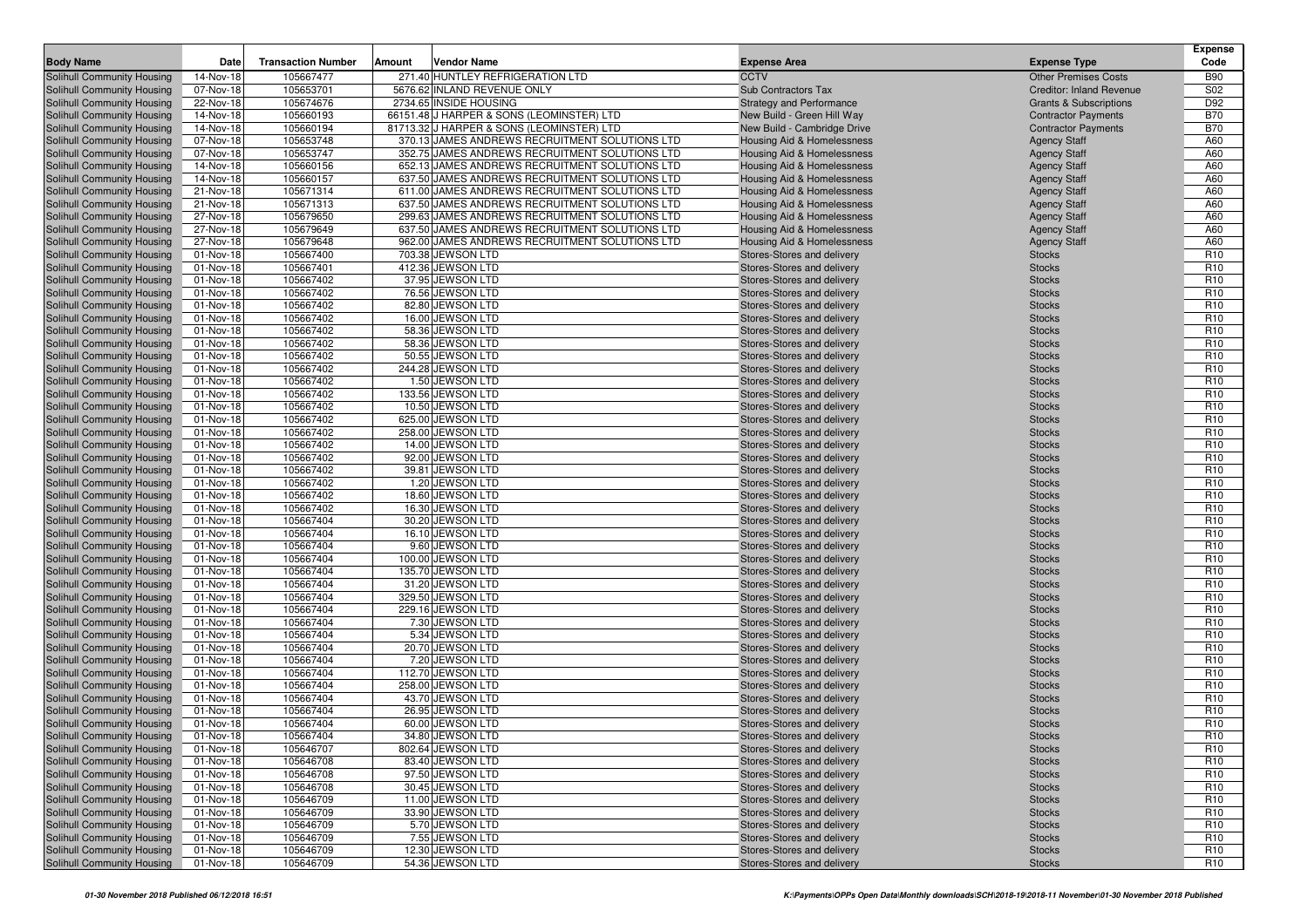| Body Name | Date | Transaction Number | Amount | Vendor Name | Expense Area | Expense Type | Expense Code |
|---|---|---|---|---|---|---|---|
| Solihull Community Housing | 14-Nov-18 | 105667477 | 271.40 | HUNTLEY REFRIGERATION LTD | CCTV | Other Premises Costs | B90 |
| Solihull Community Housing | 07-Nov-18 | 105653701 | 5676.62 | INLAND REVENUE ONLY | Sub Contractors Tax | Creditor: Inland Revenue | S02 |
| Solihull Community Housing | 22-Nov-18 | 105674676 | 2734.65 | INSIDE HOUSING | Strategy and Performance | Grants & Subscriptions | D92 |
| Solihull Community Housing | 14-Nov-18 | 105660193 | 66151.48 | J HARPER & SONS (LEOMINSTER) LTD | New Build - Green Hill Way | Contractor Payments | B70 |
| Solihull Community Housing | 14-Nov-18 | 105660194 | 81713.32 | J HARPER & SONS (LEOMINSTER) LTD | New Build - Cambridge Drive | Contractor Payments | B70 |
| Solihull Community Housing | 07-Nov-18 | 105653748 | 370.13 | JAMES ANDREWS RECRUITMENT SOLUTIONS LTD | Housing Aid & Homelessness | Agency Staff | A60 |
| Solihull Community Housing | 07-Nov-18 | 105653747 | 352.75 | JAMES ANDREWS RECRUITMENT SOLUTIONS LTD | Housing Aid & Homelessness | Agency Staff | A60 |
| Solihull Community Housing | 14-Nov-18 | 105660156 | 652.13 | JAMES ANDREWS RECRUITMENT SOLUTIONS LTD | Housing Aid & Homelessness | Agency Staff | A60 |
| Solihull Community Housing | 14-Nov-18 | 105660157 | 637.50 | JAMES ANDREWS RECRUITMENT SOLUTIONS LTD | Housing Aid & Homelessness | Agency Staff | A60 |
| Solihull Community Housing | 21-Nov-18 | 105671314 | 611.00 | JAMES ANDREWS RECRUITMENT SOLUTIONS LTD | Housing Aid & Homelessness | Agency Staff | A60 |
| Solihull Community Housing | 21-Nov-18 | 105671313 | 637.50 | JAMES ANDREWS RECRUITMENT SOLUTIONS LTD | Housing Aid & Homelessness | Agency Staff | A60 |
| Solihull Community Housing | 27-Nov-18 | 105679650 | 299.63 | JAMES ANDREWS RECRUITMENT SOLUTIONS LTD | Housing Aid & Homelessness | Agency Staff | A60 |
| Solihull Community Housing | 27-Nov-18 | 105679649 | 637.50 | JAMES ANDREWS RECRUITMENT SOLUTIONS LTD | Housing Aid & Homelessness | Agency Staff | A60 |
| Solihull Community Housing | 27-Nov-18 | 105679648 | 962.00 | JAMES ANDREWS RECRUITMENT SOLUTIONS LTD | Housing Aid & Homelessness | Agency Staff | A60 |
| Solihull Community Housing | 01-Nov-18 | 105667400 | 703.38 | JEWSON LTD | Stores-Stores and delivery | Stocks | R10 |
| Solihull Community Housing | 01-Nov-18 | 105667401 | 412.36 | JEWSON LTD | Stores-Stores and delivery | Stocks | R10 |
| Solihull Community Housing | 01-Nov-18 | 105667402 | 37.95 | JEWSON LTD | Stores-Stores and delivery | Stocks | R10 |
| Solihull Community Housing | 01-Nov-18 | 105667402 | 76.56 | JEWSON LTD | Stores-Stores and delivery | Stocks | R10 |
| Solihull Community Housing | 01-Nov-18 | 105667402 | 82.80 | JEWSON LTD | Stores-Stores and delivery | Stocks | R10 |
| Solihull Community Housing | 01-Nov-18 | 105667402 | 16.00 | JEWSON LTD | Stores-Stores and delivery | Stocks | R10 |
| Solihull Community Housing | 01-Nov-18 | 105667402 | 58.36 | JEWSON LTD | Stores-Stores and delivery | Stocks | R10 |
| Solihull Community Housing | 01-Nov-18 | 105667402 | 58.36 | JEWSON LTD | Stores-Stores and delivery | Stocks | R10 |
| Solihull Community Housing | 01-Nov-18 | 105667402 | 50.55 | JEWSON LTD | Stores-Stores and delivery | Stocks | R10 |
| Solihull Community Housing | 01-Nov-18 | 105667402 | 244.28 | JEWSON LTD | Stores-Stores and delivery | Stocks | R10 |
| Solihull Community Housing | 01-Nov-18 | 105667402 | 1.50 | JEWSON LTD | Stores-Stores and delivery | Stocks | R10 |
| Solihull Community Housing | 01-Nov-18 | 105667402 | 133.56 | JEWSON LTD | Stores-Stores and delivery | Stocks | R10 |
| Solihull Community Housing | 01-Nov-18 | 105667402 | 10.50 | JEWSON LTD | Stores-Stores and delivery | Stocks | R10 |
| Solihull Community Housing | 01-Nov-18 | 105667402 | 625.00 | JEWSON LTD | Stores-Stores and delivery | Stocks | R10 |
| Solihull Community Housing | 01-Nov-18 | 105667402 | 258.00 | JEWSON LTD | Stores-Stores and delivery | Stocks | R10 |
| Solihull Community Housing | 01-Nov-18 | 105667402 | 14.00 | JEWSON LTD | Stores-Stores and delivery | Stocks | R10 |
| Solihull Community Housing | 01-Nov-18 | 105667402 | 92.00 | JEWSON LTD | Stores-Stores and delivery | Stocks | R10 |
| Solihull Community Housing | 01-Nov-18 | 105667402 | 39.81 | JEWSON LTD | Stores-Stores and delivery | Stocks | R10 |
| Solihull Community Housing | 01-Nov-18 | 105667402 | 1.20 | JEWSON LTD | Stores-Stores and delivery | Stocks | R10 |
| Solihull Community Housing | 01-Nov-18 | 105667402 | 18.60 | JEWSON LTD | Stores-Stores and delivery | Stocks | R10 |
| Solihull Community Housing | 01-Nov-18 | 105667402 | 16.30 | JEWSON LTD | Stores-Stores and delivery | Stocks | R10 |
| Solihull Community Housing | 01-Nov-18 | 105667404 | 30.20 | JEWSON LTD | Stores-Stores and delivery | Stocks | R10 |
| Solihull Community Housing | 01-Nov-18 | 105667404 | 16.10 | JEWSON LTD | Stores-Stores and delivery | Stocks | R10 |
| Solihull Community Housing | 01-Nov-18 | 105667404 | 9.60 | JEWSON LTD | Stores-Stores and delivery | Stocks | R10 |
| Solihull Community Housing | 01-Nov-18 | 105667404 | 100.00 | JEWSON LTD | Stores-Stores and delivery | Stocks | R10 |
| Solihull Community Housing | 01-Nov-18 | 105667404 | 135.70 | JEWSON LTD | Stores-Stores and delivery | Stocks | R10 |
| Solihull Community Housing | 01-Nov-18 | 105667404 | 31.20 | JEWSON LTD | Stores-Stores and delivery | Stocks | R10 |
| Solihull Community Housing | 01-Nov-18 | 105667404 | 329.50 | JEWSON LTD | Stores-Stores and delivery | Stocks | R10 |
| Solihull Community Housing | 01-Nov-18 | 105667404 | 229.16 | JEWSON LTD | Stores-Stores and delivery | Stocks | R10 |
| Solihull Community Housing | 01-Nov-18 | 105667404 | 7.30 | JEWSON LTD | Stores-Stores and delivery | Stocks | R10 |
| Solihull Community Housing | 01-Nov-18 | 105667404 | 5.34 | JEWSON LTD | Stores-Stores and delivery | Stocks | R10 |
| Solihull Community Housing | 01-Nov-18 | 105667404 | 20.70 | JEWSON LTD | Stores-Stores and delivery | Stocks | R10 |
| Solihull Community Housing | 01-Nov-18 | 105667404 | 7.20 | JEWSON LTD | Stores-Stores and delivery | Stocks | R10 |
| Solihull Community Housing | 01-Nov-18 | 105667404 | 112.70 | JEWSON LTD | Stores-Stores and delivery | Stocks | R10 |
| Solihull Community Housing | 01-Nov-18 | 105667404 | 258.00 | JEWSON LTD | Stores-Stores and delivery | Stocks | R10 |
| Solihull Community Housing | 01-Nov-18 | 105667404 | 43.70 | JEWSON LTD | Stores-Stores and delivery | Stocks | R10 |
| Solihull Community Housing | 01-Nov-18 | 105667404 | 26.95 | JEWSON LTD | Stores-Stores and delivery | Stocks | R10 |
| Solihull Community Housing | 01-Nov-18 | 105667404 | 60.00 | JEWSON LTD | Stores-Stores and delivery | Stocks | R10 |
| Solihull Community Housing | 01-Nov-18 | 105667404 | 34.80 | JEWSON LTD | Stores-Stores and delivery | Stocks | R10 |
| Solihull Community Housing | 01-Nov-18 | 105646707 | 802.64 | JEWSON LTD | Stores-Stores and delivery | Stocks | R10 |
| Solihull Community Housing | 01-Nov-18 | 105646708 | 83.40 | JEWSON LTD | Stores-Stores and delivery | Stocks | R10 |
| Solihull Community Housing | 01-Nov-18 | 105646708 | 97.50 | JEWSON LTD | Stores-Stores and delivery | Stocks | R10 |
| Solihull Community Housing | 01-Nov-18 | 105646708 | 30.45 | JEWSON LTD | Stores-Stores and delivery | Stocks | R10 |
| Solihull Community Housing | 01-Nov-18 | 105646709 | 11.00 | JEWSON LTD | Stores-Stores and delivery | Stocks | R10 |
| Solihull Community Housing | 01-Nov-18 | 105646709 | 33.90 | JEWSON LTD | Stores-Stores and delivery | Stocks | R10 |
| Solihull Community Housing | 01-Nov-18 | 105646709 | 5.70 | JEWSON LTD | Stores-Stores and delivery | Stocks | R10 |
| Solihull Community Housing | 01-Nov-18 | 105646709 | 7.55 | JEWSON LTD | Stores-Stores and delivery | Stocks | R10 |
| Solihull Community Housing | 01-Nov-18 | 105646709 | 12.30 | JEWSON LTD | Stores-Stores and delivery | Stocks | R10 |
| Solihull Community Housing | 01-Nov-18 | 105646709 | 54.36 | JEWSON LTD | Stores-Stores and delivery | Stocks | R10 |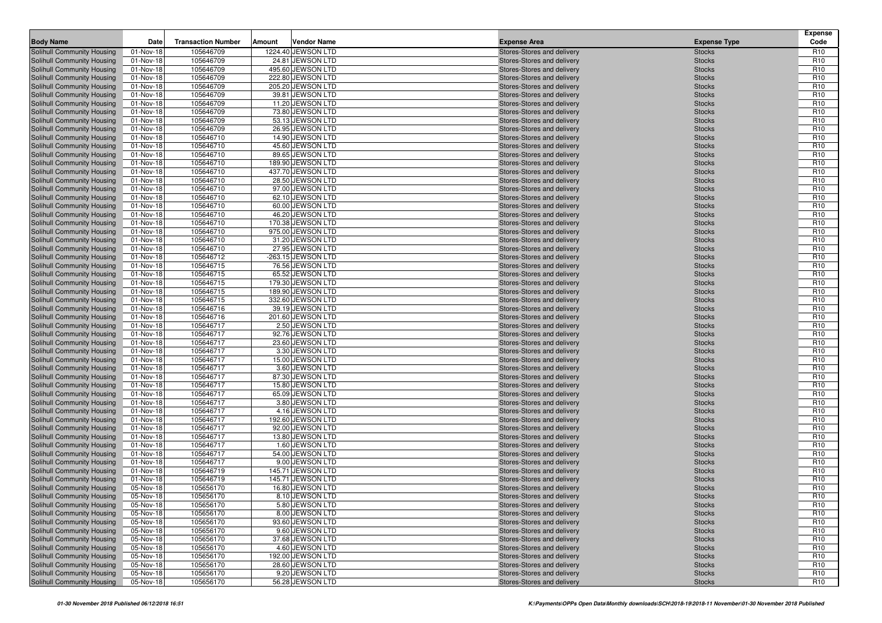| Body Name | Date | Transaction Number | Amount | Vendor Name | Expense Area | Expense Type | Expense Code |
|---|---|---|---|---|---|---|---|
| Solihull Community Housing | 01-Nov-18 | 105646709 | 1224.40 | JEWSON LTD | Stores-Stores and delivery | Stocks | R10 |
| Solihull Community Housing | 01-Nov-18 | 105646709 | 24.81 | JEWSON LTD | Stores-Stores and delivery | Stocks | R10 |
| Solihull Community Housing | 01-Nov-18 | 105646709 | 495.60 | JEWSON LTD | Stores-Stores and delivery | Stocks | R10 |
| Solihull Community Housing | 01-Nov-18 | 105646709 | 222.80 | JEWSON LTD | Stores-Stores and delivery | Stocks | R10 |
| Solihull Community Housing | 01-Nov-18 | 105646709 | 205.20 | JEWSON LTD | Stores-Stores and delivery | Stocks | R10 |
| Solihull Community Housing | 01-Nov-18 | 105646709 | 39.81 | JEWSON LTD | Stores-Stores and delivery | Stocks | R10 |
| Solihull Community Housing | 01-Nov-18 | 105646709 | 11.20 | JEWSON LTD | Stores-Stores and delivery | Stocks | R10 |
| Solihull Community Housing | 01-Nov-18 | 105646709 | 73.80 | JEWSON LTD | Stores-Stores and delivery | Stocks | R10 |
| Solihull Community Housing | 01-Nov-18 | 105646709 | 53.13 | JEWSON LTD | Stores-Stores and delivery | Stocks | R10 |
| Solihull Community Housing | 01-Nov-18 | 105646709 | 26.95 | JEWSON LTD | Stores-Stores and delivery | Stocks | R10 |
| Solihull Community Housing | 01-Nov-18 | 105646710 | 14.90 | JEWSON LTD | Stores-Stores and delivery | Stocks | R10 |
| Solihull Community Housing | 01-Nov-18 | 105646710 | 45.60 | JEWSON LTD | Stores-Stores and delivery | Stocks | R10 |
| Solihull Community Housing | 01-Nov-18 | 105646710 | 89.65 | JEWSON LTD | Stores-Stores and delivery | Stocks | R10 |
| Solihull Community Housing | 01-Nov-18 | 105646710 | 189.90 | JEWSON LTD | Stores-Stores and delivery | Stocks | R10 |
| Solihull Community Housing | 01-Nov-18 | 105646710 | 437.70 | JEWSON LTD | Stores-Stores and delivery | Stocks | R10 |
| Solihull Community Housing | 01-Nov-18 | 105646710 | 28.50 | JEWSON LTD | Stores-Stores and delivery | Stocks | R10 |
| Solihull Community Housing | 01-Nov-18 | 105646710 | 97.00 | JEWSON LTD | Stores-Stores and delivery | Stocks | R10 |
| Solihull Community Housing | 01-Nov-18 | 105646710 | 62.10 | JEWSON LTD | Stores-Stores and delivery | Stocks | R10 |
| Solihull Community Housing | 01-Nov-18 | 105646710 | 60.00 | JEWSON LTD | Stores-Stores and delivery | Stocks | R10 |
| Solihull Community Housing | 01-Nov-18 | 105646710 | 46.20 | JEWSON LTD | Stores-Stores and delivery | Stocks | R10 |
| Solihull Community Housing | 01-Nov-18 | 105646710 | 170.38 | JEWSON LTD | Stores-Stores and delivery | Stocks | R10 |
| Solihull Community Housing | 01-Nov-18 | 105646710 | 975.00 | JEWSON LTD | Stores-Stores and delivery | Stocks | R10 |
| Solihull Community Housing | 01-Nov-18 | 105646710 | 31.20 | JEWSON LTD | Stores-Stores and delivery | Stocks | R10 |
| Solihull Community Housing | 01-Nov-18 | 105646710 | 27.95 | JEWSON LTD | Stores-Stores and delivery | Stocks | R10 |
| Solihull Community Housing | 01-Nov-18 | 105646712 | -263.15 | JEWSON LTD | Stores-Stores and delivery | Stocks | R10 |
| Solihull Community Housing | 01-Nov-18 | 105646715 | 76.56 | JEWSON LTD | Stores-Stores and delivery | Stocks | R10 |
| Solihull Community Housing | 01-Nov-18 | 105646715 | 65.52 | JEWSON LTD | Stores-Stores and delivery | Stocks | R10 |
| Solihull Community Housing | 01-Nov-18 | 105646715 | 179.30 | JEWSON LTD | Stores-Stores and delivery | Stocks | R10 |
| Solihull Community Housing | 01-Nov-18 | 105646715 | 189.90 | JEWSON LTD | Stores-Stores and delivery | Stocks | R10 |
| Solihull Community Housing | 01-Nov-18 | 105646715 | 332.60 | JEWSON LTD | Stores-Stores and delivery | Stocks | R10 |
| Solihull Community Housing | 01-Nov-18 | 105646716 | 39.19 | JEWSON LTD | Stores-Stores and delivery | Stocks | R10 |
| Solihull Community Housing | 01-Nov-18 | 105646716 | 201.60 | JEWSON LTD | Stores-Stores and delivery | Stocks | R10 |
| Solihull Community Housing | 01-Nov-18 | 105646717 | 2.50 | JEWSON LTD | Stores-Stores and delivery | Stocks | R10 |
| Solihull Community Housing | 01-Nov-18 | 105646717 | 92.76 | JEWSON LTD | Stores-Stores and delivery | Stocks | R10 |
| Solihull Community Housing | 01-Nov-18 | 105646717 | 23.60 | JEWSON LTD | Stores-Stores and delivery | Stocks | R10 |
| Solihull Community Housing | 01-Nov-18 | 105646717 | 3.30 | JEWSON LTD | Stores-Stores and delivery | Stocks | R10 |
| Solihull Community Housing | 01-Nov-18 | 105646717 | 15.00 | JEWSON LTD | Stores-Stores and delivery | Stocks | R10 |
| Solihull Community Housing | 01-Nov-18 | 105646717 | 3.60 | JEWSON LTD | Stores-Stores and delivery | Stocks | R10 |
| Solihull Community Housing | 01-Nov-18 | 105646717 | 87.30 | JEWSON LTD | Stores-Stores and delivery | Stocks | R10 |
| Solihull Community Housing | 01-Nov-18 | 105646717 | 15.80 | JEWSON LTD | Stores-Stores and delivery | Stocks | R10 |
| Solihull Community Housing | 01-Nov-18 | 105646717 | 65.09 | JEWSON LTD | Stores-Stores and delivery | Stocks | R10 |
| Solihull Community Housing | 01-Nov-18 | 105646717 | 3.80 | JEWSON LTD | Stores-Stores and delivery | Stocks | R10 |
| Solihull Community Housing | 01-Nov-18 | 105646717 | 4.16 | JEWSON LTD | Stores-Stores and delivery | Stocks | R10 |
| Solihull Community Housing | 01-Nov-18 | 105646717 | 192.60 | JEWSON LTD | Stores-Stores and delivery | Stocks | R10 |
| Solihull Community Housing | 01-Nov-18 | 105646717 | 92.00 | JEWSON LTD | Stores-Stores and delivery | Stocks | R10 |
| Solihull Community Housing | 01-Nov-18 | 105646717 | 13.80 | JEWSON LTD | Stores-Stores and delivery | Stocks | R10 |
| Solihull Community Housing | 01-Nov-18 | 105646717 | 1.60 | JEWSON LTD | Stores-Stores and delivery | Stocks | R10 |
| Solihull Community Housing | 01-Nov-18 | 105646717 | 54.00 | JEWSON LTD | Stores-Stores and delivery | Stocks | R10 |
| Solihull Community Housing | 01-Nov-18 | 105646717 | 9.00 | JEWSON LTD | Stores-Stores and delivery | Stocks | R10 |
| Solihull Community Housing | 01-Nov-18 | 105646719 | 145.71 | JEWSON LTD | Stores-Stores and delivery | Stocks | R10 |
| Solihull Community Housing | 01-Nov-18 | 105646719 | 145.71 | JEWSON LTD | Stores-Stores and delivery | Stocks | R10 |
| Solihull Community Housing | 05-Nov-18 | 105656170 | 16.80 | JEWSON LTD | Stores-Stores and delivery | Stocks | R10 |
| Solihull Community Housing | 05-Nov-18 | 105656170 | 8.10 | JEWSON LTD | Stores-Stores and delivery | Stocks | R10 |
| Solihull Community Housing | 05-Nov-18 | 105656170 | 5.80 | JEWSON LTD | Stores-Stores and delivery | Stocks | R10 |
| Solihull Community Housing | 05-Nov-18 | 105656170 | 8.00 | JEWSON LTD | Stores-Stores and delivery | Stocks | R10 |
| Solihull Community Housing | 05-Nov-18 | 105656170 | 93.60 | JEWSON LTD | Stores-Stores and delivery | Stocks | R10 |
| Solihull Community Housing | 05-Nov-18 | 105656170 | 9.60 | JEWSON LTD | Stores-Stores and delivery | Stocks | R10 |
| Solihull Community Housing | 05-Nov-18 | 105656170 | 37.68 | JEWSON LTD | Stores-Stores and delivery | Stocks | R10 |
| Solihull Community Housing | 05-Nov-18 | 105656170 | 4.60 | JEWSON LTD | Stores-Stores and delivery | Stocks | R10 |
| Solihull Community Housing | 05-Nov-18 | 105656170 | 192.00 | JEWSON LTD | Stores-Stores and delivery | Stocks | R10 |
| Solihull Community Housing | 05-Nov-18 | 105656170 | 28.60 | JEWSON LTD | Stores-Stores and delivery | Stocks | R10 |
| Solihull Community Housing | 05-Nov-18 | 105656170 | 9.20 | JEWSON LTD | Stores-Stores and delivery | Stocks | R10 |
| Solihull Community Housing | 05-Nov-18 | 105656170 | 56.28 | JEWSON LTD | Stores-Stores and delivery | Stocks | R10 |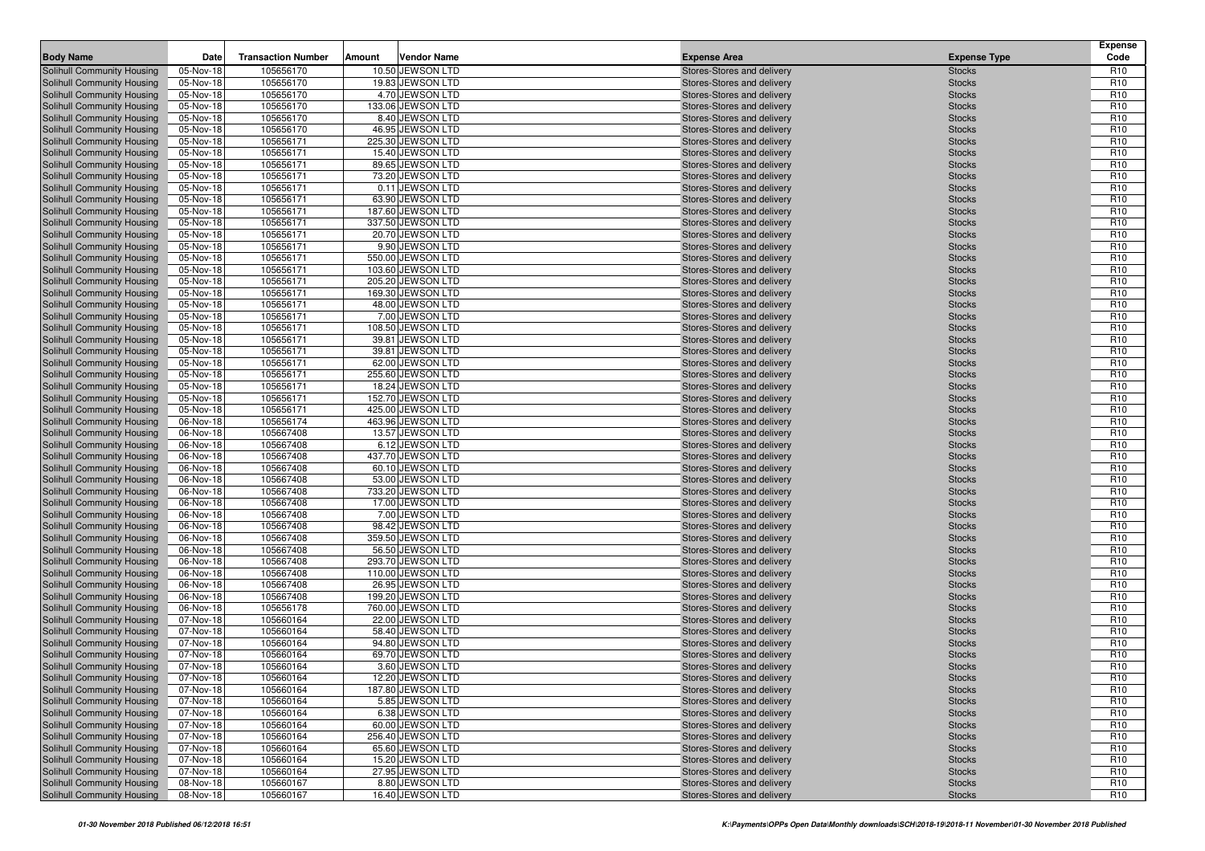| Body Name | Date | Transaction Number | Amount | Vendor Name | Expense Area | Expense Type | Expense Code |
|---|---|---|---|---|---|---|---|
| Solihull Community Housing | 05-Nov-18 | 105656170 | 10.50 | JEWSON LTD | Stores-Stores and delivery | Stocks | R10 |
| Solihull Community Housing | 05-Nov-18 | 105656170 | 19.83 | JEWSON LTD | Stores-Stores and delivery | Stocks | R10 |
| Solihull Community Housing | 05-Nov-18 | 105656170 | 4.70 | JEWSON LTD | Stores-Stores and delivery | Stocks | R10 |
| Solihull Community Housing | 05-Nov-18 | 105656170 | 133.06 | JEWSON LTD | Stores-Stores and delivery | Stocks | R10 |
| Solihull Community Housing | 05-Nov-18 | 105656170 | 8.40 | JEWSON LTD | Stores-Stores and delivery | Stocks | R10 |
| Solihull Community Housing | 05-Nov-18 | 105656170 | 46.95 | JEWSON LTD | Stores-Stores and delivery | Stocks | R10 |
| Solihull Community Housing | 05-Nov-18 | 105656171 | 225.30 | JEWSON LTD | Stores-Stores and delivery | Stocks | R10 |
| Solihull Community Housing | 05-Nov-18 | 105656171 | 15.40 | JEWSON LTD | Stores-Stores and delivery | Stocks | R10 |
| Solihull Community Housing | 05-Nov-18 | 105656171 | 89.65 | JEWSON LTD | Stores-Stores and delivery | Stocks | R10 |
| Solihull Community Housing | 05-Nov-18 | 105656171 | 73.20 | JEWSON LTD | Stores-Stores and delivery | Stocks | R10 |
| Solihull Community Housing | 05-Nov-18 | 105656171 | 0.11 | JEWSON LTD | Stores-Stores and delivery | Stocks | R10 |
| Solihull Community Housing | 05-Nov-18 | 105656171 | 63.90 | JEWSON LTD | Stores-Stores and delivery | Stocks | R10 |
| Solihull Community Housing | 05-Nov-18 | 105656171 | 187.60 | JEWSON LTD | Stores-Stores and delivery | Stocks | R10 |
| Solihull Community Housing | 05-Nov-18 | 105656171 | 337.50 | JEWSON LTD | Stores-Stores and delivery | Stocks | R10 |
| Solihull Community Housing | 05-Nov-18 | 105656171 | 20.70 | JEWSON LTD | Stores-Stores and delivery | Stocks | R10 |
| Solihull Community Housing | 05-Nov-18 | 105656171 | 9.90 | JEWSON LTD | Stores-Stores and delivery | Stocks | R10 |
| Solihull Community Housing | 05-Nov-18 | 105656171 | 550.00 | JEWSON LTD | Stores-Stores and delivery | Stocks | R10 |
| Solihull Community Housing | 05-Nov-18 | 105656171 | 103.60 | JEWSON LTD | Stores-Stores and delivery | Stocks | R10 |
| Solihull Community Housing | 05-Nov-18 | 105656171 | 205.20 | JEWSON LTD | Stores-Stores and delivery | Stocks | R10 |
| Solihull Community Housing | 05-Nov-18 | 105656171 | 169.30 | JEWSON LTD | Stores-Stores and delivery | Stocks | R10 |
| Solihull Community Housing | 05-Nov-18 | 105656171 | 48.00 | JEWSON LTD | Stores-Stores and delivery | Stocks | R10 |
| Solihull Community Housing | 05-Nov-18 | 105656171 | 7.00 | JEWSON LTD | Stores-Stores and delivery | Stocks | R10 |
| Solihull Community Housing | 05-Nov-18 | 105656171 | 108.50 | JEWSON LTD | Stores-Stores and delivery | Stocks | R10 |
| Solihull Community Housing | 05-Nov-18 | 105656171 | 39.81 | JEWSON LTD | Stores-Stores and delivery | Stocks | R10 |
| Solihull Community Housing | 05-Nov-18 | 105656171 | 39.81 | JEWSON LTD | Stores-Stores and delivery | Stocks | R10 |
| Solihull Community Housing | 05-Nov-18 | 105656171 | 62.00 | JEWSON LTD | Stores-Stores and delivery | Stocks | R10 |
| Solihull Community Housing | 05-Nov-18 | 105656171 | 255.60 | JEWSON LTD | Stores-Stores and delivery | Stocks | R10 |
| Solihull Community Housing | 05-Nov-18 | 105656171 | 18.24 | JEWSON LTD | Stores-Stores and delivery | Stocks | R10 |
| Solihull Community Housing | 05-Nov-18 | 105656171 | 152.70 | JEWSON LTD | Stores-Stores and delivery | Stocks | R10 |
| Solihull Community Housing | 05-Nov-18 | 105656171 | 425.00 | JEWSON LTD | Stores-Stores and delivery | Stocks | R10 |
| Solihull Community Housing | 06-Nov-18 | 105656174 | 463.96 | JEWSON LTD | Stores-Stores and delivery | Stocks | R10 |
| Solihull Community Housing | 06-Nov-18 | 105667408 | 13.57 | JEWSON LTD | Stores-Stores and delivery | Stocks | R10 |
| Solihull Community Housing | 06-Nov-18 | 105667408 | 6.12 | JEWSON LTD | Stores-Stores and delivery | Stocks | R10 |
| Solihull Community Housing | 06-Nov-18 | 105667408 | 437.70 | JEWSON LTD | Stores-Stores and delivery | Stocks | R10 |
| Solihull Community Housing | 06-Nov-18 | 105667408 | 60.10 | JEWSON LTD | Stores-Stores and delivery | Stocks | R10 |
| Solihull Community Housing | 06-Nov-18 | 105667408 | 53.00 | JEWSON LTD | Stores-Stores and delivery | Stocks | R10 |
| Solihull Community Housing | 06-Nov-18 | 105667408 | 733.20 | JEWSON LTD | Stores-Stores and delivery | Stocks | R10 |
| Solihull Community Housing | 06-Nov-18 | 105667408 | 17.00 | JEWSON LTD | Stores-Stores and delivery | Stocks | R10 |
| Solihull Community Housing | 06-Nov-18 | 105667408 | 7.00 | JEWSON LTD | Stores-Stores and delivery | Stocks | R10 |
| Solihull Community Housing | 06-Nov-18 | 105667408 | 98.42 | JEWSON LTD | Stores-Stores and delivery | Stocks | R10 |
| Solihull Community Housing | 06-Nov-18 | 105667408 | 359.50 | JEWSON LTD | Stores-Stores and delivery | Stocks | R10 |
| Solihull Community Housing | 06-Nov-18 | 105667408 | 56.50 | JEWSON LTD | Stores-Stores and delivery | Stocks | R10 |
| Solihull Community Housing | 06-Nov-18 | 105667408 | 293.70 | JEWSON LTD | Stores-Stores and delivery | Stocks | R10 |
| Solihull Community Housing | 06-Nov-18 | 105667408 | 110.00 | JEWSON LTD | Stores-Stores and delivery | Stocks | R10 |
| Solihull Community Housing | 06-Nov-18 | 105667408 | 26.95 | JEWSON LTD | Stores-Stores and delivery | Stocks | R10 |
| Solihull Community Housing | 06-Nov-18 | 105667408 | 199.20 | JEWSON LTD | Stores-Stores and delivery | Stocks | R10 |
| Solihull Community Housing | 06-Nov-18 | 105656178 | 760.00 | JEWSON LTD | Stores-Stores and delivery | Stocks | R10 |
| Solihull Community Housing | 07-Nov-18 | 105660164 | 22.00 | JEWSON LTD | Stores-Stores and delivery | Stocks | R10 |
| Solihull Community Housing | 07-Nov-18 | 105660164 | 58.40 | JEWSON LTD | Stores-Stores and delivery | Stocks | R10 |
| Solihull Community Housing | 07-Nov-18 | 105660164 | 94.80 | JEWSON LTD | Stores-Stores and delivery | Stocks | R10 |
| Solihull Community Housing | 07-Nov-18 | 105660164 | 69.70 | JEWSON LTD | Stores-Stores and delivery | Stocks | R10 |
| Solihull Community Housing | 07-Nov-18 | 105660164 | 3.60 | JEWSON LTD | Stores-Stores and delivery | Stocks | R10 |
| Solihull Community Housing | 07-Nov-18 | 105660164 | 12.20 | JEWSON LTD | Stores-Stores and delivery | Stocks | R10 |
| Solihull Community Housing | 07-Nov-18 | 105660164 | 187.80 | JEWSON LTD | Stores-Stores and delivery | Stocks | R10 |
| Solihull Community Housing | 07-Nov-18 | 105660164 | 5.85 | JEWSON LTD | Stores-Stores and delivery | Stocks | R10 |
| Solihull Community Housing | 07-Nov-18 | 105660164 | 6.38 | JEWSON LTD | Stores-Stores and delivery | Stocks | R10 |
| Solihull Community Housing | 07-Nov-18 | 105660164 | 60.00 | JEWSON LTD | Stores-Stores and delivery | Stocks | R10 |
| Solihull Community Housing | 07-Nov-18 | 105660164 | 256.40 | JEWSON LTD | Stores-Stores and delivery | Stocks | R10 |
| Solihull Community Housing | 07-Nov-18 | 105660164 | 65.60 | JEWSON LTD | Stores-Stores and delivery | Stocks | R10 |
| Solihull Community Housing | 07-Nov-18 | 105660164 | 15.20 | JEWSON LTD | Stores-Stores and delivery | Stocks | R10 |
| Solihull Community Housing | 07-Nov-18 | 105660164 | 27.95 | JEWSON LTD | Stores-Stores and delivery | Stocks | R10 |
| Solihull Community Housing | 08-Nov-18 | 105660167 | 8.80 | JEWSON LTD | Stores-Stores and delivery | Stocks | R10 |
| Solihull Community Housing | 08-Nov-18 | 105660167 | 16.40 | JEWSON LTD | Stores-Stores and delivery | Stocks | R10 |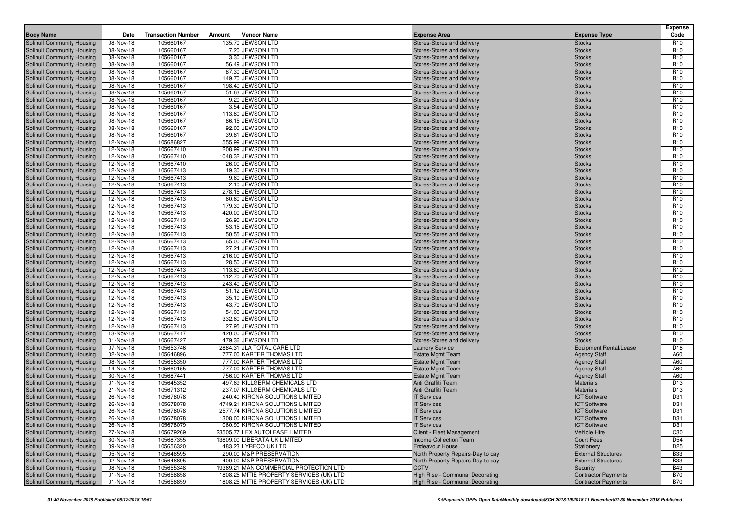| Body Name | Date | Transaction Number | Amount | Vendor Name | Expense Area | Expense Type | Expense Code |
|---|---|---|---|---|---|---|---|
| Solihull Community Housing | 08-Nov-18 | 105660167 | 135.70 | JEWSON LTD | Stores-Stores and delivery | Stocks | R10 |
| Solihull Community Housing | 08-Nov-18 | 105660167 | 7.20 | JEWSON LTD | Stores-Stores and delivery | Stocks | R10 |
| Solihull Community Housing | 08-Nov-18 | 105660167 | 3.30 | JEWSON LTD | Stores-Stores and delivery | Stocks | R10 |
| Solihull Community Housing | 08-Nov-18 | 105660167 | 56.49 | JEWSON LTD | Stores-Stores and delivery | Stocks | R10 |
| Solihull Community Housing | 08-Nov-18 | 105660167 | 87.30 | JEWSON LTD | Stores-Stores and delivery | Stocks | R10 |
| Solihull Community Housing | 08-Nov-18 | 105660167 | 149.70 | JEWSON LTD | Stores-Stores and delivery | Stocks | R10 |
| Solihull Community Housing | 08-Nov-18 | 105660167 | 198.40 | JEWSON LTD | Stores-Stores and delivery | Stocks | R10 |
| Solihull Community Housing | 08-Nov-18 | 105660167 | 51.63 | JEWSON LTD | Stores-Stores and delivery | Stocks | R10 |
| Solihull Community Housing | 08-Nov-18 | 105660167 | 9.20 | JEWSON LTD | Stores-Stores and delivery | Stocks | R10 |
| Solihull Community Housing | 08-Nov-18 | 105660167 | 3.54 | JEWSON LTD | Stores-Stores and delivery | Stocks | R10 |
| Solihull Community Housing | 08-Nov-18 | 105660167 | 113.80 | JEWSON LTD | Stores-Stores and delivery | Stocks | R10 |
| Solihull Community Housing | 08-Nov-18 | 105660167 | 86.15 | JEWSON LTD | Stores-Stores and delivery | Stocks | R10 |
| Solihull Community Housing | 08-Nov-18 | 105660167 | 92.00 | JEWSON LTD | Stores-Stores and delivery | Stocks | R10 |
| Solihull Community Housing | 08-Nov-18 | 105660167 | 39.81 | JEWSON LTD | Stores-Stores and delivery | Stocks | R10 |
| Solihull Community Housing | 12-Nov-18 | 105686827 | 555.99 | JEWSON LTD | Stores-Stores and delivery | Stocks | R10 |
| Solihull Community Housing | 12-Nov-18 | 105667410 | 208.99 | JEWSON LTD | Stores-Stores and delivery | Stocks | R10 |
| Solihull Community Housing | 12-Nov-18 | 105667410 | 1048.32 | JEWSON LTD | Stores-Stores and delivery | Stocks | R10 |
| Solihull Community Housing | 12-Nov-18 | 105667410 | 26.00 | JEWSON LTD | Stores-Stores and delivery | Stocks | R10 |
| Solihull Community Housing | 12-Nov-18 | 105667413 | 19.30 | JEWSON LTD | Stores-Stores and delivery | Stocks | R10 |
| Solihull Community Housing | 12-Nov-18 | 105667413 | 9.60 | JEWSON LTD | Stores-Stores and delivery | Stocks | R10 |
| Solihull Community Housing | 12-Nov-18 | 105667413 | 2.10 | JEWSON LTD | Stores-Stores and delivery | Stocks | R10 |
| Solihull Community Housing | 12-Nov-18 | 105667413 | 278.15 | JEWSON LTD | Stores-Stores and delivery | Stocks | R10 |
| Solihull Community Housing | 12-Nov-18 | 105667413 | 60.60 | JEWSON LTD | Stores-Stores and delivery | Stocks | R10 |
| Solihull Community Housing | 12-Nov-18 | 105667413 | 179.30 | JEWSON LTD | Stores-Stores and delivery | Stocks | R10 |
| Solihull Community Housing | 12-Nov-18 | 105667413 | 420.00 | JEWSON LTD | Stores-Stores and delivery | Stocks | R10 |
| Solihull Community Housing | 12-Nov-18 | 105667413 | 26.90 | JEWSON LTD | Stores-Stores and delivery | Stocks | R10 |
| Solihull Community Housing | 12-Nov-18 | 105667413 | 53.15 | JEWSON LTD | Stores-Stores and delivery | Stocks | R10 |
| Solihull Community Housing | 12-Nov-18 | 105667413 | 50.55 | JEWSON LTD | Stores-Stores and delivery | Stocks | R10 |
| Solihull Community Housing | 12-Nov-18 | 105667413 | 65.00 | JEWSON LTD | Stores-Stores and delivery | Stocks | R10 |
| Solihull Community Housing | 12-Nov-18 | 105667413 | 27.24 | JEWSON LTD | Stores-Stores and delivery | Stocks | R10 |
| Solihull Community Housing | 12-Nov-18 | 105667413 | 216.00 | JEWSON LTD | Stores-Stores and delivery | Stocks | R10 |
| Solihull Community Housing | 12-Nov-18 | 105667413 | 28.50 | JEWSON LTD | Stores-Stores and delivery | Stocks | R10 |
| Solihull Community Housing | 12-Nov-18 | 105667413 | 113.80 | JEWSON LTD | Stores-Stores and delivery | Stocks | R10 |
| Solihull Community Housing | 12-Nov-18 | 105667413 | 112.70 | JEWSON LTD | Stores-Stores and delivery | Stocks | R10 |
| Solihull Community Housing | 12-Nov-18 | 105667413 | 243.40 | JEWSON LTD | Stores-Stores and delivery | Stocks | R10 |
| Solihull Community Housing | 12-Nov-18 | 105667413 | 51.12 | JEWSON LTD | Stores-Stores and delivery | Stocks | R10 |
| Solihull Community Housing | 12-Nov-18 | 105667413 | 35.10 | JEWSON LTD | Stores-Stores and delivery | Stocks | R10 |
| Solihull Community Housing | 12-Nov-18 | 105667413 | 43.70 | JEWSON LTD | Stores-Stores and delivery | Stocks | R10 |
| Solihull Community Housing | 12-Nov-18 | 105667413 | 54.00 | JEWSON LTD | Stores-Stores and delivery | Stocks | R10 |
| Solihull Community Housing | 12-Nov-18 | 105667413 | 332.60 | JEWSON LTD | Stores-Stores and delivery | Stocks | R10 |
| Solihull Community Housing | 12-Nov-18 | 105667413 | 27.95 | JEWSON LTD | Stores-Stores and delivery | Stocks | R10 |
| Solihull Community Housing | 13-Nov-18 | 105667417 | 420.00 | JEWSON LTD | Stores-Stores and delivery | Stocks | R10 |
| Solihull Community Housing | 01-Nov-18 | 105667427 | 479.36 | JEWSON LTD | Stores-Stores and delivery | Stocks | R10 |
| Solihull Community Housing | 07-Nov-18 | 105653746 | 2884.31 | JLA TOTAL CARE LTD | Laundry Service | Equipment Rental/Lease | D18 |
| Solihull Community Housing | 02-Nov-18 | 105646896 | 777.00 | KARTER THOMAS LTD | Estate Mgmt Team | Agency Staff | A60 |
| Solihull Community Housing | 08-Nov-18 | 105655350 | 777.00 | KARTER THOMAS LTD | Estate Mgmt Team | Agency Staff | A60 |
| Solihull Community Housing | 14-Nov-18 | 105660155 | 777.00 | KARTER THOMAS LTD | Estate Mgmt Team | Agency Staff | A60 |
| Solihull Community Housing | 30-Nov-18 | 105687441 | 756.00 | KARTER THOMAS LTD | Estate Mgmt Team | Agency Staff | A60 |
| Solihull Community Housing | 01-Nov-18 | 105645352 | 497.69 | KILLGERM CHEMICALS LTD | Anti Graffiti Team | Materials | D13 |
| Solihull Community Housing | 21-Nov-18 | 105671312 | 237.07 | KILLGERM CHEMICALS LTD | Anti Graffiti Team | Materials | D13 |
| Solihull Community Housing | 26-Nov-18 | 105678078 | 240.40 | KIRONA SOLUTIONS LIMITED | IT Services | ICT Software | D31 |
| Solihull Community Housing | 26-Nov-18 | 105678078 | 4749.21 | KIRONA SOLUTIONS LIMITED | IT Services | ICT Software | D31 |
| Solihull Community Housing | 26-Nov-18 | 105678078 | 2577.74 | KIRONA SOLUTIONS LIMITED | IT Services | ICT Software | D31 |
| Solihull Community Housing | 26-Nov-18 | 105678078 | 1308.00 | KIRONA SOLUTIONS LIMITED | IT Services | ICT Software | D31 |
| Solihull Community Housing | 26-Nov-18 | 105678079 | 1060.90 | KIRONA SOLUTIONS LIMITED | IT Services | ICT Software | D31 |
| Solihull Community Housing | 27-Nov-18 | 105679269 | 23505.77 | LEX AUTOLEASE LIMITED | Client - Fleet Management | Vehicle Hire | C30 |
| Solihull Community Housing | 30-Nov-18 | 105687355 | 13809.00 | LIBERATA UK LIMITED | Income Collection Team | Court Fees | D54 |
| Solihull Community Housing | 09-Nov-18 | 105656320 | 483.23 | LYRECO UK LTD | Endeavour House | Stationery | D25 |
| Solihull Community Housing | 05-Nov-18 | 105648595 | 290.00 | M&P PRESERVATION | North Property Repairs-Day to day | External Structures | B33 |
| Solihull Community Housing | 02-Nov-18 | 105646895 | 400.00 | M&P PRESERVATION | North Property Repairs-Day to day | External Structures | B33 |
| Solihull Community Housing | 08-Nov-18 | 105655348 | 19369.21 | MAN COMMERCIAL PROTECTION LTD | CCTV | Security | B43 |
| Solihull Community Housing | 01-Nov-18 | 105658858 | 1808.25 | MITIE PROPERTY SERVICES (UK) LTD | High Rise - Communal Decorating | Contractor Payments | B70 |
| Solihull Community Housing | 01-Nov-18 | 105658859 | 1808.25 | MITIE PROPERTY SERVICES (UK) LTD | High Rise - Communal Decorating | Contractor Payments | B70 |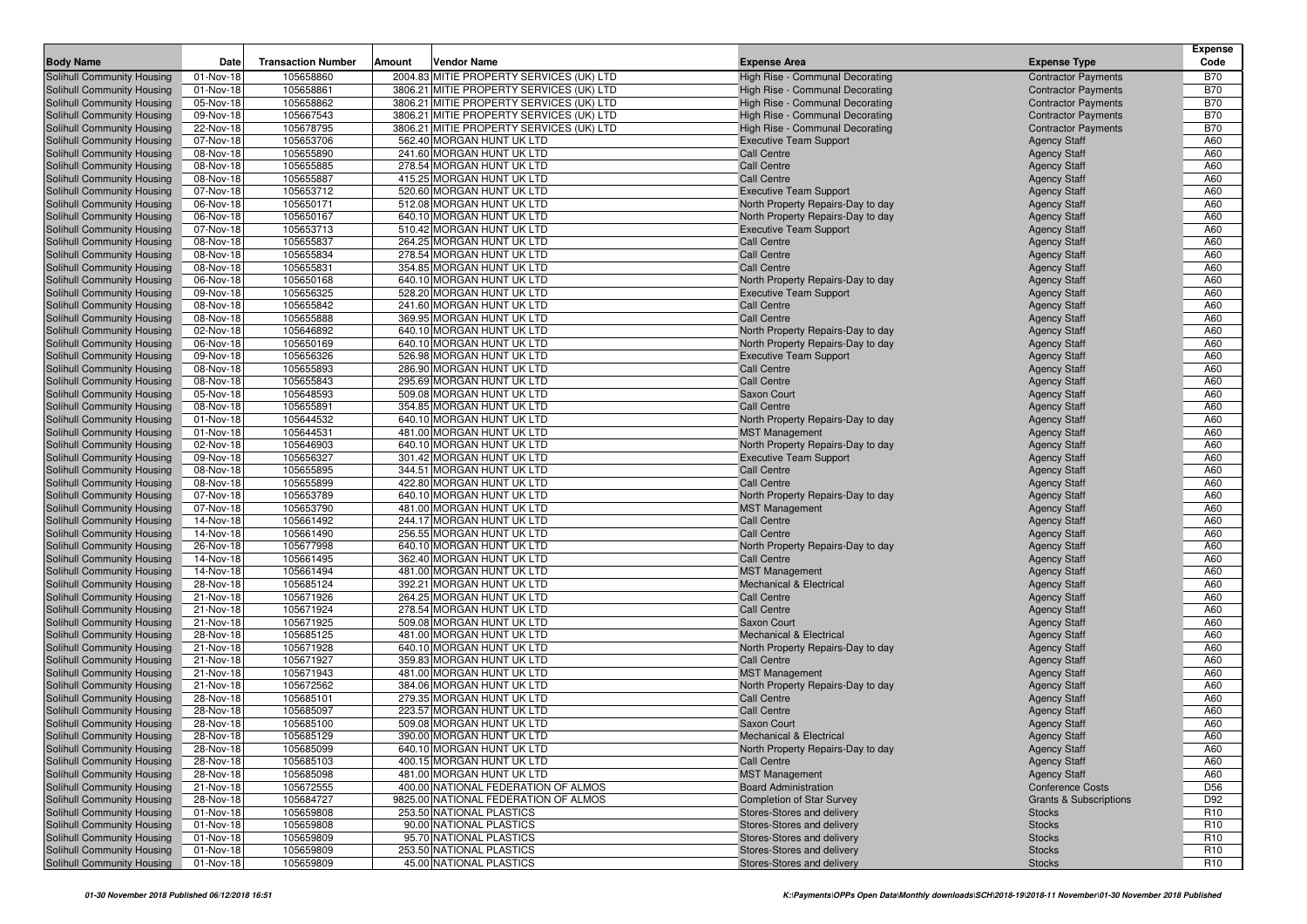| Body Name | Date | Transaction Number | Amount | Vendor Name | Expense Area | Expense Type | Expense Code |
|---|---|---|---|---|---|---|---|
| Solihull Community Housing | 01-Nov-18 | 105658860 | 2004.83 | MITIE PROPERTY SERVICES (UK) LTD | High Rise - Communal Decorating | Contractor Payments | B70 |
| Solihull Community Housing | 01-Nov-18 | 105658861 | 3806.21 | MITIE PROPERTY SERVICES (UK) LTD | High Rise - Communal Decorating | Contractor Payments | B70 |
| Solihull Community Housing | 05-Nov-18 | 105658862 | 3806.21 | MITIE PROPERTY SERVICES (UK) LTD | High Rise - Communal Decorating | Contractor Payments | B70 |
| Solihull Community Housing | 09-Nov-18 | 105667543 | 3806.21 | MITIE PROPERTY SERVICES (UK) LTD | High Rise - Communal Decorating | Contractor Payments | B70 |
| Solihull Community Housing | 22-Nov-18 | 105678795 | 3806.21 | MITIE PROPERTY SERVICES (UK) LTD | High Rise - Communal Decorating | Contractor Payments | B70 |
| Solihull Community Housing | 07-Nov-18 | 105653706 | 562.40 | MORGAN HUNT UK LTD | Executive Team Support | Agency Staff | A60 |
| Solihull Community Housing | 08-Nov-18 | 105655890 | 241.60 | MORGAN HUNT UK LTD | Call Centre | Agency Staff | A60 |
| Solihull Community Housing | 08-Nov-18 | 105655885 | 278.54 | MORGAN HUNT UK LTD | Call Centre | Agency Staff | A60 |
| Solihull Community Housing | 08-Nov-18 | 105655887 | 415.25 | MORGAN HUNT UK LTD | Call Centre | Agency Staff | A60 |
| Solihull Community Housing | 07-Nov-18 | 105653712 | 520.60 | MORGAN HUNT UK LTD | Executive Team Support | Agency Staff | A60 |
| Solihull Community Housing | 06-Nov-18 | 105650171 | 512.08 | MORGAN HUNT UK LTD | North Property Repairs-Day to day | Agency Staff | A60 |
| Solihull Community Housing | 06-Nov-18 | 105650167 | 640.10 | MORGAN HUNT UK LTD | North Property Repairs-Day to day | Agency Staff | A60 |
| Solihull Community Housing | 07-Nov-18 | 105653713 | 510.42 | MORGAN HUNT UK LTD | Executive Team Support | Agency Staff | A60 |
| Solihull Community Housing | 08-Nov-18 | 105655837 | 264.25 | MORGAN HUNT UK LTD | Call Centre | Agency Staff | A60 |
| Solihull Community Housing | 08-Nov-18 | 105655834 | 278.54 | MORGAN HUNT UK LTD | Call Centre | Agency Staff | A60 |
| Solihull Community Housing | 08-Nov-18 | 105655831 | 354.85 | MORGAN HUNT UK LTD | Call Centre | Agency Staff | A60 |
| Solihull Community Housing | 06-Nov-18 | 105650168 | 640.10 | MORGAN HUNT UK LTD | North Property Repairs-Day to day | Agency Staff | A60 |
| Solihull Community Housing | 09-Nov-18 | 105656325 | 528.20 | MORGAN HUNT UK LTD | Executive Team Support | Agency Staff | A60 |
| Solihull Community Housing | 08-Nov-18 | 105655842 | 241.60 | MORGAN HUNT UK LTD | Call Centre | Agency Staff | A60 |
| Solihull Community Housing | 08-Nov-18 | 105655888 | 369.95 | MORGAN HUNT UK LTD | Call Centre | Agency Staff | A60 |
| Solihull Community Housing | 02-Nov-18 | 105646892 | 640.10 | MORGAN HUNT UK LTD | North Property Repairs-Day to day | Agency Staff | A60 |
| Solihull Community Housing | 06-Nov-18 | 105650169 | 640.10 | MORGAN HUNT UK LTD | North Property Repairs-Day to day | Agency Staff | A60 |
| Solihull Community Housing | 09-Nov-18 | 105656326 | 526.98 | MORGAN HUNT UK LTD | Executive Team Support | Agency Staff | A60 |
| Solihull Community Housing | 08-Nov-18 | 105655893 | 286.90 | MORGAN HUNT UK LTD | Call Centre | Agency Staff | A60 |
| Solihull Community Housing | 08-Nov-18 | 105655843 | 295.69 | MORGAN HUNT UK LTD | Call Centre | Agency Staff | A60 |
| Solihull Community Housing | 05-Nov-18 | 105648593 | 509.08 | MORGAN HUNT UK LTD | Saxon Court | Agency Staff | A60 |
| Solihull Community Housing | 08-Nov-18 | 105655891 | 354.85 | MORGAN HUNT UK LTD | Call Centre | Agency Staff | A60 |
| Solihull Community Housing | 01-Nov-18 | 105644532 | 640.10 | MORGAN HUNT UK LTD | North Property Repairs-Day to day | Agency Staff | A60 |
| Solihull Community Housing | 01-Nov-18 | 105644531 | 481.00 | MORGAN HUNT UK LTD | MST Management | Agency Staff | A60 |
| Solihull Community Housing | 02-Nov-18 | 105646903 | 640.10 | MORGAN HUNT UK LTD | North Property Repairs-Day to day | Agency Staff | A60 |
| Solihull Community Housing | 09-Nov-18 | 105656327 | 301.42 | MORGAN HUNT UK LTD | Executive Team Support | Agency Staff | A60 |
| Solihull Community Housing | 08-Nov-18 | 105655895 | 344.51 | MORGAN HUNT UK LTD | Call Centre | Agency Staff | A60 |
| Solihull Community Housing | 08-Nov-18 | 105655899 | 422.80 | MORGAN HUNT UK LTD | Call Centre | Agency Staff | A60 |
| Solihull Community Housing | 07-Nov-18 | 105653789 | 640.10 | MORGAN HUNT UK LTD | North Property Repairs-Day to day | Agency Staff | A60 |
| Solihull Community Housing | 07-Nov-18 | 105653790 | 481.00 | MORGAN HUNT UK LTD | MST Management | Agency Staff | A60 |
| Solihull Community Housing | 14-Nov-18 | 105661492 | 244.17 | MORGAN HUNT UK LTD | Call Centre | Agency Staff | A60 |
| Solihull Community Housing | 14-Nov-18 | 105661490 | 256.55 | MORGAN HUNT UK LTD | Call Centre | Agency Staff | A60 |
| Solihull Community Housing | 26-Nov-18 | 105677998 | 640.10 | MORGAN HUNT UK LTD | North Property Repairs-Day to day | Agency Staff | A60 |
| Solihull Community Housing | 14-Nov-18 | 105661495 | 362.40 | MORGAN HUNT UK LTD | Call Centre | Agency Staff | A60 |
| Solihull Community Housing | 14-Nov-18 | 105661494 | 481.00 | MORGAN HUNT UK LTD | MST Management | Agency Staff | A60 |
| Solihull Community Housing | 28-Nov-18 | 105685124 | 392.21 | MORGAN HUNT UK LTD | Mechanical & Electrical | Agency Staff | A60 |
| Solihull Community Housing | 21-Nov-18 | 105671926 | 264.25 | MORGAN HUNT UK LTD | Call Centre | Agency Staff | A60 |
| Solihull Community Housing | 21-Nov-18 | 105671924 | 278.54 | MORGAN HUNT UK LTD | Call Centre | Agency Staff | A60 |
| Solihull Community Housing | 21-Nov-18 | 105671925 | 509.08 | MORGAN HUNT UK LTD | Saxon Court | Agency Staff | A60 |
| Solihull Community Housing | 28-Nov-18 | 105685125 | 481.00 | MORGAN HUNT UK LTD | Mechanical & Electrical | Agency Staff | A60 |
| Solihull Community Housing | 21-Nov-18 | 105671928 | 640.10 | MORGAN HUNT UK LTD | North Property Repairs-Day to day | Agency Staff | A60 |
| Solihull Community Housing | 21-Nov-18 | 105671927 | 359.83 | MORGAN HUNT UK LTD | Call Centre | Agency Staff | A60 |
| Solihull Community Housing | 21-Nov-18 | 105671943 | 481.00 | MORGAN HUNT UK LTD | MST Management | Agency Staff | A60 |
| Solihull Community Housing | 21-Nov-18 | 105672562 | 384.06 | MORGAN HUNT UK LTD | North Property Repairs-Day to day | Agency Staff | A60 |
| Solihull Community Housing | 28-Nov-18 | 105685101 | 279.35 | MORGAN HUNT UK LTD | Call Centre | Agency Staff | A60 |
| Solihull Community Housing | 28-Nov-18 | 105685097 | 223.57 | MORGAN HUNT UK LTD | Call Centre | Agency Staff | A60 |
| Solihull Community Housing | 28-Nov-18 | 105685100 | 509.08 | MORGAN HUNT UK LTD | Saxon Court | Agency Staff | A60 |
| Solihull Community Housing | 28-Nov-18 | 105685129 | 390.00 | MORGAN HUNT UK LTD | Mechanical & Electrical | Agency Staff | A60 |
| Solihull Community Housing | 28-Nov-18 | 105685099 | 640.10 | MORGAN HUNT UK LTD | North Property Repairs-Day to day | Agency Staff | A60 |
| Solihull Community Housing | 28-Nov-18 | 105685103 | 400.15 | MORGAN HUNT UK LTD | Call Centre | Agency Staff | A60 |
| Solihull Community Housing | 28-Nov-18 | 105685098 | 481.00 | MORGAN HUNT UK LTD | MST Management | Agency Staff | A60 |
| Solihull Community Housing | 21-Nov-18 | 105672555 | 400.00 | NATIONAL FEDERATION OF ALMOS | Board Administration | Conference Costs | D56 |
| Solihull Community Housing | 28-Nov-18 | 105684727 | 9825.00 | NATIONAL FEDERATION OF ALMOS | Completion of Star Survey | Grants & Subscriptions | D92 |
| Solihull Community Housing | 01-Nov-18 | 105659808 | 253.50 | NATIONAL PLASTICS | Stores-Stores and delivery | Stocks | R10 |
| Solihull Community Housing | 01-Nov-18 | 105659808 | 90.00 | NATIONAL PLASTICS | Stores-Stores and delivery | Stocks | R10 |
| Solihull Community Housing | 01-Nov-18 | 105659809 | 95.70 | NATIONAL PLASTICS | Stores-Stores and delivery | Stocks | R10 |
| Solihull Community Housing | 01-Nov-18 | 105659809 | 253.50 | NATIONAL PLASTICS | Stores-Stores and delivery | Stocks | R10 |
| Solihull Community Housing | 01-Nov-18 | 105659809 | 45.00 | NATIONAL PLASTICS | Stores-Stores and delivery | Stocks | R10 |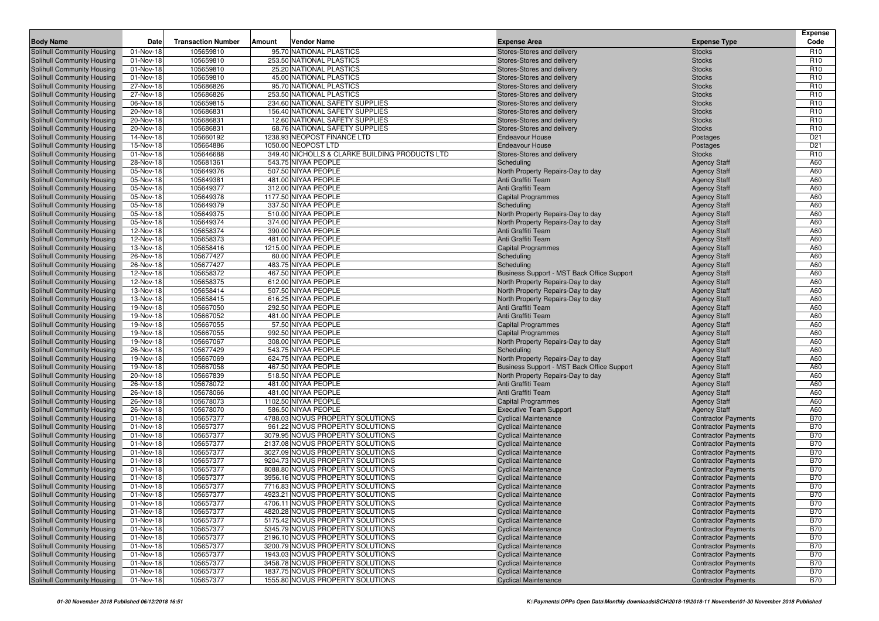| Body Name | Date | Transaction Number | Amount | Vendor Name | Expense Area | Expense Type | Expense Code |
|---|---|---|---|---|---|---|---|
| Solihull Community Housing | 01-Nov-18 | 105659810 | 95.70 | NATIONAL PLASTICS | Stores-Stores and delivery | Stocks | R10 |
| Solihull Community Housing | 01-Nov-18 | 105659810 | 253.50 | NATIONAL PLASTICS | Stores-Stores and delivery | Stocks | R10 |
| Solihull Community Housing | 01-Nov-18 | 105659810 | 25.20 | NATIONAL PLASTICS | Stores-Stores and delivery | Stocks | R10 |
| Solihull Community Housing | 01-Nov-18 | 105659810 | 45.00 | NATIONAL PLASTICS | Stores-Stores and delivery | Stocks | R10 |
| Solihull Community Housing | 27-Nov-18 | 105686826 | 95.70 | NATIONAL PLASTICS | Stores-Stores and delivery | Stocks | R10 |
| Solihull Community Housing | 27-Nov-18 | 105686826 | 253.50 | NATIONAL PLASTICS | Stores-Stores and delivery | Stocks | R10 |
| Solihull Community Housing | 06-Nov-18 | 105659815 | 234.60 | NATIONAL SAFETY SUPPLIES | Stores-Stores and delivery | Stocks | R10 |
| Solihull Community Housing | 20-Nov-18 | 105686831 | 156.40 | NATIONAL SAFETY SUPPLIES | Stores-Stores and delivery | Stocks | R10 |
| Solihull Community Housing | 20-Nov-18 | 105686831 | 12.60 | NATIONAL SAFETY SUPPLIES | Stores-Stores and delivery | Stocks | R10 |
| Solihull Community Housing | 20-Nov-18 | 105686831 | 68.76 | NATIONAL SAFETY SUPPLIES | Stores-Stores and delivery | Stocks | R10 |
| Solihull Community Housing | 14-Nov-18 | 105660192 | 1238.93 | NEOPOST FINANCE LTD | Endeavour House | Postages | D21 |
| Solihull Community Housing | 15-Nov-18 | 105664886 | 1050.00 | NEOPOST LTD | Endeavour House | Postages | D21 |
| Solihull Community Housing | 01-Nov-18 | 105646688 | 349.40 | NICHOLLS & CLARKE BUILDING PRODUCTS LTD | Stores-Stores and delivery | Stocks | R10 |
| Solihull Community Housing | 28-Nov-18 | 105681361 | 543.75 | NIYAA PEOPLE | Scheduling | Agency Staff | A60 |
| Solihull Community Housing | 05-Nov-18 | 105649376 | 507.50 | NIYAA PEOPLE | North Property Repairs-Day to day | Agency Staff | A60 |
| Solihull Community Housing | 05-Nov-18 | 105649381 | 481.00 | NIYAA PEOPLE | Anti Graffiti Team | Agency Staff | A60 |
| Solihull Community Housing | 05-Nov-18 | 105649377 | 312.00 | NIYAA PEOPLE | Anti Graffiti Team | Agency Staff | A60 |
| Solihull Community Housing | 05-Nov-18 | 105649378 | 1177.50 | NIYAA PEOPLE | Capital Programmes | Agency Staff | A60 |
| Solihull Community Housing | 05-Nov-18 | 105649379 | 337.50 | NIYAA PEOPLE | Scheduling | Agency Staff | A60 |
| Solihull Community Housing | 05-Nov-18 | 105649375 | 510.00 | NIYAA PEOPLE | North Property Repairs-Day to day | Agency Staff | A60 |
| Solihull Community Housing | 05-Nov-18 | 105649374 | 374.00 | NIYAA PEOPLE | North Property Repairs-Day to day | Agency Staff | A60 |
| Solihull Community Housing | 12-Nov-18 | 105658374 | 390.00 | NIYAA PEOPLE | Anti Graffiti Team | Agency Staff | A60 |
| Solihull Community Housing | 12-Nov-18 | 105658373 | 481.00 | NIYAA PEOPLE | Anti Graffiti Team | Agency Staff | A60 |
| Solihull Community Housing | 13-Nov-18 | 105658416 | 1215.00 | NIYAA PEOPLE | Capital Programmes | Agency Staff | A60 |
| Solihull Community Housing | 26-Nov-18 | 105677427 | 60.00 | NIYAA PEOPLE | Scheduling | Agency Staff | A60 |
| Solihull Community Housing | 26-Nov-18 | 105677427 | 483.75 | NIYAA PEOPLE | Scheduling | Agency Staff | A60 |
| Solihull Community Housing | 12-Nov-18 | 105658372 | 467.50 | NIYAA PEOPLE | Business Support - MST Back Office Support | Agency Staff | A60 |
| Solihull Community Housing | 12-Nov-18 | 105658375 | 612.00 | NIYAA PEOPLE | North Property Repairs-Day to day | Agency Staff | A60 |
| Solihull Community Housing | 13-Nov-18 | 105658414 | 507.50 | NIYAA PEOPLE | North Property Repairs-Day to day | Agency Staff | A60 |
| Solihull Community Housing | 13-Nov-18 | 105658415 | 616.25 | NIYAA PEOPLE | North Property Repairs-Day to day | Agency Staff | A60 |
| Solihull Community Housing | 19-Nov-18 | 105667050 | 292.50 | NIYAA PEOPLE | Anti Graffiti Team | Agency Staff | A60 |
| Solihull Community Housing | 19-Nov-18 | 105667052 | 481.00 | NIYAA PEOPLE | Anti Graffiti Team | Agency Staff | A60 |
| Solihull Community Housing | 19-Nov-18 | 105667055 | 57.50 | NIYAA PEOPLE | Capital Programmes | Agency Staff | A60 |
| Solihull Community Housing | 19-Nov-18 | 105667055 | 992.50 | NIYAA PEOPLE | Capital Programmes | Agency Staff | A60 |
| Solihull Community Housing | 19-Nov-18 | 105667067 | 308.00 | NIYAA PEOPLE | North Property Repairs-Day to day | Agency Staff | A60 |
| Solihull Community Housing | 26-Nov-18 | 105677429 | 543.75 | NIYAA PEOPLE | Scheduling | Agency Staff | A60 |
| Solihull Community Housing | 19-Nov-18 | 105667069 | 624.75 | NIYAA PEOPLE | North Property Repairs-Day to day | Agency Staff | A60 |
| Solihull Community Housing | 19-Nov-18 | 105667058 | 467.50 | NIYAA PEOPLE | Business Support - MST Back Office Support | Agency Staff | A60 |
| Solihull Community Housing | 20-Nov-18 | 105667839 | 518.50 | NIYAA PEOPLE | North Property Repairs-Day to day | Agency Staff | A60 |
| Solihull Community Housing | 26-Nov-18 | 105678072 | 481.00 | NIYAA PEOPLE | Anti Graffiti Team | Agency Staff | A60 |
| Solihull Community Housing | 26-Nov-18 | 105678066 | 481.00 | NIYAA PEOPLE | Anti Graffiti Team | Agency Staff | A60 |
| Solihull Community Housing | 26-Nov-18 | 105678073 | 1102.50 | NIYAA PEOPLE | Capital Programmes | Agency Staff | A60 |
| Solihull Community Housing | 26-Nov-18 | 105678070 | 586.50 | NIYAA PEOPLE | Executive Team Support | Agency Staff | A60 |
| Solihull Community Housing | 01-Nov-18 | 105657377 | 4788.03 | NOVUS PROPERTY SOLUTIONS | Cyclical Maintenance | Contractor Payments | B70 |
| Solihull Community Housing | 01-Nov-18 | 105657377 | 961.22 | NOVUS PROPERTY SOLUTIONS | Cyclical Maintenance | Contractor Payments | B70 |
| Solihull Community Housing | 01-Nov-18 | 105657377 | 3079.95 | NOVUS PROPERTY SOLUTIONS | Cyclical Maintenance | Contractor Payments | B70 |
| Solihull Community Housing | 01-Nov-18 | 105657377 | 2137.08 | NOVUS PROPERTY SOLUTIONS | Cyclical Maintenance | Contractor Payments | B70 |
| Solihull Community Housing | 01-Nov-18 | 105657377 | 3027.09 | NOVUS PROPERTY SOLUTIONS | Cyclical Maintenance | Contractor Payments | B70 |
| Solihull Community Housing | 01-Nov-18 | 105657377 | 9204.73 | NOVUS PROPERTY SOLUTIONS | Cyclical Maintenance | Contractor Payments | B70 |
| Solihull Community Housing | 01-Nov-18 | 105657377 | 8088.80 | NOVUS PROPERTY SOLUTIONS | Cyclical Maintenance | Contractor Payments | B70 |
| Solihull Community Housing | 01-Nov-18 | 105657377 | 3956.16 | NOVUS PROPERTY SOLUTIONS | Cyclical Maintenance | Contractor Payments | B70 |
| Solihull Community Housing | 01-Nov-18 | 105657377 | 7716.83 | NOVUS PROPERTY SOLUTIONS | Cyclical Maintenance | Contractor Payments | B70 |
| Solihull Community Housing | 01-Nov-18 | 105657377 | 4923.21 | NOVUS PROPERTY SOLUTIONS | Cyclical Maintenance | Contractor Payments | B70 |
| Solihull Community Housing | 01-Nov-18 | 105657377 | 4706.11 | NOVUS PROPERTY SOLUTIONS | Cyclical Maintenance | Contractor Payments | B70 |
| Solihull Community Housing | 01-Nov-18 | 105657377 | 4820.28 | NOVUS PROPERTY SOLUTIONS | Cyclical Maintenance | Contractor Payments | B70 |
| Solihull Community Housing | 01-Nov-18 | 105657377 | 5175.42 | NOVUS PROPERTY SOLUTIONS | Cyclical Maintenance | Contractor Payments | B70 |
| Solihull Community Housing | 01-Nov-18 | 105657377 | 5345.79 | NOVUS PROPERTY SOLUTIONS | Cyclical Maintenance | Contractor Payments | B70 |
| Solihull Community Housing | 01-Nov-18 | 105657377 | 2196.10 | NOVUS PROPERTY SOLUTIONS | Cyclical Maintenance | Contractor Payments | B70 |
| Solihull Community Housing | 01-Nov-18 | 105657377 | 3200.79 | NOVUS PROPERTY SOLUTIONS | Cyclical Maintenance | Contractor Payments | B70 |
| Solihull Community Housing | 01-Nov-18 | 105657377 | 1943.03 | NOVUS PROPERTY SOLUTIONS | Cyclical Maintenance | Contractor Payments | B70 |
| Solihull Community Housing | 01-Nov-18 | 105657377 | 3458.78 | NOVUS PROPERTY SOLUTIONS | Cyclical Maintenance | Contractor Payments | B70 |
| Solihull Community Housing | 01-Nov-18 | 105657377 | 1837.75 | NOVUS PROPERTY SOLUTIONS | Cyclical Maintenance | Contractor Payments | B70 |
| Solihull Community Housing | 01-Nov-18 | 105657377 | 1555.80 | NOVUS PROPERTY SOLUTIONS | Cyclical Maintenance | Contractor Payments | B70 |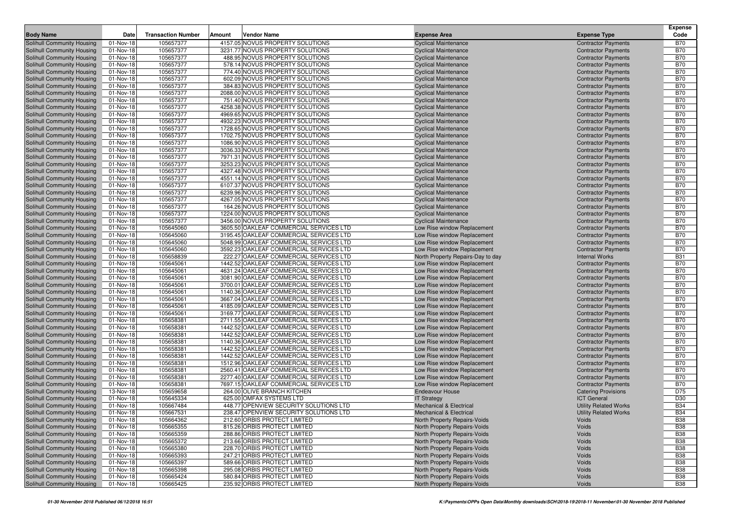| Body Name | Date | Transaction Number | Amount | Vendor Name | Expense Area | Expense Type | Expense Code |
|---|---|---|---|---|---|---|---|
| Solihull Community Housing | 01-Nov-18 | 105657377 | 4157.05 | NOVUS PROPERTY SOLUTIONS | Cyclical Maintenance | Contractor Payments | B70 |
| Solihull Community Housing | 01-Nov-18 | 105657377 | 3231.77 | NOVUS PROPERTY SOLUTIONS | Cyclical Maintenance | Contractor Payments | B70 |
| Solihull Community Housing | 01-Nov-18 | 105657377 | 488.95 | NOVUS PROPERTY SOLUTIONS | Cyclical Maintenance | Contractor Payments | B70 |
| Solihull Community Housing | 01-Nov-18 | 105657377 | 578.14 | NOVUS PROPERTY SOLUTIONS | Cyclical Maintenance | Contractor Payments | B70 |
| Solihull Community Housing | 01-Nov-18 | 105657377 | 774.40 | NOVUS PROPERTY SOLUTIONS | Cyclical Maintenance | Contractor Payments | B70 |
| Solihull Community Housing | 01-Nov-18 | 105657377 | 602.09 | NOVUS PROPERTY SOLUTIONS | Cyclical Maintenance | Contractor Payments | B70 |
| Solihull Community Housing | 01-Nov-18 | 105657377 | 384.83 | NOVUS PROPERTY SOLUTIONS | Cyclical Maintenance | Contractor Payments | B70 |
| Solihull Community Housing | 01-Nov-18 | 105657377 | 2088.00 | NOVUS PROPERTY SOLUTIONS | Cyclical Maintenance | Contractor Payments | B70 |
| Solihull Community Housing | 01-Nov-18 | 105657377 | 751.40 | NOVUS PROPERTY SOLUTIONS | Cyclical Maintenance | Contractor Payments | B70 |
| Solihull Community Housing | 01-Nov-18 | 105657377 | 4258.38 | NOVUS PROPERTY SOLUTIONS | Cyclical Maintenance | Contractor Payments | B70 |
| Solihull Community Housing | 01-Nov-18 | 105657377 | 4969.65 | NOVUS PROPERTY SOLUTIONS | Cyclical Maintenance | Contractor Payments | B70 |
| Solihull Community Housing | 01-Nov-18 | 105657377 | 4932.23 | NOVUS PROPERTY SOLUTIONS | Cyclical Maintenance | Contractor Payments | B70 |
| Solihull Community Housing | 01-Nov-18 | 105657377 | 1728.65 | NOVUS PROPERTY SOLUTIONS | Cyclical Maintenance | Contractor Payments | B70 |
| Solihull Community Housing | 01-Nov-18 | 105657377 | 1702.75 | NOVUS PROPERTY SOLUTIONS | Cyclical Maintenance | Contractor Payments | B70 |
| Solihull Community Housing | 01-Nov-18 | 105657377 | 1086.90 | NOVUS PROPERTY SOLUTIONS | Cyclical Maintenance | Contractor Payments | B70 |
| Solihull Community Housing | 01-Nov-18 | 105657377 | 3036.33 | NOVUS PROPERTY SOLUTIONS | Cyclical Maintenance | Contractor Payments | B70 |
| Solihull Community Housing | 01-Nov-18 | 105657377 | 7971.31 | NOVUS PROPERTY SOLUTIONS | Cyclical Maintenance | Contractor Payments | B70 |
| Solihull Community Housing | 01-Nov-18 | 105657377 | 3253.23 | NOVUS PROPERTY SOLUTIONS | Cyclical Maintenance | Contractor Payments | B70 |
| Solihull Community Housing | 01-Nov-18 | 105657377 | 4327.48 | NOVUS PROPERTY SOLUTIONS | Cyclical Maintenance | Contractor Payments | B70 |
| Solihull Community Housing | 01-Nov-18 | 105657377 | 4551.14 | NOVUS PROPERTY SOLUTIONS | Cyclical Maintenance | Contractor Payments | B70 |
| Solihull Community Housing | 01-Nov-18 | 105657377 | 6107.37 | NOVUS PROPERTY SOLUTIONS | Cyclical Maintenance | Contractor Payments | B70 |
| Solihull Community Housing | 01-Nov-18 | 105657377 | 6239.96 | NOVUS PROPERTY SOLUTIONS | Cyclical Maintenance | Contractor Payments | B70 |
| Solihull Community Housing | 01-Nov-18 | 105657377 | 4267.05 | NOVUS PROPERTY SOLUTIONS | Cyclical Maintenance | Contractor Payments | B70 |
| Solihull Community Housing | 01-Nov-18 | 105657377 | 164.26 | NOVUS PROPERTY SOLUTIONS | Cyclical Maintenance | Contractor Payments | B70 |
| Solihull Community Housing | 01-Nov-18 | 105657377 | 1224.00 | NOVUS PROPERTY SOLUTIONS | Cyclical Maintenance | Contractor Payments | B70 |
| Solihull Community Housing | 01-Nov-18 | 105657377 | 3456.00 | NOVUS PROPERTY SOLUTIONS | Cyclical Maintenance | Contractor Payments | B70 |
| Solihull Community Housing | 01-Nov-18 | 105645060 | 3605.50 | OAKLEAF COMMERCIAL SERVICES LTD | Low Rise window Replacement | Contractor Payments | B70 |
| Solihull Community Housing | 01-Nov-18 | 105645060 | 3195.45 | OAKLEAF COMMERCIAL SERVICES LTD | Low Rise window Replacement | Contractor Payments | B70 |
| Solihull Community Housing | 01-Nov-18 | 105645060 | 5048.99 | OAKLEAF COMMERCIAL SERVICES LTD | Low Rise window Replacement | Contractor Payments | B70 |
| Solihull Community Housing | 01-Nov-18 | 105645060 | 3592.23 | OAKLEAF COMMERCIAL SERVICES LTD | Low Rise window Replacement | Contractor Payments | B70 |
| Solihull Community Housing | 01-Nov-18 | 105658839 | 222.27 | OAKLEAF COMMERCIAL SERVICES LTD | North Property Repairs-Day to day | Internal Works | B31 |
| Solihull Community Housing | 01-Nov-18 | 105645061 | 1442.52 | OAKLEAF COMMERCIAL SERVICES LTD | Low Rise window Replacement | Contractor Payments | B70 |
| Solihull Community Housing | 01-Nov-18 | 105645061 | 4631.24 | OAKLEAF COMMERCIAL SERVICES LTD | Low Rise window Replacement | Contractor Payments | B70 |
| Solihull Community Housing | 01-Nov-18 | 105645061 | 3081.90 | OAKLEAF COMMERCIAL SERVICES LTD | Low Rise window Replacement | Contractor Payments | B70 |
| Solihull Community Housing | 01-Nov-18 | 105645061 | 3700.01 | OAKLEAF COMMERCIAL SERVICES LTD | Low Rise window Replacement | Contractor Payments | B70 |
| Solihull Community Housing | 01-Nov-18 | 105645061 | 1140.36 | OAKLEAF COMMERCIAL SERVICES LTD | Low Rise window Replacement | Contractor Payments | B70 |
| Solihull Community Housing | 01-Nov-18 | 105645061 | 3667.04 | OAKLEAF COMMERCIAL SERVICES LTD | Low Rise window Replacement | Contractor Payments | B70 |
| Solihull Community Housing | 01-Nov-18 | 105645061 | 4185.09 | OAKLEAF COMMERCIAL SERVICES LTD | Low Rise window Replacement | Contractor Payments | B70 |
| Solihull Community Housing | 01-Nov-18 | 105645061 | 3169.77 | OAKLEAF COMMERCIAL SERVICES LTD | Low Rise window Replacement | Contractor Payments | B70 |
| Solihull Community Housing | 01-Nov-18 | 105658381 | 2711.55 | OAKLEAF COMMERCIAL SERVICES LTD | Low Rise window Replacement | Contractor Payments | B70 |
| Solihull Community Housing | 01-Nov-18 | 105658381 | 1442.52 | OAKLEAF COMMERCIAL SERVICES LTD | Low Rise window Replacement | Contractor Payments | B70 |
| Solihull Community Housing | 01-Nov-18 | 105658381 | 1442.52 | OAKLEAF COMMERCIAL SERVICES LTD | Low Rise window Replacement | Contractor Payments | B70 |
| Solihull Community Housing | 01-Nov-18 | 105658381 | 1140.36 | OAKLEAF COMMERCIAL SERVICES LTD | Low Rise window Replacement | Contractor Payments | B70 |
| Solihull Community Housing | 01-Nov-18 | 105658381 | 1442.52 | OAKLEAF COMMERCIAL SERVICES LTD | Low Rise window Replacement | Contractor Payments | B70 |
| Solihull Community Housing | 01-Nov-18 | 105658381 | 1442.52 | OAKLEAF COMMERCIAL SERVICES LTD | Low Rise window Replacement | Contractor Payments | B70 |
| Solihull Community Housing | 01-Nov-18 | 105658381 | 1512.96 | OAKLEAF COMMERCIAL SERVICES LTD | Low Rise window Replacement | Contractor Payments | B70 |
| Solihull Community Housing | 01-Nov-18 | 105658381 | 2560.41 | OAKLEAF COMMERCIAL SERVICES LTD | Low Rise window Replacement | Contractor Payments | B70 |
| Solihull Community Housing | 01-Nov-18 | 105658381 | 2277.40 | OAKLEAF COMMERCIAL SERVICES LTD | Low Rise window Replacement | Contractor Payments | B70 |
| Solihull Community Housing | 01-Nov-18 | 105658381 | 7697.15 | OAKLEAF COMMERCIAL SERVICES LTD | Low Rise window Replacement | Contractor Payments | B70 |
| Solihull Community Housing | 13-Nov-18 | 105659658 | 264.00 | OLIVE BRANCH KITCHEN | Endeavour House | Catering Provisions | D75 |
| Solihull Community Housing | 01-Nov-18 | 105645334 | 625.00 | OMFAX SYSTEMS LTD | IT Strategy | ICT General | D30 |
| Solihull Community Housing | 01-Nov-18 | 105667484 | 448.77 | OPENVIEW SECURITY SOLUTIONS LTD | Mechanical & Electrical | Utility Related Works | B34 |
| Solihull Community Housing | 01-Nov-18 | 105667531 | 238.47 | OPENVIEW SECURITY SOLUTIONS LTD | Mechanical & Electrical | Utility Related Works | B34 |
| Solihull Community Housing | 01-Nov-18 | 105664362 | 212.60 | ORBIS PROTECT LIMITED | North Property Repairs-Voids | Voids | B38 |
| Solihull Community Housing | 01-Nov-18 | 105665355 | 815.26 | ORBIS PROTECT LIMITED | North Property Repairs-Voids | Voids | B38 |
| Solihull Community Housing | 01-Nov-18 | 105665359 | 288.86 | ORBIS PROTECT LIMITED | North Property Repairs-Voids | Voids | B38 |
| Solihull Community Housing | 01-Nov-18 | 105665372 | 213.66 | ORBIS PROTECT LIMITED | North Property Repairs-Voids | Voids | B38 |
| Solihull Community Housing | 01-Nov-18 | 105665380 | 228.70 | ORBIS PROTECT LIMITED | North Property Repairs-Voids | Voids | B38 |
| Solihull Community Housing | 01-Nov-18 | 105665393 | 247.21 | ORBIS PROTECT LIMITED | North Property Repairs-Voids | Voids | B38 |
| Solihull Community Housing | 01-Nov-18 | 105665397 | 589.66 | ORBIS PROTECT LIMITED | North Property Repairs-Voids | Voids | B38 |
| Solihull Community Housing | 01-Nov-18 | 105665398 | 295.08 | ORBIS PROTECT LIMITED | North Property Repairs-Voids | Voids | B38 |
| Solihull Community Housing | 01-Nov-18 | 105665424 | 580.84 | ORBIS PROTECT LIMITED | North Property Repairs-Voids | Voids | B38 |
| Solihull Community Housing | 01-Nov-18 | 105665425 | 235.92 | ORBIS PROTECT LIMITED | North Property Repairs-Voids | Voids | B38 |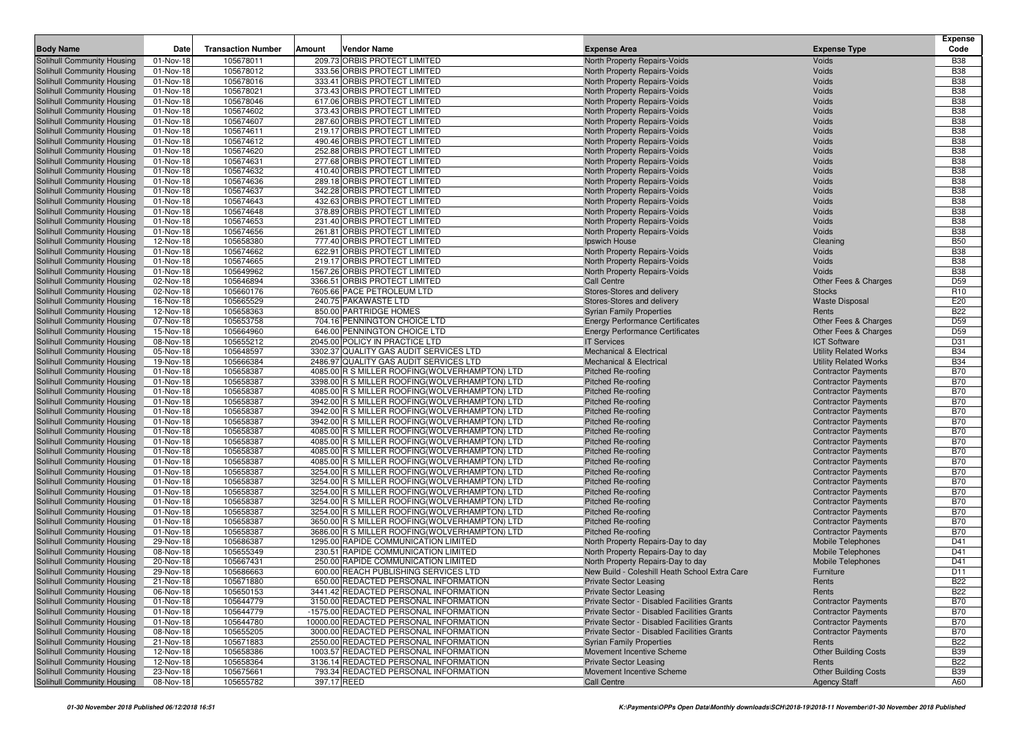| Body Name | Date | Transaction Number | Amount | Vendor Name | Expense Area | Expense Type | Expense Code |
|---|---|---|---|---|---|---|---|
| Solihull Community Housing | 01-Nov-18 | 105678011 | 209.73 | ORBIS PROTECT LIMITED | North Property Repairs-Voids | Voids | B38 |
| Solihull Community Housing | 01-Nov-18 | 105678012 | 333.56 | ORBIS PROTECT LIMITED | North Property Repairs-Voids | Voids | B38 |
| Solihull Community Housing | 01-Nov-18 | 105678016 | 333.41 | ORBIS PROTECT LIMITED | North Property Repairs-Voids | Voids | B38 |
| Solihull Community Housing | 01-Nov-18 | 105678021 | 373.43 | ORBIS PROTECT LIMITED | North Property Repairs-Voids | Voids | B38 |
| Solihull Community Housing | 01-Nov-18 | 105678046 | 617.06 | ORBIS PROTECT LIMITED | North Property Repairs-Voids | Voids | B38 |
| Solihull Community Housing | 01-Nov-18 | 105674602 | 373.43 | ORBIS PROTECT LIMITED | North Property Repairs-Voids | Voids | B38 |
| Solihull Community Housing | 01-Nov-18 | 105674607 | 287.60 | ORBIS PROTECT LIMITED | North Property Repairs-Voids | Voids | B38 |
| Solihull Community Housing | 01-Nov-18 | 105674611 | 219.17 | ORBIS PROTECT LIMITED | North Property Repairs-Voids | Voids | B38 |
| Solihull Community Housing | 01-Nov-18 | 105674612 | 490.46 | ORBIS PROTECT LIMITED | North Property Repairs-Voids | Voids | B38 |
| Solihull Community Housing | 01-Nov-18 | 105674620 | 252.88 | ORBIS PROTECT LIMITED | North Property Repairs-Voids | Voids | B38 |
| Solihull Community Housing | 01-Nov-18 | 105674631 | 277.68 | ORBIS PROTECT LIMITED | North Property Repairs-Voids | Voids | B38 |
| Solihull Community Housing | 01-Nov-18 | 105674632 | 410.40 | ORBIS PROTECT LIMITED | North Property Repairs-Voids | Voids | B38 |
| Solihull Community Housing | 01-Nov-18 | 105674636 | 289.18 | ORBIS PROTECT LIMITED | North Property Repairs-Voids | Voids | B38 |
| Solihull Community Housing | 01-Nov-18 | 105674637 | 342.28 | ORBIS PROTECT LIMITED | North Property Repairs-Voids | Voids | B38 |
| Solihull Community Housing | 01-Nov-18 | 105674643 | 432.63 | ORBIS PROTECT LIMITED | North Property Repairs-Voids | Voids | B38 |
| Solihull Community Housing | 01-Nov-18 | 105674648 | 378.89 | ORBIS PROTECT LIMITED | North Property Repairs-Voids | Voids | B38 |
| Solihull Community Housing | 01-Nov-18 | 105674653 | 231.40 | ORBIS PROTECT LIMITED | North Property Repairs-Voids | Voids | B38 |
| Solihull Community Housing | 01-Nov-18 | 105674656 | 261.81 | ORBIS PROTECT LIMITED | North Property Repairs-Voids | Voids | B38 |
| Solihull Community Housing | 12-Nov-18 | 105658380 | 777.40 | ORBIS PROTECT LIMITED | Ipswich House | Cleaning | B50 |
| Solihull Community Housing | 01-Nov-18 | 105674662 | 622.91 | ORBIS PROTECT LIMITED | North Property Repairs-Voids | Voids | B38 |
| Solihull Community Housing | 01-Nov-18 | 105674665 | 219.17 | ORBIS PROTECT LIMITED | North Property Repairs-Voids | Voids | B38 |
| Solihull Community Housing | 01-Nov-18 | 105649962 | 1567.26 | ORBIS PROTECT LIMITED | North Property Repairs-Voids | Voids | B38 |
| Solihull Community Housing | 02-Nov-18 | 105646894 | 3366.51 | ORBIS PROTECT LIMITED | Call Centre | Other Fees & Charges | D59 |
| Solihull Community Housing | 02-Nov-18 | 105660176 | 7605.66 | PACE PETROLEUM LTD | Stores-Stores and delivery | Stocks | R10 |
| Solihull Community Housing | 16-Nov-18 | 105665529 | 240.75 | PAKAWASTE LTD | Stores-Stores and delivery | Waste Disposal | E20 |
| Solihull Community Housing | 12-Nov-18 | 105658363 | 850.00 | PARTRIDGE HOMES | Syrian Family Properties | Rents | B22 |
| Solihull Community Housing | 07-Nov-18 | 105653758 | 704.16 | PENNINGTON CHOICE LTD | Energy Performance Certificates | Other Fees & Charges | D59 |
| Solihull Community Housing | 15-Nov-18 | 105664960 | 646.00 | PENNINGTON CHOICE LTD | Energy Performance Certificates | Other Fees & Charges | D59 |
| Solihull Community Housing | 08-Nov-18 | 105655212 | 2045.00 | POLICY IN PRACTICE LTD | IT Services | ICT Software | D31 |
| Solihull Community Housing | 05-Nov-18 | 105648597 | 3302.37 | QUALITY GAS AUDIT SERVICES LTD | Mechanical & Electrical | Utility Related Works | B34 |
| Solihull Community Housing | 19-Nov-18 | 105666384 | 2486.97 | QUALITY GAS AUDIT SERVICES LTD | Mechanical & Electrical | Utility Related Works | B34 |
| Solihull Community Housing | 01-Nov-18 | 105658387 | 4085.00 | R S MILLER ROOFING(WOLVERHAMPTON) LTD | Pitched Re-roofing | Contractor Payments | B70 |
| Solihull Community Housing | 01-Nov-18 | 105658387 | 3398.00 | R S MILLER ROOFING(WOLVERHAMPTON) LTD | Pitched Re-roofing | Contractor Payments | B70 |
| Solihull Community Housing | 01-Nov-18 | 105658387 | 4085.00 | R S MILLER ROOFING(WOLVERHAMPTON) LTD | Pitched Re-roofing | Contractor Payments | B70 |
| Solihull Community Housing | 01-Nov-18 | 105658387 | 3942.00 | R S MILLER ROOFING(WOLVERHAMPTON) LTD | Pitched Re-roofing | Contractor Payments | B70 |
| Solihull Community Housing | 01-Nov-18 | 105658387 | 3942.00 | R S MILLER ROOFING(WOLVERHAMPTON) LTD | Pitched Re-roofing | Contractor Payments | B70 |
| Solihull Community Housing | 01-Nov-18 | 105658387 | 3942.00 | R S MILLER ROOFING(WOLVERHAMPTON) LTD | Pitched Re-roofing | Contractor Payments | B70 |
| Solihull Community Housing | 01-Nov-18 | 105658387 | 4085.00 | R S MILLER ROOFING(WOLVERHAMPTON) LTD | Pitched Re-roofing | Contractor Payments | B70 |
| Solihull Community Housing | 01-Nov-18 | 105658387 | 4085.00 | R S MILLER ROOFING(WOLVERHAMPTON) LTD | Pitched Re-roofing | Contractor Payments | B70 |
| Solihull Community Housing | 01-Nov-18 | 105658387 | 4085.00 | R S MILLER ROOFING(WOLVERHAMPTON) LTD | Pitched Re-roofing | Contractor Payments | B70 |
| Solihull Community Housing | 01-Nov-18 | 105658387 | 4085.00 | R S MILLER ROOFING(WOLVERHAMPTON) LTD | Pitched Re-roofing | Contractor Payments | B70 |
| Solihull Community Housing | 01-Nov-18 | 105658387 | 3254.00 | R S MILLER ROOFING(WOLVERHAMPTON) LTD | Pitched Re-roofing | Contractor Payments | B70 |
| Solihull Community Housing | 01-Nov-18 | 105658387 | 3254.00 | R S MILLER ROOFING(WOLVERHAMPTON) LTD | Pitched Re-roofing | Contractor Payments | B70 |
| Solihull Community Housing | 01-Nov-18 | 105658387 | 3254.00 | R S MILLER ROOFING(WOLVERHAMPTON) LTD | Pitched Re-roofing | Contractor Payments | B70 |
| Solihull Community Housing | 01-Nov-18 | 105658387 | 3254.00 | R S MILLER ROOFING(WOLVERHAMPTON) LTD | Pitched Re-roofing | Contractor Payments | B70 |
| Solihull Community Housing | 01-Nov-18 | 105658387 | 3254.00 | R S MILLER ROOFING(WOLVERHAMPTON) LTD | Pitched Re-roofing | Contractor Payments | B70 |
| Solihull Community Housing | 01-Nov-18 | 105658387 | 3650.00 | R S MILLER ROOFING(WOLVERHAMPTON) LTD | Pitched Re-roofing | Contractor Payments | B70 |
| Solihull Community Housing | 01-Nov-18 | 105658387 | 3686.00 | R S MILLER ROOFING(WOLVERHAMPTON) LTD | Pitched Re-roofing | Contractor Payments | B70 |
| Solihull Community Housing | 29-Nov-18 | 105686387 | 1295.00 | RAPIDE COMMUNICATION LIMITED | North Property Repairs-Day to day | Mobile Telephones | D41 |
| Solihull Community Housing | 08-Nov-18 | 105655349 | 230.51 | RAPIDE COMMUNICATION LIMITED | North Property Repairs-Day to day | Mobile Telephones | D41 |
| Solihull Community Housing | 20-Nov-18 | 105667431 | 250.00 | RAPIDE COMMUNICATION LIMITED | North Property Repairs-Day to day | Mobile Telephones | D41 |
| Solihull Community Housing | 29-Nov-18 | 105686663 | 600.00 | REACH PUBLISHING SERVICES LTD | New Build - Coleshill Heath School Extra Care | Furniture | D11 |
| Solihull Community Housing | 21-Nov-18 | 105671880 | 650.00 | REDACTED PERSONAL INFORMATION | Private Sector Leasing | Rents | B22 |
| Solihull Community Housing | 06-Nov-18 | 105650153 | 3441.42 | REDACTED PERSONAL INFORMATION | Private Sector Leasing | Rents | B22 |
| Solihull Community Housing | 01-Nov-18 | 105644779 | 3150.00 | REDACTED PERSONAL INFORMATION | Private Sector - Disabled Facilities Grants | Contractor Payments | B70 |
| Solihull Community Housing | 01-Nov-18 | 105644779 | -1575.00 | REDACTED PERSONAL INFORMATION | Private Sector - Disabled Facilities Grants | Contractor Payments | B70 |
| Solihull Community Housing | 01-Nov-18 | 105644780 | 10000.00 | REDACTED PERSONAL INFORMATION | Private Sector - Disabled Facilities Grants | Contractor Payments | B70 |
| Solihull Community Housing | 08-Nov-18 | 105655205 | 3000.00 | REDACTED PERSONAL INFORMATION | Private Sector - Disabled Facilities Grants | Contractor Payments | B70 |
| Solihull Community Housing | 21-Nov-18 | 105671883 | 2550.00 | REDACTED PERSONAL INFORMATION | Syrian Family Properties | Rents | B22 |
| Solihull Community Housing | 12-Nov-18 | 105658386 | 1003.57 | REDACTED PERSONAL INFORMATION | Movement Incentive Scheme | Other Building Costs | B39 |
| Solihull Community Housing | 12-Nov-18 | 105658364 | 3136.14 | REDACTED PERSONAL INFORMATION | Private Sector Leasing | Rents | B22 |
| Solihull Community Housing | 23-Nov-18 | 105675661 | 793.34 | REDACTED PERSONAL INFORMATION | Movement Incentive Scheme | Other Building Costs | B39 |
| Solihull Community Housing | 08-Nov-18 | 105655782 | 397.17 | REED | Call Centre | Agency Staff | A60 |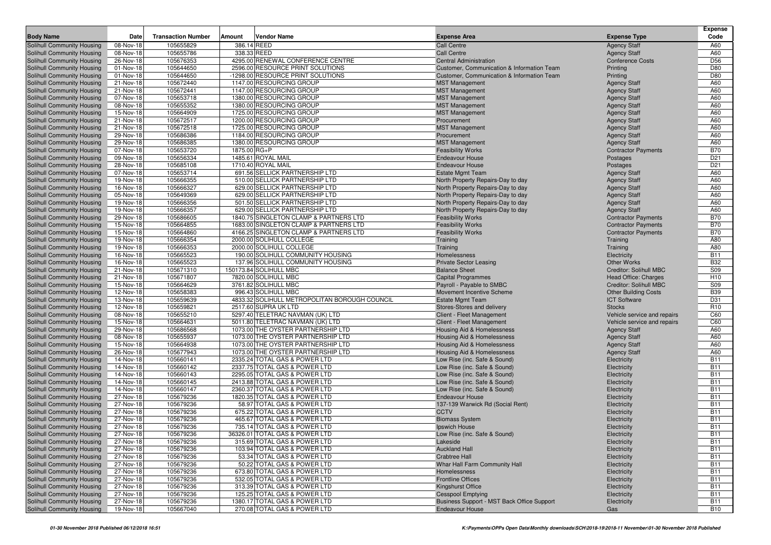| Body Name | Date | Transaction Number | Amount | Vendor Name | Expense Area | Expense Type | Expense Code |
|---|---|---|---|---|---|---|---|
| Solihull Community Housing | 08-Nov-18 | 105655829 | 386.14 | REED | Call Centre | Agency Staff | A60 |
| Solihull Community Housing | 08-Nov-18 | 105655786 | 338.33 | REED | Call Centre | Agency Staff | A60 |
| Solihull Community Housing | 26-Nov-18 | 105676353 | 4295.00 | RENEWAL CONFERENCE CENTRE | Central Administration | Conference Costs | D56 |
| Solihull Community Housing | 01-Nov-18 | 105644650 | 2596.00 | RESOURCE PRINT SOLUTIONS | Customer, Communication & Information Team | Printing | D80 |
| Solihull Community Housing | 01-Nov-18 | 105644650 | -1298.00 | RESOURCE PRINT SOLUTIONS | Customer, Communication & Information Team | Printing | D80 |
| Solihull Community Housing | 21-Nov-18 | 105672440 | 1147.00 | RESOURCING GROUP | MST Management | Agency Staff | A60 |
| Solihull Community Housing | 21-Nov-18 | 105672441 | 1147.00 | RESOURCING GROUP | MST Management | Agency Staff | A60 |
| Solihull Community Housing | 07-Nov-18 | 105653718 | 1380.00 | RESOURCING GROUP | MST Management | Agency Staff | A60 |
| Solihull Community Housing | 08-Nov-18 | 105655352 | 1380.00 | RESOURCING GROUP | MST Management | Agency Staff | A60 |
| Solihull Community Housing | 15-Nov-18 | 105664909 | 1725.00 | RESOURCING GROUP | MST Management | Agency Staff | A60 |
| Solihull Community Housing | 21-Nov-18 | 105672517 | 1200.00 | RESOURCING GROUP | Procurement | Agency Staff | A60 |
| Solihull Community Housing | 21-Nov-18 | 105672518 | 1725.00 | RESOURCING GROUP | MST Management | Agency Staff | A60 |
| Solihull Community Housing | 29-Nov-18 | 105686386 | 1184.00 | RESOURCING GROUP | Procurement | Agency Staff | A60 |
| Solihull Community Housing | 29-Nov-18 | 105686385 | 1380.00 | RESOURCING GROUP | MST Management | Agency Staff | A60 |
| Solihull Community Housing | 07-Nov-18 | 105653720 | 1875.00 | RG+P | Feasibility Works | Contractor Payments | B70 |
| Solihull Community Housing | 09-Nov-18 | 105656334 | 1485.61 | ROYAL MAIL | Endeavour House | Postages | D21 |
| Solihull Community Housing | 28-Nov-18 | 105685108 | 1710.40 | ROYAL MAIL | Endeavour House | Postages | D21 |
| Solihull Community Housing | 07-Nov-18 | 105653714 | 691.56 | SELLICK PARTNERSHIP LTD | Estate Mgmt Team | Agency Staff | A60 |
| Solihull Community Housing | 19-Nov-18 | 105666355 | 510.00 | SELLICK PARTNERSHIP LTD | North Property Repairs-Day to day | Agency Staff | A60 |
| Solihull Community Housing | 16-Nov-18 | 105666327 | 629.00 | SELLICK PARTNERSHIP LTD | North Property Repairs-Day to day | Agency Staff | A60 |
| Solihull Community Housing | 05-Nov-18 | 105649369 | 629.00 | SELLICK PARTNERSHIP LTD | North Property Repairs-Day to day | Agency Staff | A60 |
| Solihull Community Housing | 19-Nov-18 | 105666356 | 501.50 | SELLICK PARTNERSHIP LTD | North Property Repairs-Day to day | Agency Staff | A60 |
| Solihull Community Housing | 19-Nov-18 | 105666357 | 629.00 | SELLICK PARTNERSHIP LTD | North Property Repairs-Day to day | Agency Staff | A60 |
| Solihull Community Housing | 29-Nov-18 | 105686605 | 1840.75 | SINGLETON CLAMP & PARTNERS LTD | Feasibility Works | Contractor Payments | B70 |
| Solihull Community Housing | 15-Nov-18 | 105664855 | 1683.00 | SINGLETON CLAMP & PARTNERS LTD | Feasibility Works | Contractor Payments | B70 |
| Solihull Community Housing | 15-Nov-18 | 105664860 | 4166.25 | SINGLETON CLAMP & PARTNERS LTD | Feasibility Works | Contractor Payments | B70 |
| Solihull Community Housing | 19-Nov-18 | 105666354 | 2000.00 | SOLIHULL COLLEGE | Training | Training | A80 |
| Solihull Community Housing | 19-Nov-18 | 105666353 | 2000.00 | SOLIHULL COLLEGE | Training | Training | A80 |
| Solihull Community Housing | 16-Nov-18 | 105665523 | 190.00 | SOLIHULL COMMUNITY HOUSING | Homelessness | Electricity | B11 |
| Solihull Community Housing | 16-Nov-18 | 105665523 | 137.96 | SOLIHULL COMMUNITY HOUSING | Private Sector Leasing | Other Works | B32 |
| Solihull Community Housing | 21-Nov-18 | 105671310 | 150173.84 | SOLIHULL MBC | Balance Sheet | Creditor: Solihull MBC | S09 |
| Solihull Community Housing | 21-Nov-18 | 105671807 | 7820.00 | SOLIHULL MBC | Capital Programmes | Head Office: Charges | H10 |
| Solihull Community Housing | 15-Nov-18 | 105664629 | 3761.82 | SOLIHULL MBC | Payroll - Payable to SMBC | Creditor: Solihull MBC | S09 |
| Solihull Community Housing | 12-Nov-18 | 105658383 | 996.43 | SOLIHULL MBC | Movement Incentive Scheme | Other Building Costs | B39 |
| Solihull Community Housing | 13-Nov-18 | 105659639 | 4833.32 | SOLIHULL METROPOLITAN BOROUGH COUNCIL | Estate Mgmt Team | ICT Software | D31 |
| Solihull Community Housing | 12-Nov-18 | 105659821 | 2517.60 | SUPRA UK LTD | Stores-Stores and delivery | Stocks | R10 |
| Solihull Community Housing | 08-Nov-18 | 105655210 | 5297.40 | TELETRAC NAVMAN (UK) LTD | Client - Fleet Management | Vehicle service and repairs | C60 |
| Solihull Community Housing | 15-Nov-18 | 105664631 | 5011.80 | TELETRAC NAVMAN (UK) LTD | Client - Fleet Management | Vehicle service and repairs | C60 |
| Solihull Community Housing | 29-Nov-18 | 105686568 | 1073.00 | THE OYSTER PARTNERSHIP LTD | Housing Aid & Homelessness | Agency Staff | A60 |
| Solihull Community Housing | 08-Nov-18 | 105655937 | 1073.00 | THE OYSTER PARTNERSHIP LTD | Housing Aid & Homelessness | Agency Staff | A60 |
| Solihull Community Housing | 15-Nov-18 | 105664938 | 1073.00 | THE OYSTER PARTNERSHIP LTD | Housing Aid & Homelessness | Agency Staff | A60 |
| Solihull Community Housing | 26-Nov-18 | 105677943 | 1073.00 | THE OYSTER PARTNERSHIP LTD | Housing Aid & Homelessness | Agency Staff | A60 |
| Solihull Community Housing | 14-Nov-18 | 105660141 | 2335.24 | TOTAL GAS & POWER LTD | Low Rise (inc. Safe & Sound) | Electricity | B11 |
| Solihull Community Housing | 14-Nov-18 | 105660142 | 2337.75 | TOTAL GAS & POWER LTD | Low Rise (inc. Safe & Sound) | Electricity | B11 |
| Solihull Community Housing | 14-Nov-18 | 105660143 | 2295.05 | TOTAL GAS & POWER LTD | Low Rise (inc. Safe & Sound) | Electricity | B11 |
| Solihull Community Housing | 14-Nov-18 | 105660145 | 2413.88 | TOTAL GAS & POWER LTD | Low Rise (inc. Safe & Sound) | Electricity | B11 |
| Solihull Community Housing | 14-Nov-18 | 105660147 | 2360.37 | TOTAL GAS & POWER LTD | Low Rise (inc. Safe & Sound) | Electricity | B11 |
| Solihull Community Housing | 27-Nov-18 | 105679236 | 1820.35 | TOTAL GAS & POWER LTD | Endeavour House | Electricity | B11 |
| Solihull Community Housing | 27-Nov-18 | 105679236 | 58.97 | TOTAL GAS & POWER LTD | 137-139 Warwick Rd (Social Rent) | Electricity | B11 |
| Solihull Community Housing | 27-Nov-18 | 105679236 | 675.22 | TOTAL GAS & POWER LTD | CCTV | Electricity | B11 |
| Solihull Community Housing | 27-Nov-18 | 105679236 | 465.67 | TOTAL GAS & POWER LTD | Biomass System | Electricity | B11 |
| Solihull Community Housing | 27-Nov-18 | 105679236 | 735.14 | TOTAL GAS & POWER LTD | Ipswich House | Electricity | B11 |
| Solihull Community Housing | 27-Nov-18 | 105679236 | 36326.01 | TOTAL GAS & POWER LTD | Low Rise (inc. Safe & Sound) | Electricity | B11 |
| Solihull Community Housing | 27-Nov-18 | 105679236 | 315.69 | TOTAL GAS & POWER LTD | Lakeside | Electricity | B11 |
| Solihull Community Housing | 27-Nov-18 | 105679236 | 103.94 | TOTAL GAS & POWER LTD | Auckland Hall | Electricity | B11 |
| Solihull Community Housing | 27-Nov-18 | 105679236 | 53.34 | TOTAL GAS & POWER LTD | Crabtree Hall | Electricity | B11 |
| Solihull Community Housing | 27-Nov-18 | 105679236 | 50.22 | TOTAL GAS & POWER LTD | Whar Hall Farm Community Hall | Electricity | B11 |
| Solihull Community Housing | 27-Nov-18 | 105679236 | 673.80 | TOTAL GAS & POWER LTD | Homelessness | Electricity | B11 |
| Solihull Community Housing | 27-Nov-18 | 105679236 | 532.05 | TOTAL GAS & POWER LTD | Frontline Offices | Electricity | B11 |
| Solihull Community Housing | 27-Nov-18 | 105679236 | 313.39 | TOTAL GAS & POWER LTD | Kingshurst Office | Electricity | B11 |
| Solihull Community Housing | 27-Nov-18 | 105679236 | 125.25 | TOTAL GAS & POWER LTD | Cesspool Emptying | Electricity | B11 |
| Solihull Community Housing | 27-Nov-18 | 105679236 | 1380.17 | TOTAL GAS & POWER LTD | Business Support - MST Back Office Support | Electricity | B11 |
| Solihull Community Housing | 19-Nov-18 | 105667040 | 270.08 | TOTAL GAS & POWER LTD | Endeavour House | Gas | B10 |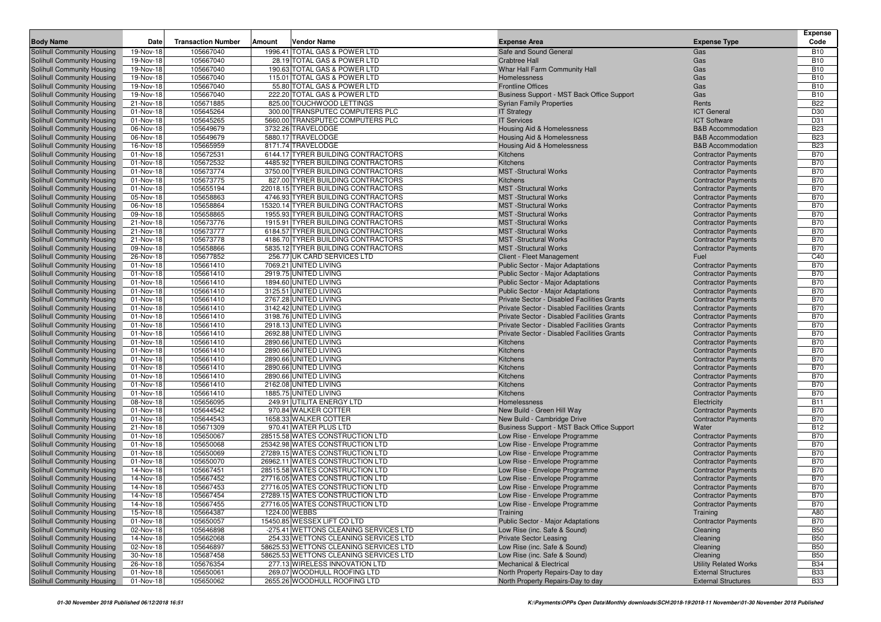| Body Name | Date | Transaction Number | Amount | Vendor Name | Expense Area | Expense Type | Expense Code |
|---|---|---|---|---|---|---|---|
| Solihull Community Housing | 19-Nov-18 | 105667040 | 1996.41 | TOTAL GAS & POWER LTD | Safe and Sound General | Gas | B10 |
| Solihull Community Housing | 19-Nov-18 | 105667040 | 28.19 | TOTAL GAS & POWER LTD | Crabtree Hall | Gas | B10 |
| Solihull Community Housing | 19-Nov-18 | 105667040 | 190.63 | TOTAL GAS & POWER LTD | Whar Hall Farm Community Hall | Gas | B10 |
| Solihull Community Housing | 19-Nov-18 | 105667040 | 115.01 | TOTAL GAS & POWER LTD | Homelessness | Gas | B10 |
| Solihull Community Housing | 19-Nov-18 | 105667040 | 55.80 | TOTAL GAS & POWER LTD | Frontline Offices | Gas | B10 |
| Solihull Community Housing | 19-Nov-18 | 105667040 | 222.20 | TOTAL GAS & POWER LTD | Business Support - MST Back Office Support | Gas | B10 |
| Solihull Community Housing | 21-Nov-18 | 105671885 | 825.00 | TOUCHWOOD LETTINGS | Syrian Family Properties | Rents | B22 |
| Solihull Community Housing | 01-Nov-18 | 105645264 | 300.00 | TRANSPUTEC COMPUTERS PLC | IT Strategy | ICT General | D30 |
| Solihull Community Housing | 01-Nov-18 | 105645265 | 5660.00 | TRANSPUTEC COMPUTERS PLC | IT Services | ICT Software | D31 |
| Solihull Community Housing | 06-Nov-18 | 105649679 | 3732.26 | TRAVELODGE | Housing Aid & Homelessness | B&B Accommodation | B23 |
| Solihull Community Housing | 06-Nov-18 | 105649679 | 5880.17 | TRAVELODGE | Housing Aid & Homelessness | B&B Accommodation | B23 |
| Solihull Community Housing | 16-Nov-18 | 105665959 | 8171.74 | TRAVELODGE | Housing Aid & Homelessness | B&B Accommodation | B23 |
| Solihull Community Housing | 01-Nov-18 | 105672531 | 6144.17 | TYRER BUILDING CONTRACTORS | Kitchens | Contractor Payments | B70 |
| Solihull Community Housing | 01-Nov-18 | 105672532 | 4485.92 | TYRER BUILDING CONTRACTORS | Kitchens | Contractor Payments | B70 |
| Solihull Community Housing | 01-Nov-18 | 105673774 | 3750.00 | TYRER BUILDING CONTRACTORS | MST -Structural Works | Contractor Payments | B70 |
| Solihull Community Housing | 01-Nov-18 | 105673775 | 827.00 | TYRER BUILDING CONTRACTORS | Kitchens | Contractor Payments | B70 |
| Solihull Community Housing | 01-Nov-18 | 105655194 | 22018.15 | TYRER BUILDING CONTRACTORS | MST -Structural Works | Contractor Payments | B70 |
| Solihull Community Housing | 05-Nov-18 | 105658863 | 4746.93 | TYRER BUILDING CONTRACTORS | MST -Structural Works | Contractor Payments | B70 |
| Solihull Community Housing | 06-Nov-18 | 105658864 | 15320.14 | TYRER BUILDING CONTRACTORS | MST -Structural Works | Contractor Payments | B70 |
| Solihull Community Housing | 09-Nov-18 | 105658865 | 1955.93 | TYRER BUILDING CONTRACTORS | MST -Structural Works | Contractor Payments | B70 |
| Solihull Community Housing | 21-Nov-18 | 105673776 | 1915.91 | TYRER BUILDING CONTRACTORS | MST -Structural Works | Contractor Payments | B70 |
| Solihull Community Housing | 21-Nov-18 | 105673777 | 6184.57 | TYRER BUILDING CONTRACTORS | MST -Structural Works | Contractor Payments | B70 |
| Solihull Community Housing | 21-Nov-18 | 105673778 | 4186.70 | TYRER BUILDING CONTRACTORS | MST -Structural Works | Contractor Payments | B70 |
| Solihull Community Housing | 09-Nov-18 | 105658866 | 5835.12 | TYRER BUILDING CONTRACTORS | MST -Structural Works | Contractor Payments | B70 |
| Solihull Community Housing | 26-Nov-18 | 105677852 | 256.77 | UK CARD SERVICES LTD | Client - Fleet Management | Fuel | C40 |
| Solihull Community Housing | 01-Nov-18 | 105661410 | 7069.21 | UNITED LIVING | Public Sector - Major Adaptations | Contractor Payments | B70 |
| Solihull Community Housing | 01-Nov-18 | 105661410 | 2919.75 | UNITED LIVING | Public Sector - Major Adaptations | Contractor Payments | B70 |
| Solihull Community Housing | 01-Nov-18 | 105661410 | 1894.60 | UNITED LIVING | Public Sector - Major Adaptations | Contractor Payments | B70 |
| Solihull Community Housing | 01-Nov-18 | 105661410 | 3125.51 | UNITED LIVING | Public Sector - Major Adaptations | Contractor Payments | B70 |
| Solihull Community Housing | 01-Nov-18 | 105661410 | 2767.28 | UNITED LIVING | Private Sector - Disabled Facilities Grants | Contractor Payments | B70 |
| Solihull Community Housing | 01-Nov-18 | 105661410 | 3142.42 | UNITED LIVING | Private Sector - Disabled Facilities Grants | Contractor Payments | B70 |
| Solihull Community Housing | 01-Nov-18 | 105661410 | 3198.76 | UNITED LIVING | Private Sector - Disabled Facilities Grants | Contractor Payments | B70 |
| Solihull Community Housing | 01-Nov-18 | 105661410 | 2918.13 | UNITED LIVING | Private Sector - Disabled Facilities Grants | Contractor Payments | B70 |
| Solihull Community Housing | 01-Nov-18 | 105661410 | 2692.88 | UNITED LIVING | Private Sector - Disabled Facilities Grants | Contractor Payments | B70 |
| Solihull Community Housing | 01-Nov-18 | 105661410 | 2890.66 | UNITED LIVING | Kitchens | Contractor Payments | B70 |
| Solihull Community Housing | 01-Nov-18 | 105661410 | 2890.66 | UNITED LIVING | Kitchens | Contractor Payments | B70 |
| Solihull Community Housing | 01-Nov-18 | 105661410 | 2890.66 | UNITED LIVING | Kitchens | Contractor Payments | B70 |
| Solihull Community Housing | 01-Nov-18 | 105661410 | 2890.66 | UNITED LIVING | Kitchens | Contractor Payments | B70 |
| Solihull Community Housing | 01-Nov-18 | 105661410 | 2890.66 | UNITED LIVING | Kitchens | Contractor Payments | B70 |
| Solihull Community Housing | 01-Nov-18 | 105661410 | 2162.08 | UNITED LIVING | Kitchens | Contractor Payments | B70 |
| Solihull Community Housing | 01-Nov-18 | 105661410 | 1885.75 | UNITED LIVING | Kitchens | Contractor Payments | B70 |
| Solihull Community Housing | 08-Nov-18 | 105656095 | 249.91 | UTILITA ENERGY LTD | Homelessness | Electricity | B11 |
| Solihull Community Housing | 01-Nov-18 | 105644542 | 970.84 | WALKER COTTER | New Build - Green Hill Way | Contractor Payments | B70 |
| Solihull Community Housing | 01-Nov-18 | 105644543 | 1658.33 | WALKER COTTER | New Build - Cambridge Drive | Contractor Payments | B70 |
| Solihull Community Housing | 21-Nov-18 | 105671309 | 970.41 | WATER PLUS LTD | Business Support - MST Back Office Support | Water | B12 |
| Solihull Community Housing | 01-Nov-18 | 105650067 | 28515.58 | WATES CONSTRUCTION LTD | Low Rise - Envelope Programme | Contractor Payments | B70 |
| Solihull Community Housing | 01-Nov-18 | 105650068 | 25342.98 | WATES CONSTRUCTION LTD | Low Rise - Envelope Programme | Contractor Payments | B70 |
| Solihull Community Housing | 01-Nov-18 | 105650069 | 27289.15 | WATES CONSTRUCTION LTD | Low Rise - Envelope Programme | Contractor Payments | B70 |
| Solihull Community Housing | 01-Nov-18 | 105650070 | 26962.11 | WATES CONSTRUCTION LTD | Low Rise - Envelope Programme | Contractor Payments | B70 |
| Solihull Community Housing | 14-Nov-18 | 105667451 | 28515.58 | WATES CONSTRUCTION LTD | Low Rise - Envelope Programme | Contractor Payments | B70 |
| Solihull Community Housing | 14-Nov-18 | 105667452 | 27716.05 | WATES CONSTRUCTION LTD | Low Rise - Envelope Programme | Contractor Payments | B70 |
| Solihull Community Housing | 14-Nov-18 | 105667453 | 27716.05 | WATES CONSTRUCTION LTD | Low Rise - Envelope Programme | Contractor Payments | B70 |
| Solihull Community Housing | 14-Nov-18 | 105667454 | 27289.15 | WATES CONSTRUCTION LTD | Low Rise - Envelope Programme | Contractor Payments | B70 |
| Solihull Community Housing | 14-Nov-18 | 105667455 | 27716.05 | WATES CONSTRUCTION LTD | Low Rise - Envelope Programme | Contractor Payments | B70 |
| Solihull Community Housing | 15-Nov-18 | 105664387 | 1224.00 | WEBBS | Training | Training | A80 |
| Solihull Community Housing | 01-Nov-18 | 105650057 | 15450.85 | WESSEX LIFT CO LTD | Public Sector - Major Adaptations | Contractor Payments | B70 |
| Solihull Community Housing | 02-Nov-18 | 105646898 | -275.41 | WETTONS CLEANING SERVICES LTD | Low Rise (inc. Safe & Sound) | Cleaning | B50 |
| Solihull Community Housing | 14-Nov-18 | 105662068 | 254.33 | WETTONS CLEANING SERVICES LTD | Private Sector Leasing | Cleaning | B50 |
| Solihull Community Housing | 02-Nov-18 | 105646897 | 58625.53 | WETTONS CLEANING SERVICES LTD | Low Rise (inc. Safe & Sound) | Cleaning | B50 |
| Solihull Community Housing | 30-Nov-18 | 105687458 | 58625.53 | WETTONS CLEANING SERVICES LTD | Low Rise (inc. Safe & Sound) | Cleaning | B50 |
| Solihull Community Housing | 26-Nov-18 | 105676354 | 277.13 | WIRELESS INNOVATION LTD | Mechanical & Electrical | Utility Related Works | B34 |
| Solihull Community Housing | 01-Nov-18 | 105650061 | 269.07 | WOODHULL ROOFING LTD | North Property Repairs-Day to day | External Structures | B33 |
| Solihull Community Housing | 01-Nov-18 | 105650062 | 2655.26 | WOODHULL ROOFING LTD | North Property Repairs-Day to day | External Structures | B33 |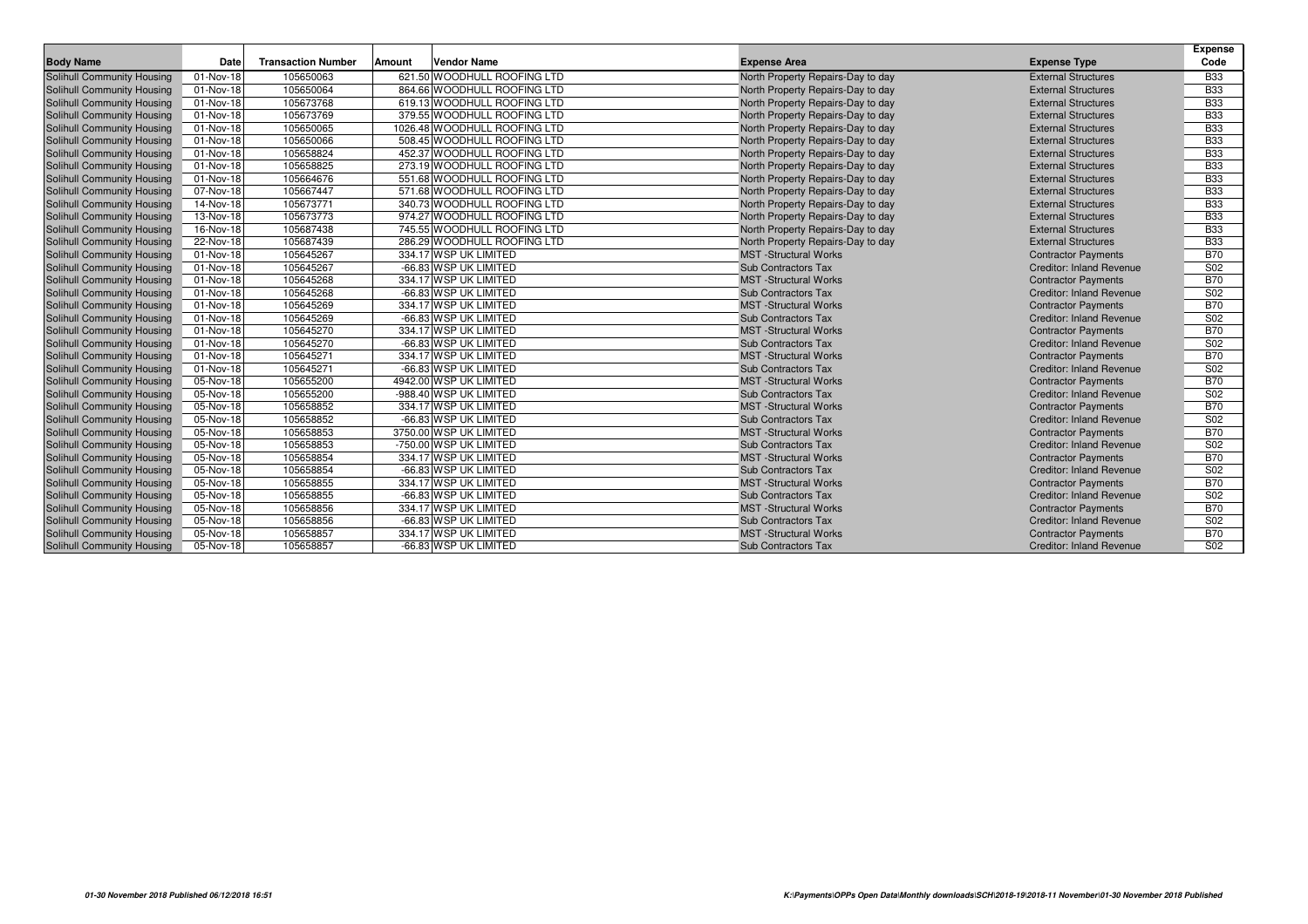| Body Name | Date | Transaction Number | Amount | Vendor Name | Expense Area | Expense Type | Expense Code |
|---|---|---|---|---|---|---|---|
| Solihull Community Housing | 01-Nov-18 | 105650063 | 621.50 | WOODHULL ROOFING LTD | North Property Repairs-Day to day | External Structures | B33 |
| Solihull Community Housing | 01-Nov-18 | 105650064 | 864.66 | WOODHULL ROOFING LTD | North Property Repairs-Day to day | External Structures | B33 |
| Solihull Community Housing | 01-Nov-18 | 105673768 | 619.13 | WOODHULL ROOFING LTD | North Property Repairs-Day to day | External Structures | B33 |
| Solihull Community Housing | 01-Nov-18 | 105673769 | 379.55 | WOODHULL ROOFING LTD | North Property Repairs-Day to day | External Structures | B33 |
| Solihull Community Housing | 01-Nov-18 | 105650065 | 1026.48 | WOODHULL ROOFING LTD | North Property Repairs-Day to day | External Structures | B33 |
| Solihull Community Housing | 01-Nov-18 | 105650066 | 508.45 | WOODHULL ROOFING LTD | North Property Repairs-Day to day | External Structures | B33 |
| Solihull Community Housing | 01-Nov-18 | 105658824 | 452.37 | WOODHULL ROOFING LTD | North Property Repairs-Day to day | External Structures | B33 |
| Solihull Community Housing | 01-Nov-18 | 105658825 | 273.19 | WOODHULL ROOFING LTD | North Property Repairs-Day to day | External Structures | B33 |
| Solihull Community Housing | 01-Nov-18 | 105664676 | 551.68 | WOODHULL ROOFING LTD | North Property Repairs-Day to day | External Structures | B33 |
| Solihull Community Housing | 07-Nov-18 | 105667447 | 571.68 | WOODHULL ROOFING LTD | North Property Repairs-Day to day | External Structures | B33 |
| Solihull Community Housing | 14-Nov-18 | 105673771 | 340.73 | WOODHULL ROOFING LTD | North Property Repairs-Day to day | External Structures | B33 |
| Solihull Community Housing | 13-Nov-18 | 105673773 | 974.27 | WOODHULL ROOFING LTD | North Property Repairs-Day to day | External Structures | B33 |
| Solihull Community Housing | 16-Nov-18 | 105687438 | 745.55 | WOODHULL ROOFING LTD | North Property Repairs-Day to day | External Structures | B33 |
| Solihull Community Housing | 22-Nov-18 | 105687439 | 286.29 | WOODHULL ROOFING LTD | North Property Repairs-Day to day | External Structures | B33 |
| Solihull Community Housing | 01-Nov-18 | 105645267 | 334.17 | WSP UK LIMITED | MST -Structural Works | Contractor Payments | B70 |
| Solihull Community Housing | 01-Nov-18 | 105645267 | -66.83 | WSP UK LIMITED | Sub Contractors Tax | Creditor: Inland Revenue | S02 |
| Solihull Community Housing | 01-Nov-18 | 105645268 | 334.17 | WSP UK LIMITED | MST -Structural Works | Contractor Payments | B70 |
| Solihull Community Housing | 01-Nov-18 | 105645268 | -66.83 | WSP UK LIMITED | Sub Contractors Tax | Creditor: Inland Revenue | S02 |
| Solihull Community Housing | 01-Nov-18 | 105645269 | 334.17 | WSP UK LIMITED | MST -Structural Works | Contractor Payments | B70 |
| Solihull Community Housing | 01-Nov-18 | 105645269 | -66.83 | WSP UK LIMITED | Sub Contractors Tax | Creditor: Inland Revenue | S02 |
| Solihull Community Housing | 01-Nov-18 | 105645270 | 334.17 | WSP UK LIMITED | MST -Structural Works | Contractor Payments | B70 |
| Solihull Community Housing | 01-Nov-18 | 105645270 | -66.83 | WSP UK LIMITED | Sub Contractors Tax | Creditor: Inland Revenue | S02 |
| Solihull Community Housing | 01-Nov-18 | 105645271 | 334.17 | WSP UK LIMITED | MST -Structural Works | Contractor Payments | B70 |
| Solihull Community Housing | 01-Nov-18 | 105645271 | -66.83 | WSP UK LIMITED | Sub Contractors Tax | Creditor: Inland Revenue | S02 |
| Solihull Community Housing | 05-Nov-18 | 105655200 | 4942.00 | WSP UK LIMITED | MST -Structural Works | Contractor Payments | B70 |
| Solihull Community Housing | 05-Nov-18 | 105655200 | -988.40 | WSP UK LIMITED | Sub Contractors Tax | Creditor: Inland Revenue | S02 |
| Solihull Community Housing | 05-Nov-18 | 105658852 | 334.17 | WSP UK LIMITED | MST -Structural Works | Contractor Payments | B70 |
| Solihull Community Housing | 05-Nov-18 | 105658852 | -66.83 | WSP UK LIMITED | Sub Contractors Tax | Creditor: Inland Revenue | S02 |
| Solihull Community Housing | 05-Nov-18 | 105658853 | 3750.00 | WSP UK LIMITED | MST -Structural Works | Contractor Payments | B70 |
| Solihull Community Housing | 05-Nov-18 | 105658853 | -750.00 | WSP UK LIMITED | Sub Contractors Tax | Creditor: Inland Revenue | S02 |
| Solihull Community Housing | 05-Nov-18 | 105658854 | 334.17 | WSP UK LIMITED | MST -Structural Works | Contractor Payments | B70 |
| Solihull Community Housing | 05-Nov-18 | 105658854 | -66.83 | WSP UK LIMITED | Sub Contractors Tax | Creditor: Inland Revenue | S02 |
| Solihull Community Housing | 05-Nov-18 | 105658855 | 334.17 | WSP UK LIMITED | MST -Structural Works | Contractor Payments | B70 |
| Solihull Community Housing | 05-Nov-18 | 105658855 | -66.83 | WSP UK LIMITED | Sub Contractors Tax | Creditor: Inland Revenue | S02 |
| Solihull Community Housing | 05-Nov-18 | 105658856 | 334.17 | WSP UK LIMITED | MST -Structural Works | Contractor Payments | B70 |
| Solihull Community Housing | 05-Nov-18 | 105658856 | -66.83 | WSP UK LIMITED | Sub Contractors Tax | Creditor: Inland Revenue | S02 |
| Solihull Community Housing | 05-Nov-18 | 105658857 | 334.17 | WSP UK LIMITED | MST -Structural Works | Contractor Payments | B70 |
| Solihull Community Housing | 05-Nov-18 | 105658857 | -66.83 | WSP UK LIMITED | Sub Contractors Tax | Creditor: Inland Revenue | S02 |